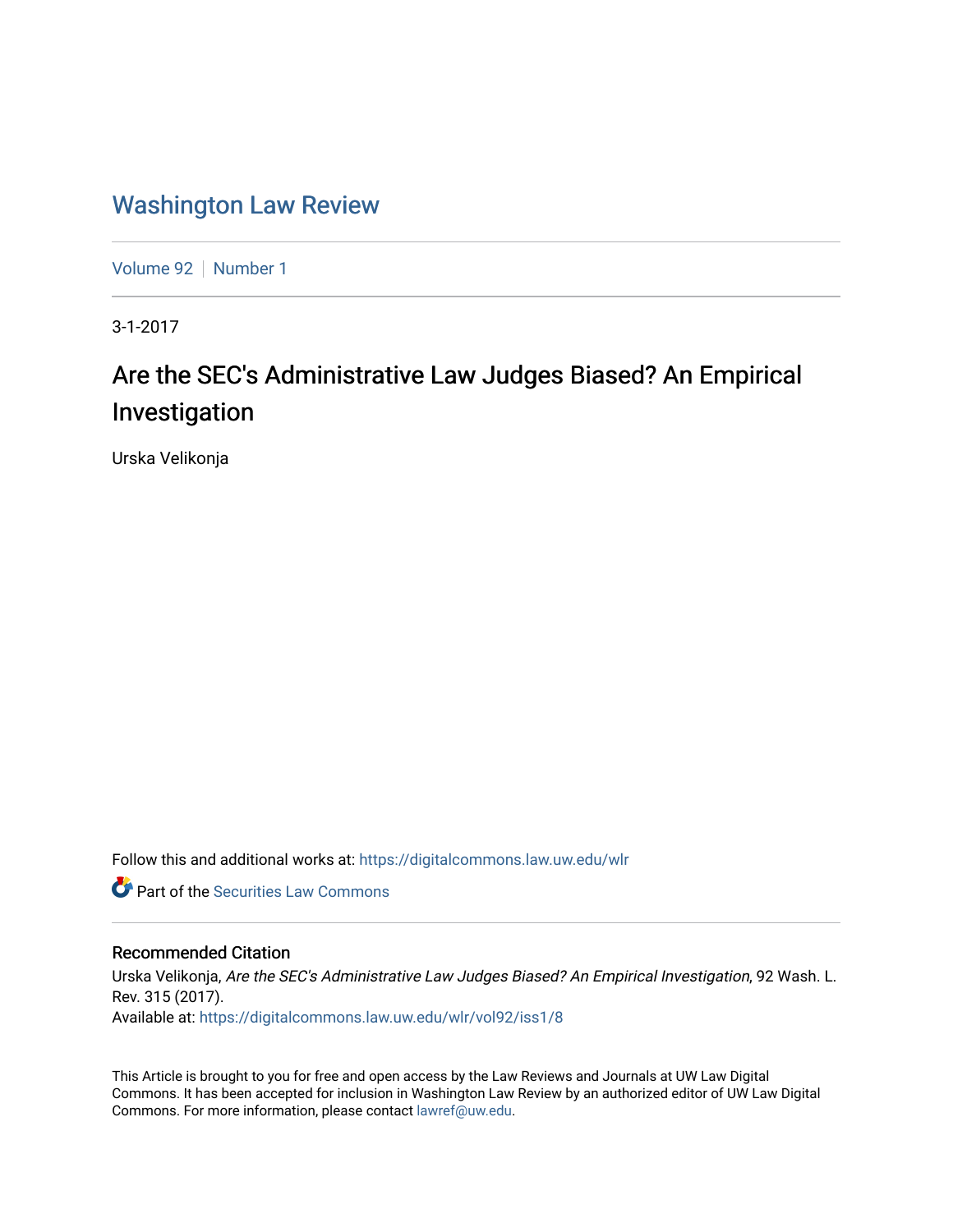# Washington Law Review

Volume 92 | Number 1

3-1-2017

## Are the SEC's Administrative Law Judges Biased? An Empirical Investigation

Urska Velikonja

Follow this and additional works at: https://digitalcommons.law.uw.edu/wlr

Part of the Securities Law Commons

### Recommended Citation

Urska Velikonja, *Are the SEC's Administrative Law Judges Biased? An Empirical Investigation*, 92 Wash. L. Rev. 315 (2017).

Available at: https://digitalcommons.law.uw.edu/wlr/vol92/iss1/8

This Article is brought to you for free and open access by the Law Reviews and Journals at UW Law Digital Commons. It has been accepted for inclusion in Washington Law Review by an authorized editor of UW Law Digital Commons. For more information, please contact lawref@uw.edu.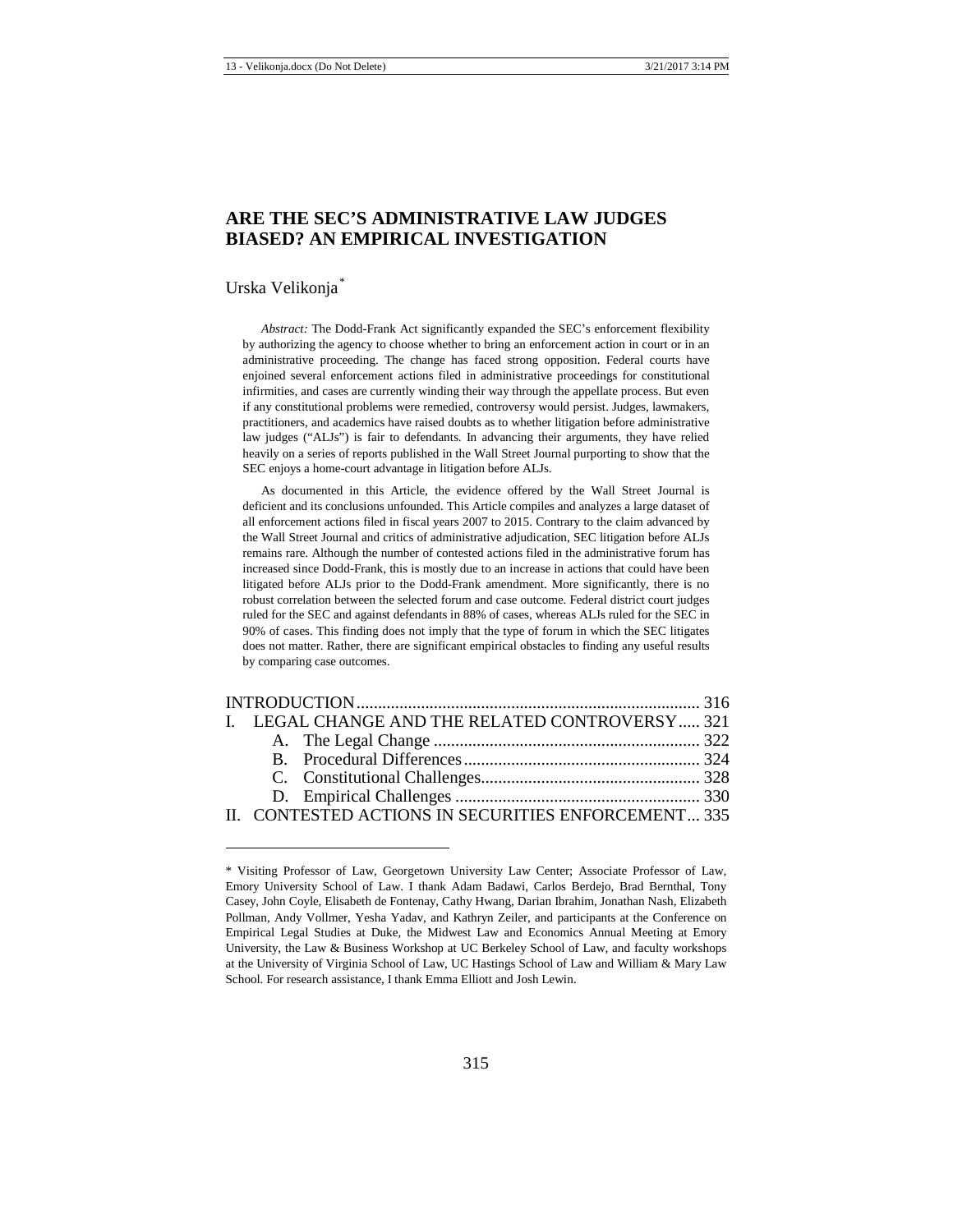# ARE THE SEC'S ADMINISTRATIVE LAW JUDGES BIASED? AN EMPIRICAL INVESTIGATION

Urska Velikonja*

*Abstract:* The Dodd-Frank Act significantly expanded the SEC's enforcement flexibility by authorizing the agency to choose whether to bring an enforcement action in court or in an administrative proceeding. The change has faced strong opposition. Federal courts have enjoined several enforcement actions filed in administrative proceedings for constitutional infirmities, and cases are currently winding their way through the appellate process. But even if any constitutional problems were remedied, controversy would persist. Judges, lawmakers, practitioners, and academics have raised doubts as to whether litigation before administrative law judges ("ALJs") is fair to defendants. In advancing their arguments, they have relied heavily on a series of reports published in the Wall Street Journal purporting to show that the SEC enjoys a home-court advantage in litigation before ALJs.

As documented in this Article, the evidence offered by the Wall Street Journal is deficient and its conclusions unfounded. This Article compiles and analyzes a large dataset of all enforcement actions filed in fiscal years 2007 to 2015. Contrary to the claim advanced by the Wall Street Journal and critics of administrative adjudication, SEC litigation before ALJs remains rare. Although the number of contested actions filed in the administrative forum has increased since Dodd-Frank, this is mostly due to an increase in actions that could have been litigated before ALJs prior to the Dodd-Frank amendment. More significantly, there is no robust correlation between the selected forum and case outcome. Federal district court judges ruled for the SEC and against defendants in 88% of cases, whereas ALJs ruled for the SEC in 90% of cases. This finding does not imply that the type of forum in which the SEC litigates does not matter. Rather, there are significant empirical obstacles to finding any useful results by comparing case outcomes.

INTRODUCTION ................................................................................ 316
I. LEGAL CHANGE AND THE RELATED CONTROVERSY ..... 321
 A. The Legal Change ................................................................ 322
 B. Procedural Differences ......................................................... 324
 C. Constitutional Challenges .................................................... 328
 D. Empirical Challenges ........................................................... 330
II. CONTESTED ACTIONS IN SECURITIES ENFORCEMENT ... 335

---

\* Visiting Professor of Law, Georgetown University Law Center; Associate Professor of Law, Emory University School of Law. I thank Adam Badawi, Carlos Berdejo, Brad Bernthal, Tony Casey, John Coyle, Elisabeth de Fontenay, Cathy Hwang, Darian Ibrahim, Jonathan Nash, Elizabeth Pollman, Andy Vollmer, Yesha Yadav, and Kathryn Zeiler, and participants at the Conference on Empirical Legal Studies at Duke, the Midwest Law and Economics Annual Meeting at Emory University, the Law & Business Workshop at UC Berkeley School of Law, and faculty workshops at the University of Virginia School of Law, UC Hastings School of Law and William & Mary Law School. For research assistance, I thank Emma Elliott and Josh Lewin.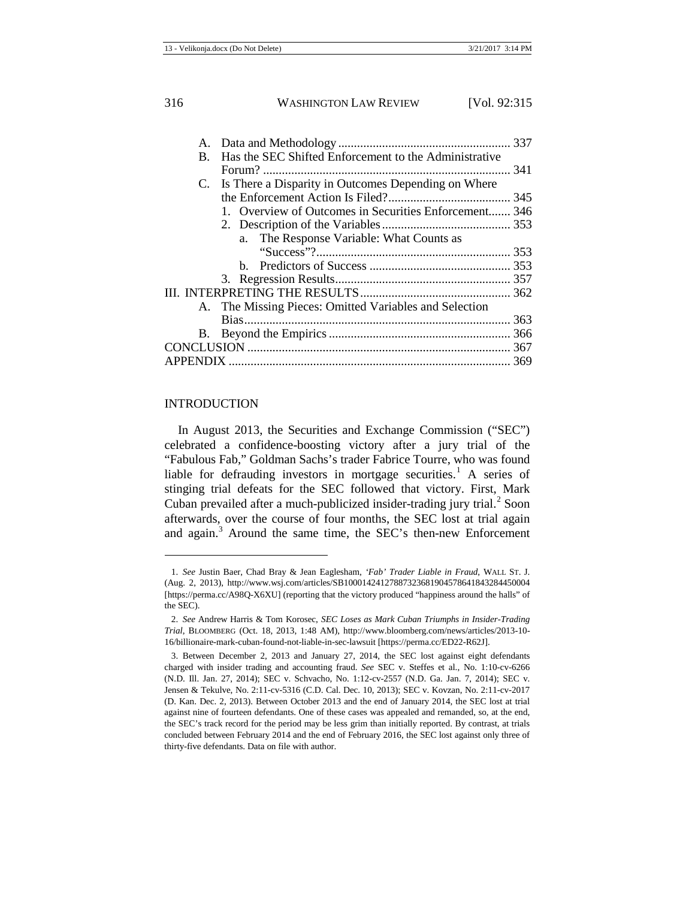A. Data and Methodology ....................................................... 337
B. Has the SEC Shifted Enforcement to the Administrative Forum? ............................................................................... 341
C. Is There a Disparity in Outcomes Depending on Where the Enforcement Action Is Filed?....................................... 345
    1. Overview of Outcomes in Securities Enforcement....... 346
    2. Description of the Variables......................................... 353
        a. The Response Variable: What Counts as "Success"?.............................................................. 353
        b. Predictors of Success ............................................ 353
    3. Regression Results........................................................ 357

III. INTERPRETING THE RESULTS................................................ 362
A. The Missing Pieces: Omitted Variables and Selection Bias..................................................................................... 363
B. Beyond the Empirics .......................................................... 366

CONCLUSION .................................................................................... 367

APPENDIX .......................................................................................... 369

## INTRODUCTION

In August 2013, the Securities and Exchange Commission ("SEC") celebrated a confidence-boosting victory after a jury trial of the "Fabulous Fab," Goldman Sachs's trader Fabrice Tourre, who was found liable for defrauding investors in mortgage securities.[1] A series of stinging trial defeats for the SEC followed that victory. First, Mark Cuban prevailed after a much-publicized insider-trading jury trial.[2] Soon afterwards, over the course of four months, the SEC lost at trial again and again.[3] Around the same time, the SEC's then-new Enforcement

---

1. *See* Justin Baer, Chad Bray & Jean Eaglesham, *'Fab' Trader Liable in Fraud*, WALL ST. J. (Aug. 2, 2013), http://www.wsj.com/articles/SB10001424127887323681904578641843284450004 [https://perma.cc/A98Q-X6XU] (reporting that the victory produced "happiness around the halls" of the SEC).

2. *See* Andrew Harris & Tom Korosec, *SEC Loses as Mark Cuban Triumphs in Insider-Trading Trial*, BLOOMBERG (Oct. 18, 2013, 1:48 AM), http://www.bloomberg.com/news/articles/2013-10-16/billionaire-mark-cuban-found-not-liable-in-sec-lawsuit [https://perma.cc/ED22-R62J].

3. Between December 2, 2013 and January 27, 2014, the SEC lost against eight defendants charged with insider trading and accounting fraud. *See* SEC v. Steffes et al., No. 1:10-cv-6266 (N.D. Ill. Jan. 27, 2014); SEC v. Schvacho, No. 1:12-cv-2557 (N.D. Ga. Jan. 7, 2014); SEC v. Jensen & Tekulve, No. 2:11-cv-5316 (C.D. Cal. Dec. 10, 2013); SEC v. Kovzan, No. 2:11-cv-2017 (D. Kan. Dec. 2, 2013). Between October 2013 and the end of January 2014, the SEC lost at trial against nine of fourteen defendants. One of these cases was appealed and remanded, so, at the end, the SEC's track record for the period may be less grim than initially reported. By contrast, at trials concluded between February 2014 and the end of February 2016, the SEC lost against only three of thirty-five defendants. Data on file with author.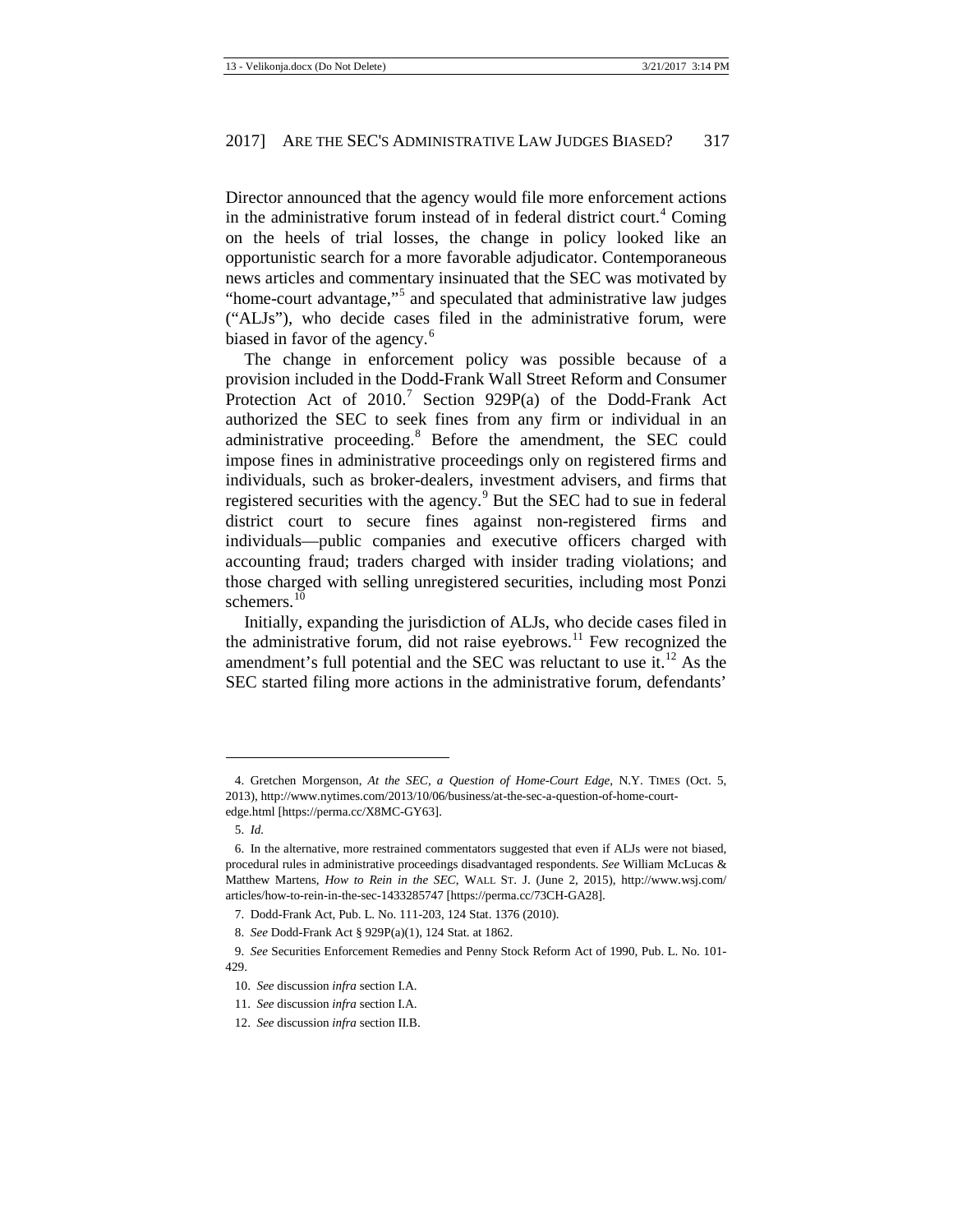Director announced that the agency would file more enforcement actions in the administrative forum instead of in federal district court.[4] Coming on the heels of trial losses, the change in policy looked like an opportunistic search for a more favorable adjudicator. Contemporaneous news articles and commentary insinuated that the SEC was motivated by "home-court advantage,"[5] and speculated that administrative law judges ("ALJs"), who decide cases filed in the administrative forum, were biased in favor of the agency.[6]

The change in enforcement policy was possible because of a provision included in the Dodd-Frank Wall Street Reform and Consumer Protection Act of 2010.[7] Section 929P(a) of the Dodd-Frank Act authorized the SEC to seek fines from any firm or individual in an administrative proceeding.[8] Before the amendment, the SEC could impose fines in administrative proceedings only on registered firms and individuals, such as broker-dealers, investment advisers, and firms that registered securities with the agency.[9] But the SEC had to sue in federal district court to secure fines against non-registered firms and individuals—public companies and executive officers charged with accounting fraud; traders charged with insider trading violations; and those charged with selling unregistered securities, including most Ponzi schemers.[10]

Initially, expanding the jurisdiction of ALJs, who decide cases filed in the administrative forum, did not raise eyebrows.[11] Few recognized the amendment's full potential and the SEC was reluctant to use it.[12] As the SEC started filing more actions in the administrative forum, defendants'

---

4. Gretchen Morgenson, *At the SEC, a Question of Home-Court Edge*, N.Y. TIMES (Oct. 5, 2013), http://www.nytimes.com/2013/10/06/business/at-the-sec-a-question-of-home-court-edge.html [https://perma.cc/X8MC-GY63].

5. *Id.*

6. In the alternative, more restrained commentators suggested that even if ALJs were not biased, procedural rules in administrative proceedings disadvantaged respondents. *See* William McLucas & Matthew Martens, *How to Rein in the SEC*, WALL ST. J. (June 2, 2015), http://www.wsj.com/articles/how-to-rein-in-the-sec-1433285747 [https://perma.cc/73CH-GA28].

7. Dodd-Frank Act, Pub. L. No. 111-203, 124 Stat. 1376 (2010).

8. *See* Dodd-Frank Act § 929P(a)(1), 124 Stat. at 1862.

9. *See* Securities Enforcement Remedies and Penny Stock Reform Act of 1990, Pub. L. No. 101-429.

10. *See* discussion *infra* section I.A.

11. *See* discussion *infra* section I.A.

12. *See* discussion *infra* section II.B.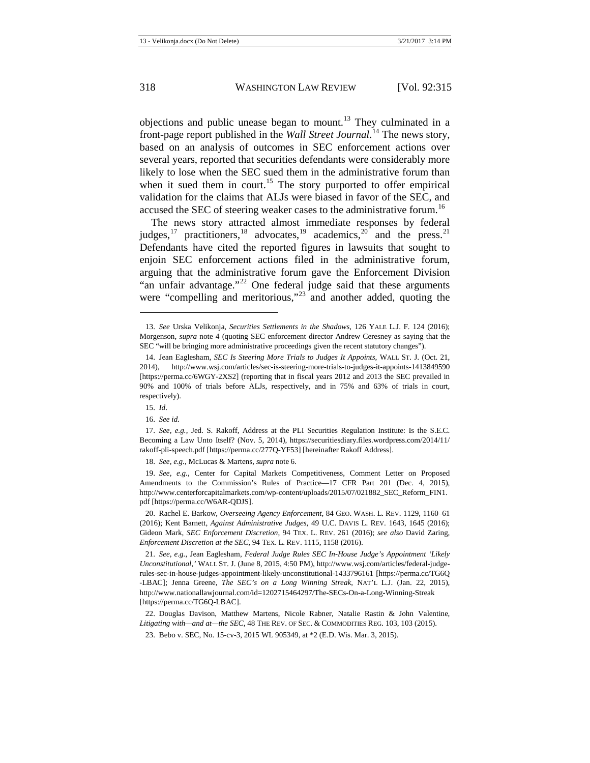objections and public unease began to mount.[13] They culminated in a front-page report published in the *Wall Street Journal*.[14] The news story, based on an analysis of outcomes in SEC enforcement actions over several years, reported that securities defendants were considerably more likely to lose when the SEC sued them in the administrative forum than when it sued them in court.[15] The story purported to offer empirical validation for the claims that ALJs were biased in favor of the SEC, and accused the SEC of steering weaker cases to the administrative forum.[16]

The news story attracted almost immediate responses by federal judges,[17] practitioners,[18] advocates,[19] academics,[20] and the press.[21] Defendants have cited the reported figures in lawsuits that sought to enjoin SEC enforcement actions filed in the administrative forum, arguing that the administrative forum gave the Enforcement Division "an unfair advantage."[22] One federal judge said that these arguments were "compelling and meritorious,"[23] and another added, quoting the

---

13. *See* Urska Velikonja, *Securities Settlements in the Shadows*, 126 YALE L.J. F. 124 (2016); Morgenson, *supra* note 4 (quoting SEC enforcement director Andrew Ceresney as saying that the SEC "will be bringing more administrative proceedings given the recent statutory changes").

14. Jean Eaglesham, *SEC Is Steering More Trials to Judges It Appoints*, WALL ST. J. (Oct. 21, 2014), http://www.wsj.com/articles/sec-is-steering-more-trials-to-judges-it-appoints-1413849590 [https://perma.cc/6WGY-2XS2] (reporting that in fiscal years 2012 and 2013 the SEC prevailed in 90% and 100% of trials before ALJs, respectively, and in 75% and 63% of trials in court, respectively).

15. *Id*.

16. *See id.*

17. *See, e.g.*, Jed. S. Rakoff, Address at the PLI Securities Regulation Institute: Is the S.E.C. Becoming a Law Unto Itself? (Nov. 5, 2014), https://securitiesdiary.files.wordpress.com/2014/11/rakoff-pli-speech.pdf [https://perma.cc/277Q-YF53] [hereinafter Rakoff Address].

18. *See, e.g.*, McLucas & Martens, *supra* note 6.

19. *See, e.g.*, Center for Capital Markets Competitiveness, Comment Letter on Proposed Amendments to the Commission's Rules of Practice—17 CFR Part 201 (Dec. 4, 2015), http://www.centerforcapitalmarkets.com/wp-content/uploads/2015/07/021882_SEC_Reform_FIN1.pdf [https://perma.cc/W6AR-QDJS].

20. Rachel E. Barkow, *Overseeing Agency Enforcement*, 84 GEO. WASH. L. REV. 1129, 1160–61 (2016); Kent Barnett, *Against Administrative Judges*, 49 U.C. DAVIS L. REV. 1643, 1645 (2016); Gideon Mark, *SEC Enforcement Discretion*, 94 TEX. L. REV. 261 (2016); *see also* David Zaring, *Enforcement Discretion at the SEC*, 94 TEX. L. REV. 1115, 1158 (2016).

21. *See, e.g.*, Jean Eaglesham, *Federal Judge Rules SEC In-House Judge's Appointment 'Likely Unconstitutional*,*'* WALL ST. J. (June 8, 2015, 4:50 PM), http://www.wsj.com/articles/federal-judge-rules-sec-in-house-judges-appointment-likely-unconstitutional-1433796161 [https://perma.cc/TG6Q-LBAC]; Jenna Greene, *The SEC's on a Long Winning Streak*, NAT'L L.J. (Jan. 22, 2015), http://www.nationallawjournal.com/id=1202715464297/The-SECs-On-a-Long-Winning-Streak [https://perma.cc/TG6Q-LBAC].

22. Douglas Davison, Matthew Martens, Nicole Rabner, Natalie Rastin & John Valentine, *Litigating with—and at—the SEC*, 48 THE REV. OF SEC. & COMMODITIES REG. 103, 103 (2015).

23. Bebo v. SEC, No. 15-cv-3, 2015 WL 905349, at *2 (E.D. Wis. Mar. 3, 2015).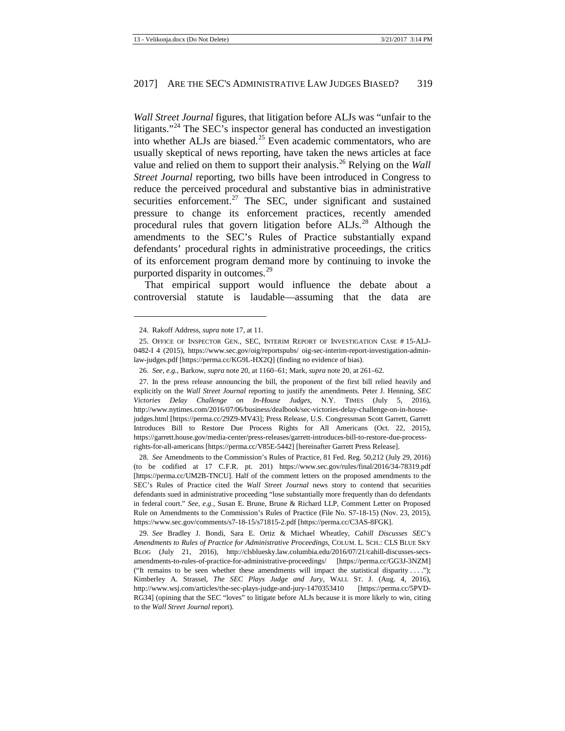*Wall Street Journal* figures, that litigation before ALJs was "unfair to the litigants."[24] The SEC's inspector general has conducted an investigation into whether ALJs are biased.[25] Even academic commentators, who are usually skeptical of news reporting, have taken the news articles at face value and relied on them to support their analysis.[26] Relying on the *Wall Street Journal* reporting, two bills have been introduced in Congress to reduce the perceived procedural and substantive bias in administrative securities enforcement.[27] The SEC, under significant and sustained pressure to change its enforcement practices, recently amended procedural rules that govern litigation before ALJs.[28] Although the amendments to the SEC's Rules of Practice substantially expand defendants' procedural rights in administrative proceedings, the critics of its enforcement program demand more by continuing to invoke the purported disparity in outcomes.[29]

That empirical support would influence the debate about a controversial statute is laudable—assuming that the data are

---

24. Rakoff Address, *supra* note 17, at 11.

25. OFFICE OF INSPECTOR GEN., SEC, INTERIM REPORT OF INVESTIGATION CASE # 15-ALJ-0482-I 4 (2015), https://www.sec.gov/oig/reportspubs/ oig-sec-interim-report-investigation-admin-law-judges.pdf [https://perma.cc/KG9L-HX2Q] (finding no evidence of bias).

26. *See, e.g.*, Barkow, *supra* note 20, at 1160–61; Mark, *supra* note 20, at 261–62.

27. In the press release announcing the bill, the proponent of the first bill relied heavily and explicitly on the *Wall Street Journal* reporting to justify the amendments. Peter J. Henning, *SEC Victories Delay Challenge on In-House Judges*, N.Y. TIMES (July 5, 2016), http://www.nytimes.com/2016/07/06/business/dealbook/sec-victories-delay-challenge-on-in-house-judges.html [https://perma.cc/29Z9-MV43]; Press Release, U.S. Congressman Scott Garrett, Garrett Introduces Bill to Restore Due Process Rights for All Americans (Oct. 22, 2015), https://garrett.house.gov/media-center/press-releases/garrett-introduces-bill-to-restore-due-process-rights-for-all-americans [https://perma.cc/V85E-5442] [hereinafter Garrett Press Release].

28. *See* Amendments to the Commission's Rules of Practice, 81 Fed. Reg. 50,212 (July 29, 2016) (to be codified at 17 C.F.R. pt. 201) https://www.sec.gov/rules/final/2016/34-78319.pdf [https://perma.cc/UM2B-TNCU]. Half of the comment letters on the proposed amendments to the SEC's Rules of Practice cited the *Wall Street Journal* news story to contend that securities defendants sued in administrative proceeding "lose substantially more frequently than do defendants in federal court." *See, e.g.*, Susan E. Brune, Brune & Richard LLP, Comment Letter on Proposed Rule on Amendments to the Commission's Rules of Practice (File No. S7-18-15) (Nov. 23, 2015), https://www.sec.gov/comments/s7-18-15/s71815-2.pdf [https://perma.cc/C3AS-8FGK].

29. *See* Bradley J. Bondi, Sara E. Ortiz & Michael Wheatley, *Cahill Discusses SEC's Amendments to Rules of Practice for Administrative Proceedings*, COLUM. L. SCH.: CLS BLUE SKY BLOG (July 21, 2016), http://clsbluesky.law.columbia.edu/2016/07/21/cahill-discusses-secs-amendments-to-rules-of-practice-for-administrative-proceedings/ [https://perma.cc/GG3J-3NZM] ("It remains to be seen whether these amendments will impact the statistical disparity . . . ."); Kimberley A. Strassel, *The SEC Plays Judge and Jury*, WALL ST. J. (Aug. 4, 2016), http://www.wsj.com/articles/the-sec-plays-judge-and-jury-1470353410 [https://perma.cc/5PVD-RG34] (opining that the SEC "loves" to litigate before ALJs because it is more likely to win, citing to the *Wall Street Journal* report).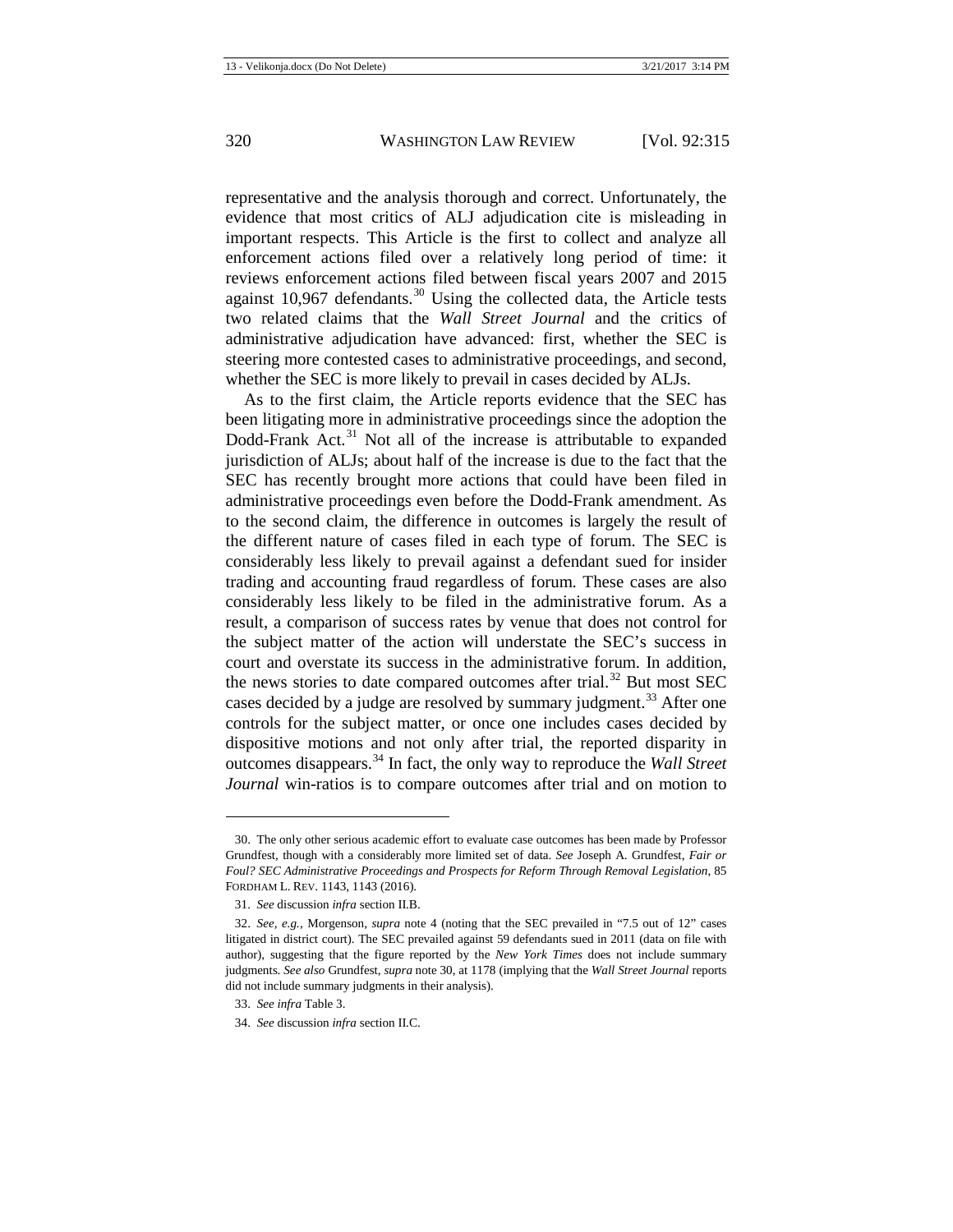representative and the analysis thorough and correct. Unfortunately, the evidence that most critics of ALJ adjudication cite is misleading in important respects. This Article is the first to collect and analyze all enforcement actions filed over a relatively long period of time: it reviews enforcement actions filed between fiscal years 2007 and 2015 against 10,967 defendants.[30] Using the collected data, the Article tests two related claims that the *Wall Street Journal* and the critics of administrative adjudication have advanced: first, whether the SEC is steering more contested cases to administrative proceedings, and second, whether the SEC is more likely to prevail in cases decided by ALJs.

As to the first claim, the Article reports evidence that the SEC has been litigating more in administrative proceedings since the adoption the Dodd-Frank Act.[31] Not all of the increase is attributable to expanded jurisdiction of ALJs; about half of the increase is due to the fact that the SEC has recently brought more actions that could have been filed in administrative proceedings even before the Dodd-Frank amendment. As to the second claim, the difference in outcomes is largely the result of the different nature of cases filed in each type of forum. The SEC is considerably less likely to prevail against a defendant sued for insider trading and accounting fraud regardless of forum. These cases are also considerably less likely to be filed in the administrative forum. As a result, a comparison of success rates by venue that does not control for the subject matter of the action will understate the SEC's success in court and overstate its success in the administrative forum. In addition, the news stories to date compared outcomes after trial.[32] But most SEC cases decided by a judge are resolved by summary judgment.[33] After one controls for the subject matter, or once one includes cases decided by dispositive motions and not only after trial, the reported disparity in outcomes disappears.[34] In fact, the only way to reproduce the *Wall Street Journal* win-ratios is to compare outcomes after trial and on motion to

---

30. The only other serious academic effort to evaluate case outcomes has been made by Professor Grundfest, though with a considerably more limited set of data. *See* Joseph A. Grundfest, *Fair or Foul? SEC Administrative Proceedings and Prospects for Reform Through Removal Legislation*, 85 FORDHAM L. REV. 1143, 1143 (2016).

31. *See* discussion *infra* section II.B.

32. *See, e.g.*, Morgenson, *supra* note 4 (noting that the SEC prevailed in "7.5 out of 12" cases litigated in district court). The SEC prevailed against 59 defendants sued in 2011 (data on file with author), suggesting that the figure reported by the *New York Times* does not include summary judgments. *See also* Grundfest, *supra* note 30, at 1178 (implying that the *Wall Street Journal* reports did not include summary judgments in their analysis).

33. *See infra* Table 3.

34. *See* discussion *infra* section II.C.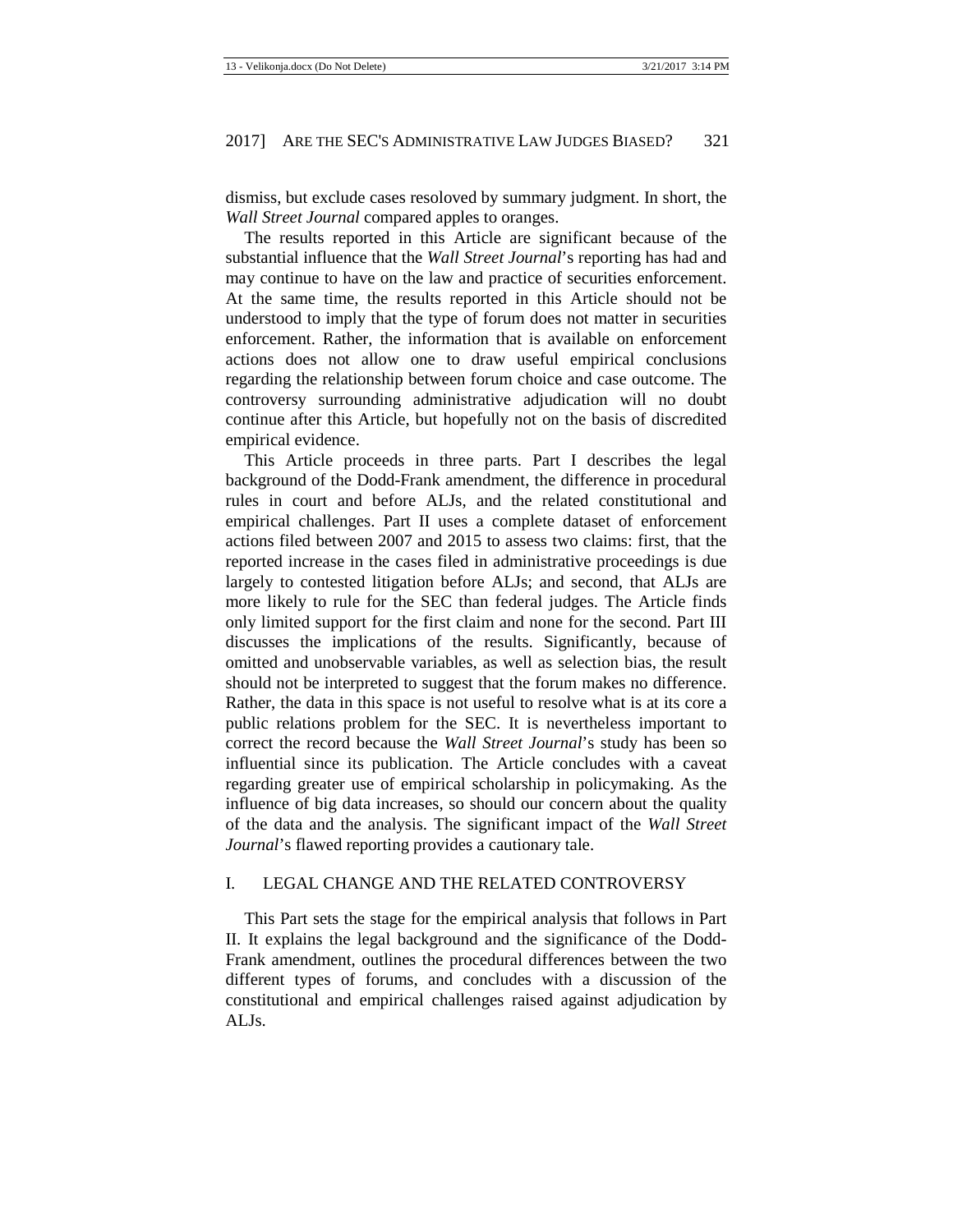dismiss, but exclude cases resoloved by summary judgment. In short, the *Wall Street Journal* compared apples to oranges.

The results reported in this Article are significant because of the substantial influence that the *Wall Street Journal*'s reporting has had and may continue to have on the law and practice of securities enforcement. At the same time, the results reported in this Article should not be understood to imply that the type of forum does not matter in securities enforcement. Rather, the information that is available on enforcement actions does not allow one to draw useful empirical conclusions regarding the relationship between forum choice and case outcome. The controversy surrounding administrative adjudication will no doubt continue after this Article, but hopefully not on the basis of discredited empirical evidence.

This Article proceeds in three parts. Part I describes the legal background of the Dodd-Frank amendment, the difference in procedural rules in court and before ALJs, and the related constitutional and empirical challenges. Part II uses a complete dataset of enforcement actions filed between 2007 and 2015 to assess two claims: first, that the reported increase in the cases filed in administrative proceedings is due largely to contested litigation before ALJs; and second, that ALJs are more likely to rule for the SEC than federal judges. The Article finds only limited support for the first claim and none for the second. Part III discusses the implications of the results. Significantly, because of omitted and unobservable variables, as well as selection bias, the result should not be interpreted to suggest that the forum makes no difference. Rather, the data in this space is not useful to resolve what is at its core a public relations problem for the SEC. It is nevertheless important to correct the record because the *Wall Street Journal*'s study has been so influential since its publication. The Article concludes with a caveat regarding greater use of empirical scholarship in policymaking. As the influence of big data increases, so should our concern about the quality of the data and the analysis. The significant impact of the *Wall Street Journal*'s flawed reporting provides a cautionary tale.

## I. LEGAL CHANGE AND THE RELATED CONTROVERSY

This Part sets the stage for the empirical analysis that follows in Part II. It explains the legal background and the significance of the Dodd-Frank amendment, outlines the procedural differences between the two different types of forums, and concludes with a discussion of the constitutional and empirical challenges raised against adjudication by ALJs.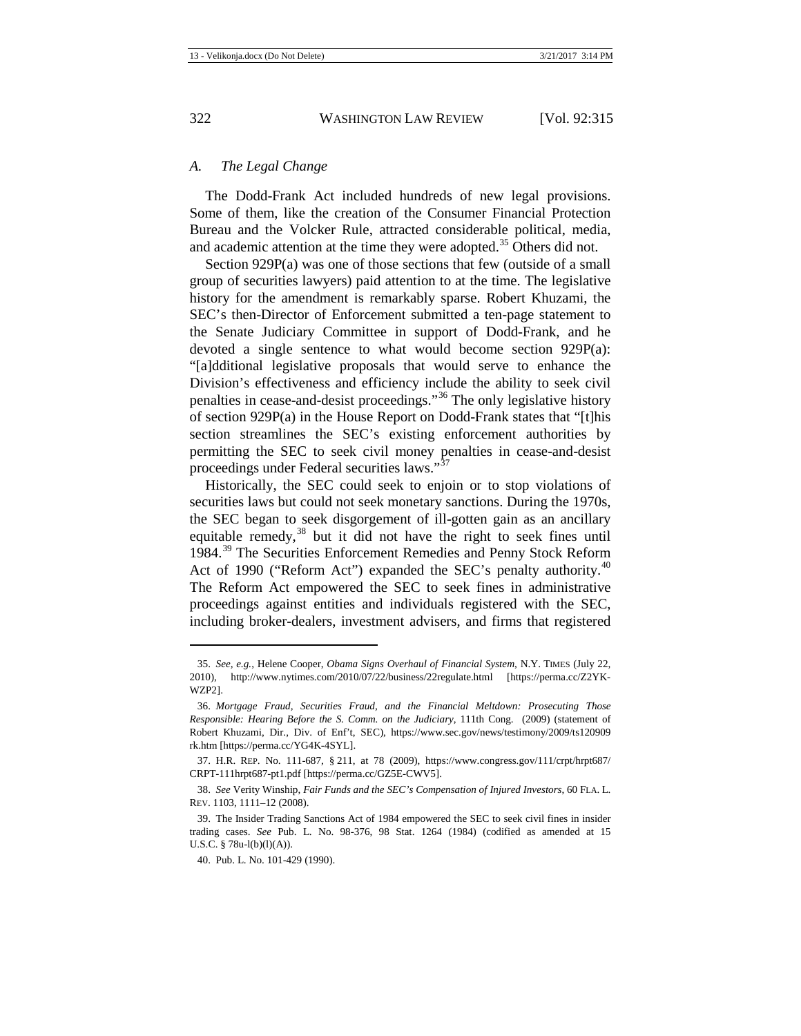### A. The Legal Change

The Dodd-Frank Act included hundreds of new legal provisions. Some of them, like the creation of the Consumer Financial Protection Bureau and the Volcker Rule, attracted considerable political, media, and academic attention at the time they were adopted.[35] Others did not.

Section 929P(a) was one of those sections that few (outside of a small group of securities lawyers) paid attention to at the time. The legislative history for the amendment is remarkably sparse. Robert Khuzami, the SEC's then-Director of Enforcement submitted a ten-page statement to the Senate Judiciary Committee in support of Dodd-Frank, and he devoted a single sentence to what would become section 929P(a): "[a]dditional legislative proposals that would serve to enhance the Division's effectiveness and efficiency include the ability to seek civil penalties in cease-and-desist proceedings."[36] The only legislative history of section 929P(a) in the House Report on Dodd-Frank states that "[t]his section streamlines the SEC's existing enforcement authorities by permitting the SEC to seek civil money penalties in cease-and-desist proceedings under Federal securities laws."[37]

Historically, the SEC could seek to enjoin or to stop violations of securities laws but could not seek monetary sanctions. During the 1970s, the SEC began to seek disgorgement of ill-gotten gain as an ancillary equitable remedy,[38] but it did not have the right to seek fines until 1984.[39] The Securities Enforcement Remedies and Penny Stock Reform Act of 1990 ("Reform Act") expanded the SEC's penalty authority.[40] The Reform Act empowered the SEC to seek fines in administrative proceedings against entities and individuals registered with the SEC, including broker-dealers, investment advisers, and firms that registered

---

35. *See, e.g.*, Helene Cooper, *Obama Signs Overhaul of Financial System*, N.Y. TIMES (July 22, 2010), http://www.nytimes.com/2010/07/22/business/22regulate.html [https://perma.cc/Z2YK-WZP2].

36. *Mortgage Fraud, Securities Fraud, and the Financial Meltdown: Prosecuting Those Responsible: Hearing Before the S. Comm. on the Judiciary*, 111th Cong. (2009) (statement of Robert Khuzami, Dir., Div. of Enf't, SEC), https://www.sec.gov/news/testimony/2009/ts120909rk.htm [https://perma.cc/YG4K-4SYL].

37. H.R. REP. No. 111-687, § 211, at 78 (2009), https://www.congress.gov/111/crpt/hrpt687/CRPT-111hrpt687-pt1.pdf [https://perma.cc/GZ5E-CWV5].

38. *See* Verity Winship, *Fair Funds and the SEC's Compensation of Injured Investors*, 60 FLA. L. REV. 1103, 1111–12 (2008).

39. The Insider Trading Sanctions Act of 1984 empowered the SEC to seek civil fines in insider trading cases. *See* Pub. L. No. 98-376, 98 Stat. 1264 (1984) (codified as amended at 15 U.S.C. § 78u-l(b)(l)(A)).

40. Pub. L. No. 101-429 (1990).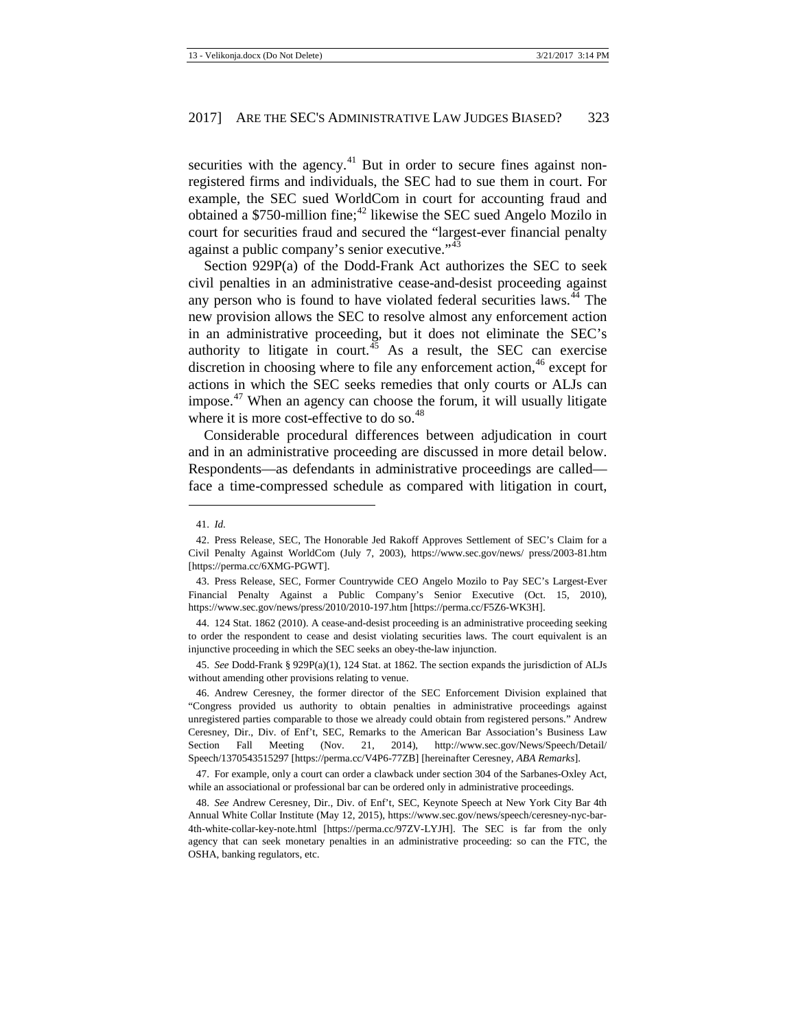securities with the agency.[41] But in order to secure fines against non-registered firms and individuals, the SEC had to sue them in court. For example, the SEC sued WorldCom in court for accounting fraud and obtained a $750-million fine;[42] likewise the SEC sued Angelo Mozilo in court for securities fraud and secured the "largest-ever financial penalty against a public company's senior executive."[43]

Section 929P(a) of the Dodd-Frank Act authorizes the SEC to seek civil penalties in an administrative cease-and-desist proceeding against any person who is found to have violated federal securities laws.[44] The new provision allows the SEC to resolve almost any enforcement action in an administrative proceeding, but it does not eliminate the SEC's authority to litigate in court.[45] As a result, the SEC can exercise discretion in choosing where to file any enforcement action,[46] except for actions in which the SEC seeks remedies that only courts or ALJs can impose.[47] When an agency can choose the forum, it will usually litigate where it is more cost-effective to do so.[48]

Considerable procedural differences between adjudication in court and in an administrative proceeding are discussed in more detail below. Respondents—as defendants in administrative proceedings are called—face a time-compressed schedule as compared with litigation in court,

---

41. *Id.*

42. Press Release, SEC, The Honorable Jed Rakoff Approves Settlement of SEC's Claim for a Civil Penalty Against WorldCom (July 7, 2003), https://www.sec.gov/news/ press/2003-81.htm [https://perma.cc/6XMG-PGWT].

43. Press Release, SEC, Former Countrywide CEO Angelo Mozilo to Pay SEC's Largest-Ever Financial Penalty Against a Public Company's Senior Executive (Oct. 15, 2010), https://www.sec.gov/news/press/2010/2010-197.htm [https://perma.cc/F5Z6-WK3H].

44. 124 Stat. 1862 (2010). A cease-and-desist proceeding is an administrative proceeding seeking to order the respondent to cease and desist violating securities laws. The court equivalent is an injunctive proceeding in which the SEC seeks an obey-the-law injunction.

45. *See* Dodd-Frank § 929P(a)(1), 124 Stat. at 1862. The section expands the jurisdiction of ALJs without amending other provisions relating to venue.

46. Andrew Ceresney, the former director of the SEC Enforcement Division explained that "Congress provided us authority to obtain penalties in administrative proceedings against unregistered parties comparable to those we already could obtain from registered persons." Andrew Ceresney, Dir., Div. of Enf't, SEC, Remarks to the American Bar Association's Business Law Section Fall Meeting (Nov. 21, 2014), http://www.sec.gov/News/Speech/Detail/ Speech/1370543515297 [https://perma.cc/V4P6-77ZB] [hereinafter Ceresney, *ABA Remarks*].

47. For example, only a court can order a clawback under section 304 of the Sarbanes-Oxley Act, while an associational or professional bar can be ordered only in administrative proceedings.

48. *See* Andrew Ceresney, Dir., Div. of Enf't, SEC, Keynote Speech at New York City Bar 4th Annual White Collar Institute (May 12, 2015), https://www.sec.gov/news/speech/ceresney-nyc-bar-4th-white-collar-key-note.html [https://perma.cc/97ZV-LYJH]. The SEC is far from the only agency that can seek monetary penalties in an administrative proceeding: so can the FTC, the OSHA, banking regulators, etc.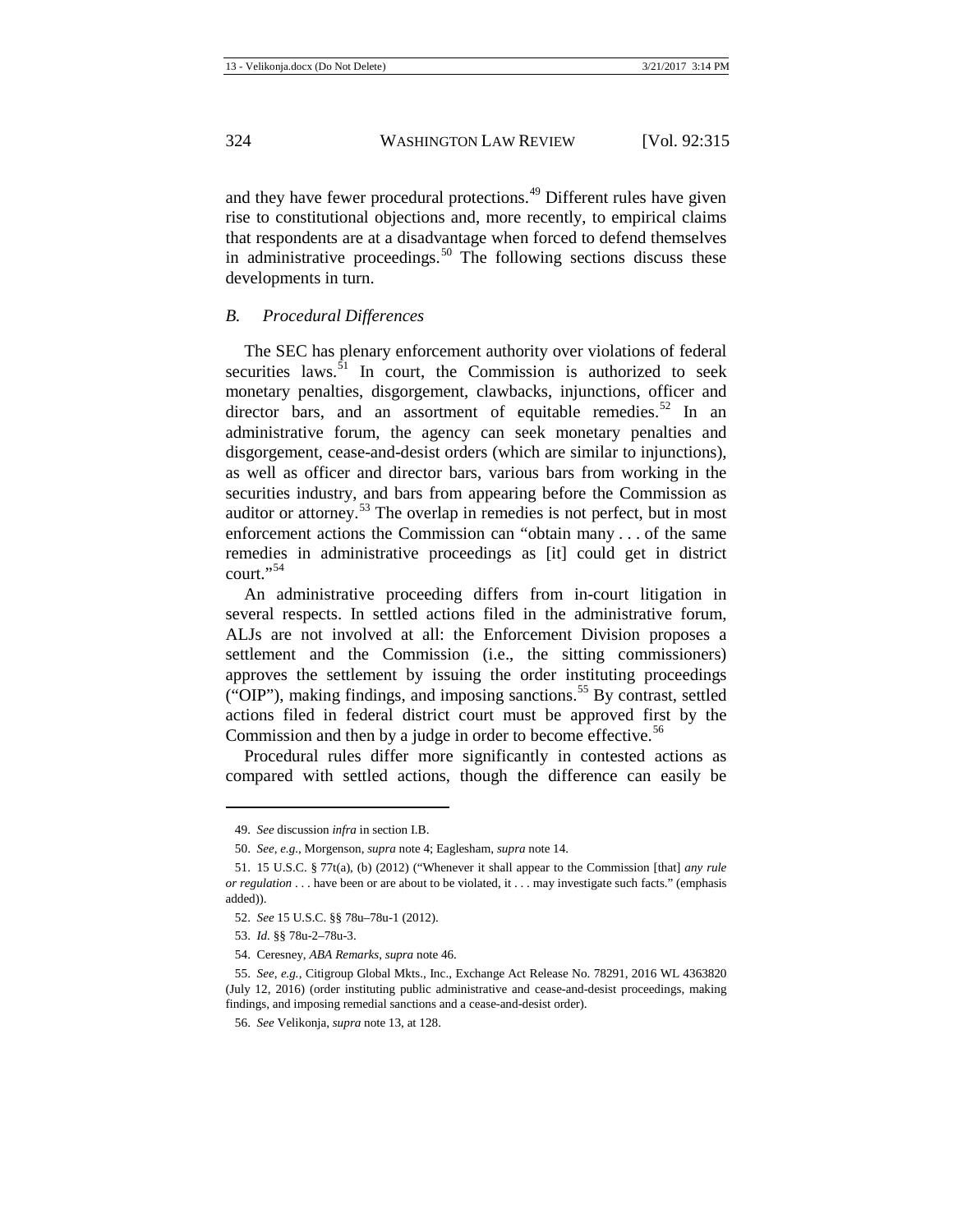and they have fewer procedural protections.[49] Different rules have given rise to constitutional objections and, more recently, to empirical claims that respondents are at a disadvantage when forced to defend themselves in administrative proceedings.[50] The following sections discuss these developments in turn.

### *B. Procedural Differences*

The SEC has plenary enforcement authority over violations of federal securities laws.[51] In court, the Commission is authorized to seek monetary penalties, disgorgement, clawbacks, injunctions, officer and director bars, and an assortment of equitable remedies.[52] In an administrative forum, the agency can seek monetary penalties and disgorgement, cease-and-desist orders (which are similar to injunctions), as well as officer and director bars, various bars from working in the securities industry, and bars from appearing before the Commission as auditor or attorney.[53] The overlap in remedies is not perfect, but in most enforcement actions the Commission can "obtain many . . . of the same remedies in administrative proceedings as [it] could get in district court."[54]

An administrative proceeding differs from in-court litigation in several respects. In settled actions filed in the administrative forum, ALJs are not involved at all: the Enforcement Division proposes a settlement and the Commission (i.e., the sitting commissioners) approves the settlement by issuing the order instituting proceedings ("OIP"), making findings, and imposing sanctions.[55] By contrast, settled actions filed in federal district court must be approved first by the Commission and then by a judge in order to become effective.[56]

Procedural rules differ more significantly in contested actions as compared with settled actions, though the difference can easily be

---

49. *See* discussion *infra* in section I.B.

50. *See, e.g.*, Morgenson, *supra* note 4; Eaglesham, *supra* note 14.

51. 15 U.S.C. § 77t(a), (b) (2012) ("Whenever it shall appear to the Commission [that] *any rule or regulation* . . . have been or are about to be violated, it . . . may investigate such facts." (emphasis added)).

52. *See* 15 U.S.C. §§ 78u–78u-1 (2012).

53. *Id.* §§ 78u-2–78u-3.

54. Ceresney, *ABA Remarks*, *supra* note 46.

55. *See, e.g.*, Citigroup Global Mkts., Inc., Exchange Act Release No. 78291, 2016 WL 4363820 (July 12, 2016) (order instituting public administrative and cease-and-desist proceedings, making findings, and imposing remedial sanctions and a cease-and-desist order).

56. *See* Velikonja, *supra* note 13, at 128.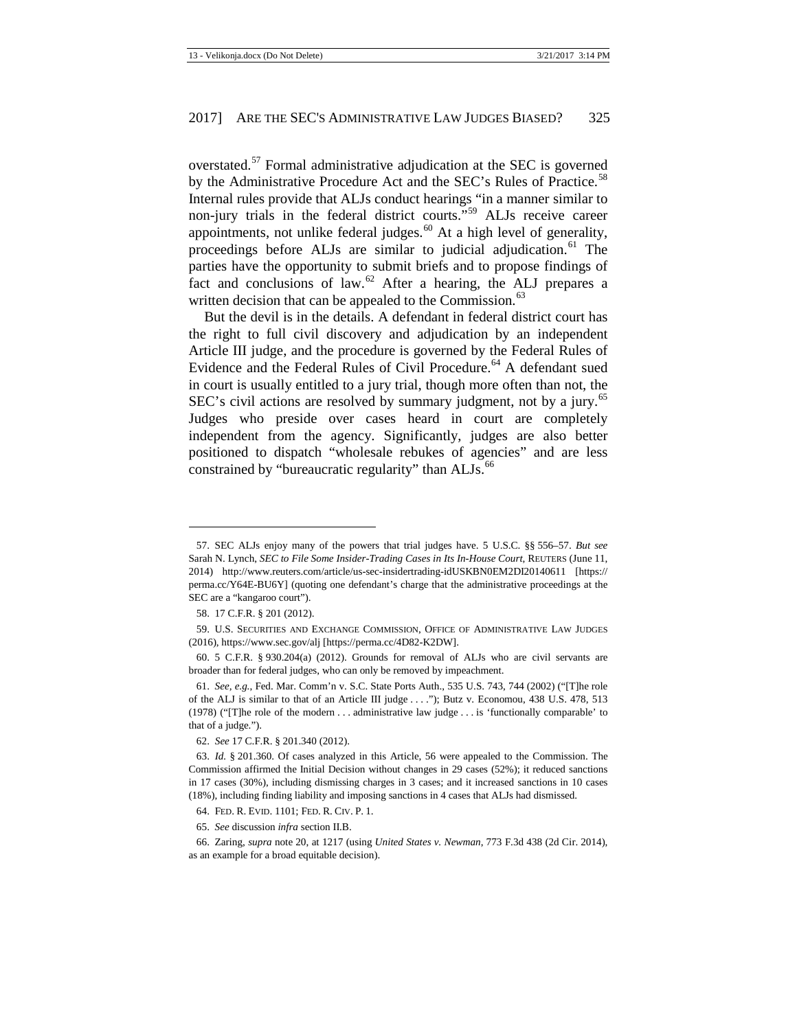overstated.[57] Formal administrative adjudication at the SEC is governed by the Administrative Procedure Act and the SEC's Rules of Practice.[58] Internal rules provide that ALJs conduct hearings "in a manner similar to non-jury trials in the federal district courts."[59] ALJs receive career appointments, not unlike federal judges.[60] At a high level of generality, proceedings before ALJs are similar to judicial adjudication.[61] The parties have the opportunity to submit briefs and to propose findings of fact and conclusions of law.[62] After a hearing, the ALJ prepares a written decision that can be appealed to the Commission.[63]

But the devil is in the details. A defendant in federal district court has the right to full civil discovery and adjudication by an independent Article III judge, and the procedure is governed by the Federal Rules of Evidence and the Federal Rules of Civil Procedure.[64] A defendant sued in court is usually entitled to a jury trial, though more often than not, the SEC's civil actions are resolved by summary judgment, not by a jury.[65] Judges who preside over cases heard in court are completely independent from the agency. Significantly, judges are also better positioned to dispatch "wholesale rebukes of agencies" and are less constrained by "bureaucratic regularity" than ALJs.[66]

---

57. SEC ALJs enjoy many of the powers that trial judges have. 5 U.S.C. §§ 556–57. *But see* Sarah N. Lynch, *SEC to File Some Insider-Trading Cases in Its In-House Court*, REUTERS (June 11, 2014) http://www.reuters.com/article/us-sec-insidertrading-idUSKBN0EM2DI20140611 [https://perma.cc/Y64E-BU6Y] (quoting one defendant's charge that the administrative proceedings at the SEC are a "kangaroo court").

58. 17 C.F.R. § 201 (2012).

59. U.S. SECURITIES AND EXCHANGE COMMISSION, OFFICE OF ADMINISTRATIVE LAW JUDGES (2016), https://www.sec.gov/alj [https://perma.cc/4D82-K2DW].

60. 5 C.F.R. § 930.204(a) (2012). Grounds for removal of ALJs who are civil servants are broader than for federal judges, who can only be removed by impeachment.

61. *See, e.g.*, Fed. Mar. Comm'n v. S.C. State Ports Auth., 535 U.S. 743, 744 (2002) ("[T]he role of the ALJ is similar to that of an Article III judge . . . ."); Butz v. Economou, 438 U.S. 478, 513 (1978) ("[T]he role of the modern . . . administrative law judge . . . is 'functionally comparable' to that of a judge.").

62. *See* 17 C.F.R. § 201.340 (2012).

63. *Id.* § 201.360. Of cases analyzed in this Article, 56 were appealed to the Commission. The Commission affirmed the Initial Decision without changes in 29 cases (52%); it reduced sanctions in 17 cases (30%), including dismissing charges in 3 cases; and it increased sanctions in 10 cases (18%), including finding liability and imposing sanctions in 4 cases that ALJs had dismissed.

64. FED. R. EVID. 1101; FED. R. CIV. P. 1.

65. *See* discussion *infra* section II.B.

66. Zaring, *supra* note 20, at 1217 (using *United States v. Newman*, 773 F.3d 438 (2d Cir. 2014), as an example for a broad equitable decision).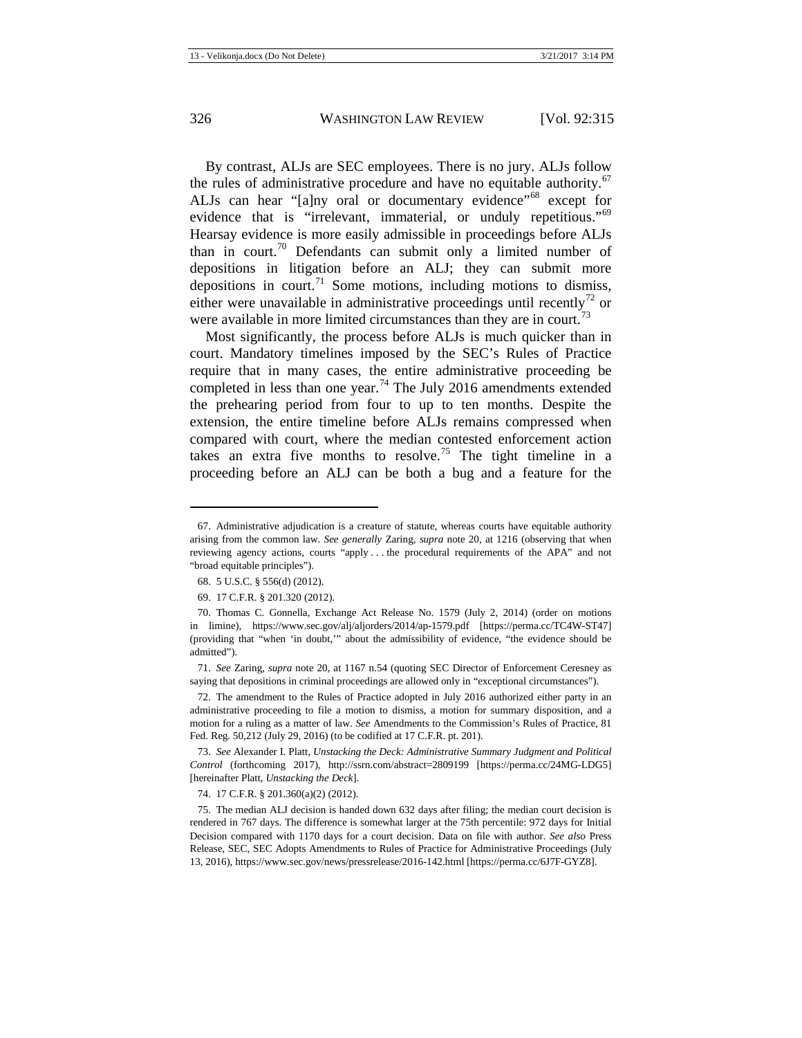By contrast, ALJs are SEC employees. There is no jury. ALJs follow the rules of administrative procedure and have no equitable authority.[67] ALJs can hear "[a]ny oral or documentary evidence"[68] except for evidence that is "irrelevant, immaterial, or unduly repetitious."[69] Hearsay evidence is more easily admissible in proceedings before ALJs than in court.[70] Defendants can submit only a limited number of depositions in litigation before an ALJ; they can submit more depositions in court.[71] Some motions, including motions to dismiss, either were unavailable in administrative proceedings until recently[72] or were available in more limited circumstances than they are in court.[73]

Most significantly, the process before ALJs is much quicker than in court. Mandatory timelines imposed by the SEC's Rules of Practice require that in many cases, the entire administrative proceeding be completed in less than one year.[74] The July 2016 amendments extended the prehearing period from four to up to ten months. Despite the extension, the entire timeline before ALJs remains compressed when compared with court, where the median contested enforcement action takes an extra five months to resolve.[75] The tight timeline in a proceeding before an ALJ can be both a bug and a feature for the

---

67. Administrative adjudication is a creature of statute, whereas courts have equitable authority arising from the common law. *See generally* Zaring, *supra* note 20, at 1216 (observing that when reviewing agency actions, courts "apply . . . the procedural requirements of the APA" and not "broad equitable principles").

68. 5 U.S.C. § 556(d) (2012).

69. 17 C.F.R. § 201.320 (2012).

70. Thomas C. Gonnella, Exchange Act Release No. 1579 (July 2, 2014) (order on motions in limine), https://www.sec.gov/alj/aljorders/2014/ap-1579.pdf [https://perma.cc/TC4W-ST47] (providing that "when 'in doubt,'" about the admissibility of evidence, "the evidence should be admitted").

71. *See* Zaring, *supra* note 20, at 1167 n.54 (quoting SEC Director of Enforcement Ceresney as saying that depositions in criminal proceedings are allowed only in "exceptional circumstances").

72. The amendment to the Rules of Practice adopted in July 2016 authorized either party in an administrative proceeding to file a motion to dismiss, a motion for summary disposition, and a motion for a ruling as a matter of law. *See* Amendments to the Commission's Rules of Practice, 81 Fed. Reg. 50,212 (July 29, 2016) (to be codified at 17 C.F.R. pt. 201).

73. *See* Alexander I. Platt, *Unstacking the Deck: Administrative Summary Judgment and Political Control* (forthcoming 2017), http://ssrn.com/abstract=2809199 [https://perma.cc/24MG-LDG5] [hereinafter Platt, *Unstacking the Deck*].

74. 17 C.F.R. § 201.360(a)(2) (2012).

75. The median ALJ decision is handed down 632 days after filing; the median court decision is rendered in 767 days. The difference is somewhat larger at the 75th percentile: 972 days for Initial Decision compared with 1170 days for a court decision. Data on file with author. *See also* Press Release, SEC, SEC Adopts Amendments to Rules of Practice for Administrative Proceedings (July 13, 2016), https://www.sec.gov/news/pressrelease/2016-142.html [https://perma.cc/6J7F-GYZ8].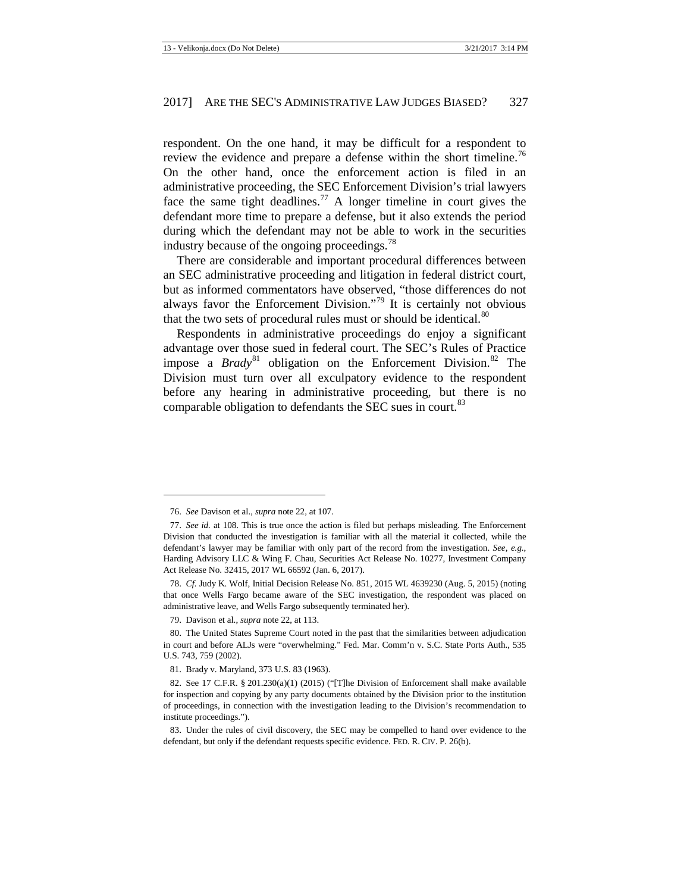respondent. On the one hand, it may be difficult for a respondent to review the evidence and prepare a defense within the short timeline.[76] On the other hand, once the enforcement action is filed in an administrative proceeding, the SEC Enforcement Division's trial lawyers face the same tight deadlines.[77] A longer timeline in court gives the defendant more time to prepare a defense, but it also extends the period during which the defendant may not be able to work in the securities industry because of the ongoing proceedings.[78]

There are considerable and important procedural differences between an SEC administrative proceeding and litigation in federal district court, but as informed commentators have observed, "those differences do not always favor the Enforcement Division."[79] It is certainly not obvious that the two sets of procedural rules must or should be identical.[80]

Respondents in administrative proceedings do enjoy a significant advantage over those sued in federal court. The SEC's Rules of Practice impose a *Brady*[81] obligation on the Enforcement Division.[82] The Division must turn over all exculpatory evidence to the respondent before any hearing in administrative proceeding, but there is no comparable obligation to defendants the SEC sues in court.[83]

---

76. *See* Davison et al., *supra* note 22, at 107.

77. *See id.* at 108. This is true once the action is filed but perhaps misleading. The Enforcement Division that conducted the investigation is familiar with all the material it collected, while the defendant's lawyer may be familiar with only part of the record from the investigation. *See, e.g.*, Harding Advisory LLC & Wing F. Chau, Securities Act Release No. 10277, Investment Company Act Release No. 32415, 2017 WL 66592 (Jan. 6, 2017).

78. *Cf.* Judy K. Wolf, Initial Decision Release No. 851, 2015 WL 4639230 (Aug. 5, 2015) (noting that once Wells Fargo became aware of the SEC investigation, the respondent was placed on administrative leave, and Wells Fargo subsequently terminated her).

79. Davison et al., *supra* note 22, at 113.

80. The United States Supreme Court noted in the past that the similarities between adjudication in court and before ALJs were "overwhelming." Fed. Mar. Comm'n v. S.C. State Ports Auth., 535 U.S. 743, 759 (2002).

81. Brady v. Maryland, 373 U.S. 83 (1963).

82. See 17 C.F.R. § 201.230(a)(1) (2015) ("[T]he Division of Enforcement shall make available for inspection and copying by any party documents obtained by the Division prior to the institution of proceedings, in connection with the investigation leading to the Division's recommendation to institute proceedings.").

83. Under the rules of civil discovery, the SEC may be compelled to hand over evidence to the defendant, but only if the defendant requests specific evidence. FED. R. CIV. P. 26(b).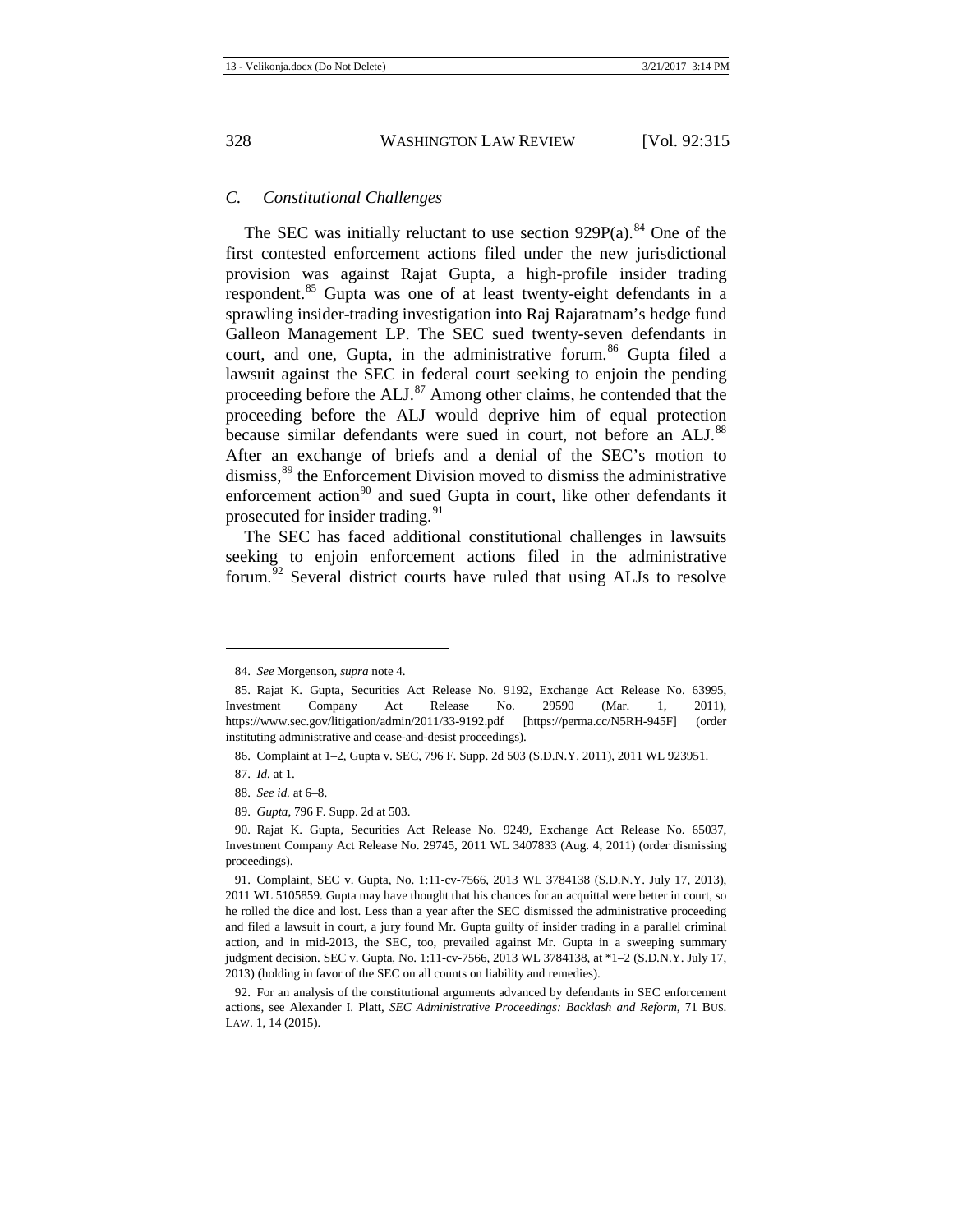### C. Constitutional Challenges

The SEC was initially reluctant to use section 929P(a).[84] One of the first contested enforcement actions filed under the new jurisdictional provision was against Rajat Gupta, a high-profile insider trading respondent.[85] Gupta was one of at least twenty-eight defendants in a sprawling insider-trading investigation into Raj Rajaratnam's hedge fund Galleon Management LP. The SEC sued twenty-seven defendants in court, and one, Gupta, in the administrative forum.[86] Gupta filed a lawsuit against the SEC in federal court seeking to enjoin the pending proceeding before the ALJ.[87] Among other claims, he contended that the proceeding before the ALJ would deprive him of equal protection because similar defendants were sued in court, not before an ALJ.[88] After an exchange of briefs and a denial of the SEC's motion to dismiss,[89] the Enforcement Division moved to dismiss the administrative enforcement action[90] and sued Gupta in court, like other defendants it prosecuted for insider trading.[91]

The SEC has faced additional constitutional challenges in lawsuits seeking to enjoin enforcement actions filed in the administrative forum.[92] Several district courts have ruled that using ALJs to resolve

---

84. *See* Morgenson, *supra* note 4.

85. Rajat K. Gupta, Securities Act Release No. 9192, Exchange Act Release No. 63995, Investment Company Act Release No. 29590 (Mar. 1, 2011), https://www.sec.gov/litigation/admin/2011/33-9192.pdf [https://perma.cc/N5RH-945F] (order instituting administrative and cease-and-desist proceedings).

86. Complaint at 1–2, Gupta v. SEC, 796 F. Supp. 2d 503 (S.D.N.Y. 2011), 2011 WL 923951.

87. *Id.* at 1.

88. *See id.* at 6–8.

89. *Gupta*, 796 F. Supp. 2d at 503.

90. Rajat K. Gupta, Securities Act Release No. 9249, Exchange Act Release No. 65037, Investment Company Act Release No. 29745, 2011 WL 3407833 (Aug. 4, 2011) (order dismissing proceedings).

91. Complaint, SEC v. Gupta, No. 1:11-cv-7566, 2013 WL 3784138 (S.D.N.Y. July 17, 2013), 2011 WL 5105859. Gupta may have thought that his chances for an acquittal were better in court, so he rolled the dice and lost. Less than a year after the SEC dismissed the administrative proceeding and filed a lawsuit in court, a jury found Mr. Gupta guilty of insider trading in a parallel criminal action, and in mid-2013, the SEC, too, prevailed against Mr. Gupta in a sweeping summary judgment decision. SEC v. Gupta, No. 1:11-cv-7566, 2013 WL 3784138, at *1–2 (S.D.N.Y. July 17, 2013) (holding in favor of the SEC on all counts on liability and remedies).

92. For an analysis of the constitutional arguments advanced by defendants in SEC enforcement actions, see Alexander I. Platt, *SEC Administrative Proceedings: Backlash and Reform*, 71 BUS. LAW. 1, 14 (2015).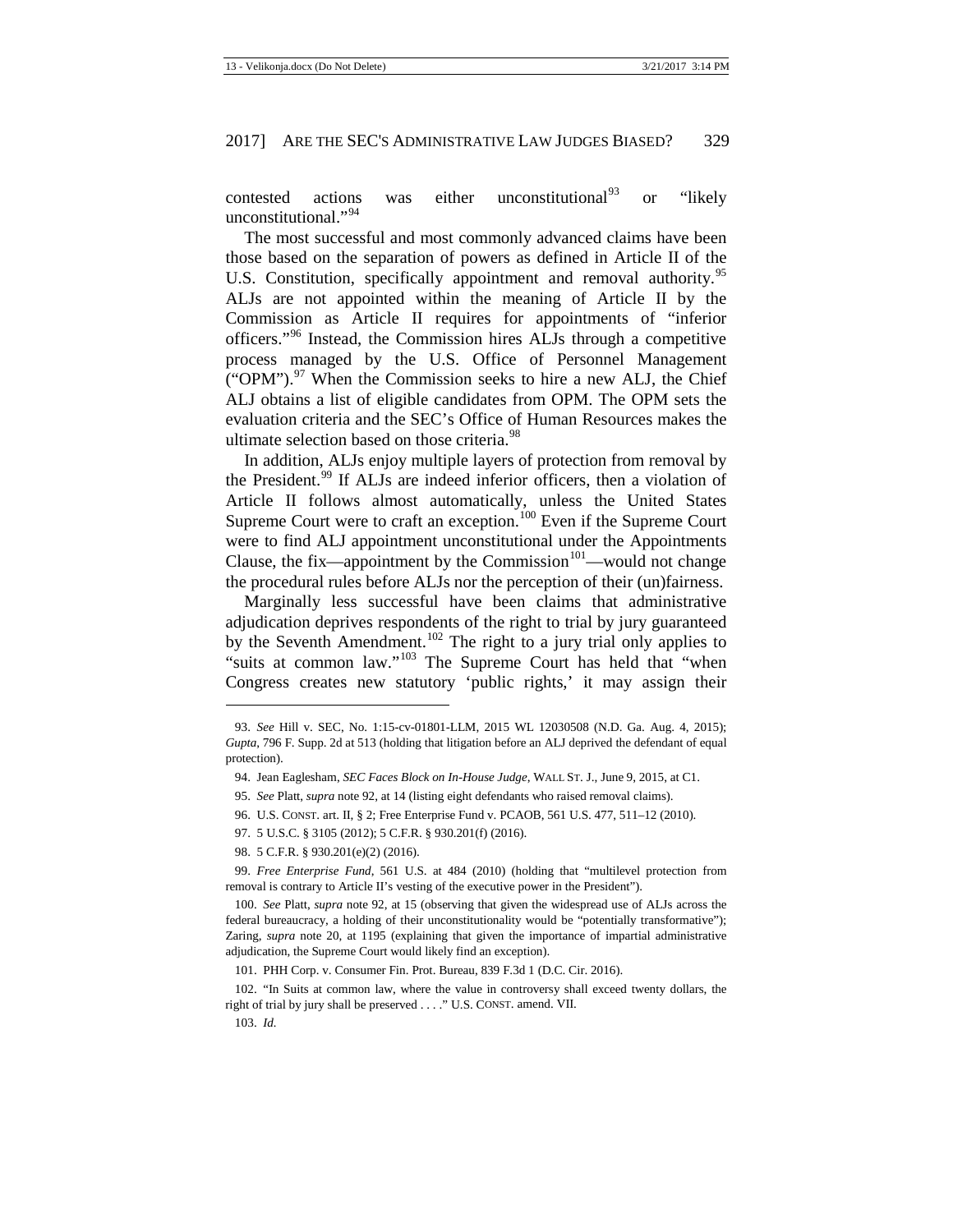contested actions was either unconstitutional[93] or "likely unconstitutional."[94]

The most successful and most commonly advanced claims have been those based on the separation of powers as defined in Article II of the U.S. Constitution, specifically appointment and removal authority.[95] ALJs are not appointed within the meaning of Article II by the Commission as Article II requires for appointments of "inferior officers."[96] Instead, the Commission hires ALJs through a competitive process managed by the U.S. Office of Personnel Management ("OPM").[97] When the Commission seeks to hire a new ALJ, the Chief ALJ obtains a list of eligible candidates from OPM. The OPM sets the evaluation criteria and the SEC's Office of Human Resources makes the ultimate selection based on those criteria.[98]

In addition, ALJs enjoy multiple layers of protection from removal by the President.[99] If ALJs are indeed inferior officers, then a violation of Article II follows almost automatically, unless the United States Supreme Court were to craft an exception.[100] Even if the Supreme Court were to find ALJ appointment unconstitutional under the Appointments Clause, the fix—appointment by the Commission[101]—would not change the procedural rules before ALJs nor the perception of their (un)fairness.

Marginally less successful have been claims that administrative adjudication deprives respondents of the right to trial by jury guaranteed by the Seventh Amendment.[102] The right to a jury trial only applies to "suits at common law."[103] The Supreme Court has held that "when Congress creates new statutory 'public rights,' it may assign their

---

93. *See* Hill v. SEC, No. 1:15-cv-01801-LLM, 2015 WL 12030508 (N.D. Ga. Aug. 4, 2015); *Gupta*, 796 F. Supp. 2d at 513 (holding that litigation before an ALJ deprived the defendant of equal protection).

94. Jean Eaglesham, *SEC Faces Block on In-House Judge*, WALL ST. J., June 9, 2015, at C1.

95. *See* Platt, *supra* note 92, at 14 (listing eight defendants who raised removal claims).

96. U.S. CONST. art. II, § 2; Free Enterprise Fund v. PCAOB, 561 U.S. 477, 511–12 (2010).

97. 5 U.S.C. § 3105 (2012); 5 C.F.R. § 930.201(f) (2016).

98. 5 C.F.R. § 930.201(e)(2) (2016).

99. *Free Enterprise Fund*, 561 U.S. at 484 (2010) (holding that "multilevel protection from removal is contrary to Article II's vesting of the executive power in the President").

100. *See* Platt, *supra* note 92, at 15 (observing that given the widespread use of ALJs across the federal bureaucracy, a holding of their unconstitutionality would be "potentially transformative"); Zaring, *supra* note 20, at 1195 (explaining that given the importance of impartial administrative adjudication, the Supreme Court would likely find an exception).

101. PHH Corp. v. Consumer Fin. Prot. Bureau, 839 F.3d 1 (D.C. Cir. 2016).

102. "In Suits at common law, where the value in controversy shall exceed twenty dollars, the right of trial by jury shall be preserved . . . ." U.S. CONST. amend. VII.

103. *Id.*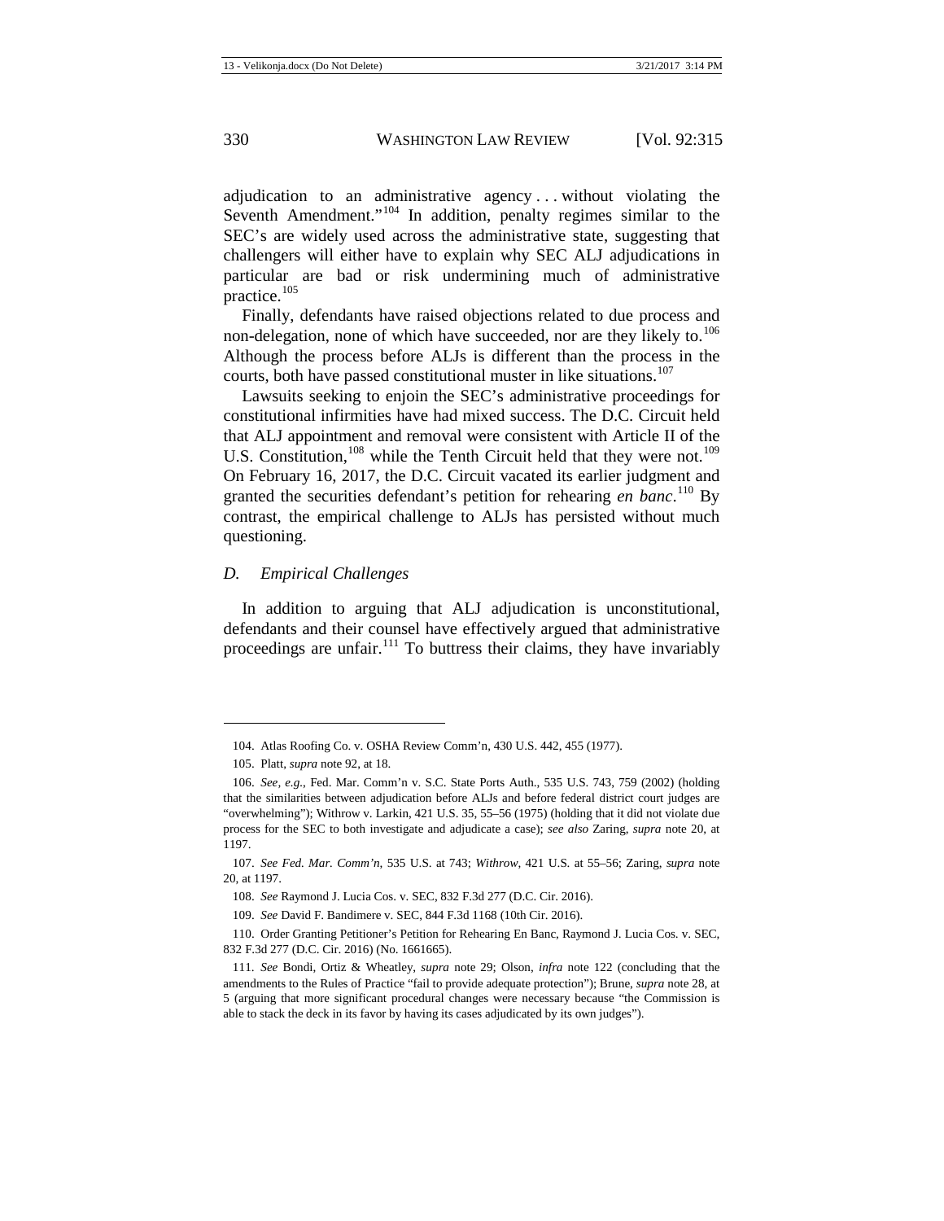adjudication to an administrative agency . . . without violating the Seventh Amendment."[104] In addition, penalty regimes similar to the SEC's are widely used across the administrative state, suggesting that challengers will either have to explain why SEC ALJ adjudications in particular are bad or risk undermining much of administrative practice.[105]

Finally, defendants have raised objections related to due process and non-delegation, none of which have succeeded, nor are they likely to.[106] Although the process before ALJs is different than the process in the courts, both have passed constitutional muster in like situations.[107]

Lawsuits seeking to enjoin the SEC's administrative proceedings for constitutional infirmities have had mixed success. The D.C. Circuit held that ALJ appointment and removal were consistent with Article II of the U.S. Constitution,[108] while the Tenth Circuit held that they were not.[109] On February 16, 2017, the D.C. Circuit vacated its earlier judgment and granted the securities defendant's petition for rehearing *en banc*.[110] By contrast, the empirical challenge to ALJs has persisted without much questioning.

### *D. Empirical Challenges*

In addition to arguing that ALJ adjudication is unconstitutional, defendants and their counsel have effectively argued that administrative proceedings are unfair.[111] To buttress their claims, they have invariably

---

104. Atlas Roofing Co. v. OSHA Review Comm'n, 430 U.S. 442, 455 (1977).

105. Platt, *supra* note 92, at 18.

106. *See, e.g.*, Fed. Mar. Comm'n v. S.C. State Ports Auth., 535 U.S. 743, 759 (2002) (holding that the similarities between adjudication before ALJs and before federal district court judges are "overwhelming"); Withrow v. Larkin, 421 U.S. 35, 55–56 (1975) (holding that it did not violate due process for the SEC to both investigate and adjudicate a case); *see also* Zaring, *supra* note 20, at 1197.

107. *See Fed. Mar. Comm'n*, 535 U.S. at 743; *Withrow*, 421 U.S. at 55–56; Zaring, *supra* note 20, at 1197.

108. *See* Raymond J. Lucia Cos. v. SEC, 832 F.3d 277 (D.C. Cir. 2016).

109. *See* David F. Bandimere v. SEC, 844 F.3d 1168 (10th Cir. 2016).

110. Order Granting Petitioner's Petition for Rehearing En Banc, Raymond J. Lucia Cos. v. SEC, 832 F.3d 277 (D.C. Cir. 2016) (No. 1661665).

111. *See* Bondi, Ortiz & Wheatley, *supra* note 29; Olson, *infra* note 122 (concluding that the amendments to the Rules of Practice "fail to provide adequate protection"); Brune, *supra* note 28, at 5 (arguing that more significant procedural changes were necessary because "the Commission is able to stack the deck in its favor by having its cases adjudicated by its own judges").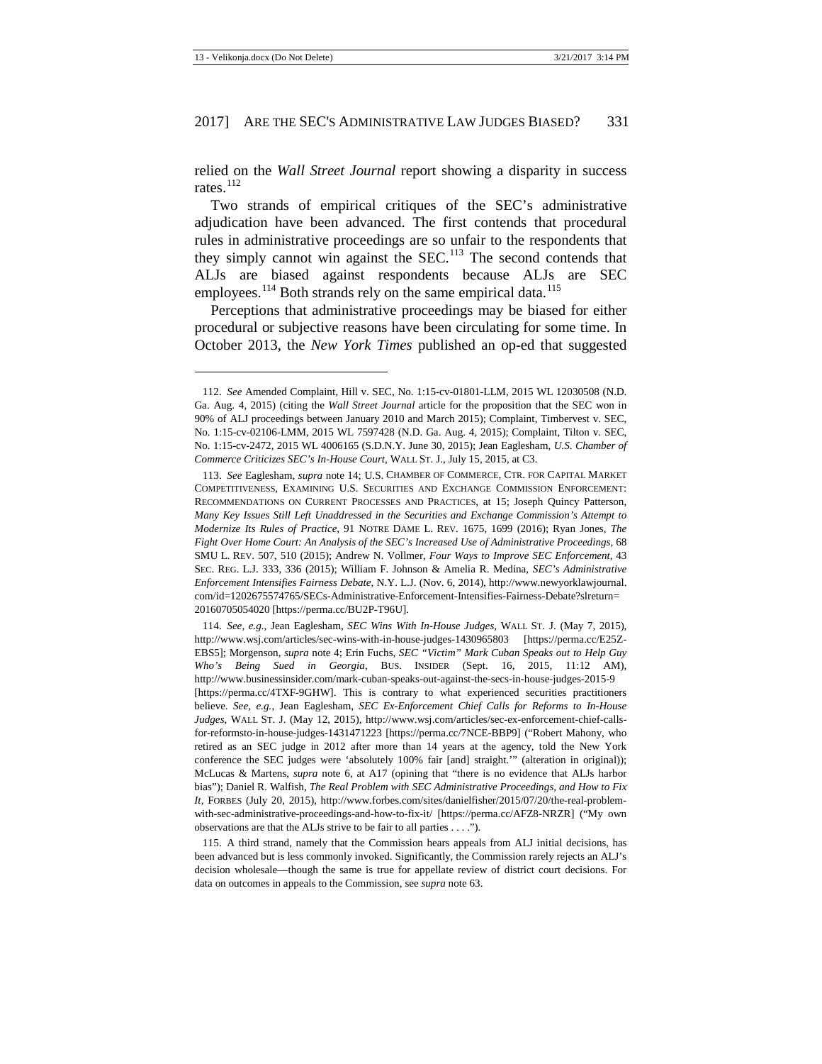relied on the *Wall Street Journal* report showing a disparity in success rates.[112]

Two strands of empirical critiques of the SEC's administrative adjudication have been advanced. The first contends that procedural rules in administrative proceedings are so unfair to the respondents that they simply cannot win against the SEC.[113] The second contends that ALJs are biased against respondents because ALJs are SEC employees.[114] Both strands rely on the same empirical data.[115]

Perceptions that administrative proceedings may be biased for either procedural or subjective reasons have been circulating for some time. In October 2013, the *New York Times* published an op-ed that suggested

---

112. *See* Amended Complaint, Hill v. SEC, No. 1:15-cv-01801-LLM, 2015 WL 12030508 (N.D. Ga. Aug. 4, 2015) (citing the *Wall Street Journal* article for the proposition that the SEC won in 90% of ALJ proceedings between January 2010 and March 2015); Complaint, Timbervest v. SEC, No. 1:15-cv-02106-LMM, 2015 WL 7597428 (N.D. Ga. Aug. 4, 2015); Complaint, Tilton v. SEC, No. 1:15-cv-2472, 2015 WL 4006165 (S.D.N.Y. June 30, 2015); Jean Eaglesham, *U.S. Chamber of Commerce Criticizes SEC's In-House Court*, WALL ST. J., July 15, 2015, at C3.

113. *See* Eaglesham, *supra* note 14; U.S. CHAMBER OF COMMERCE, CTR. FOR CAPITAL MARKET COMPETITIVENESS, EXAMINING U.S. SECURITIES AND EXCHANGE COMMISSION ENFORCEMENT: RECOMMENDATIONS ON CURRENT PROCESSES AND PRACTICES, at 15; Joseph Quincy Patterson, *Many Key Issues Still Left Unaddressed in the Securities and Exchange Commission's Attempt to Modernize Its Rules of Practice*, 91 NOTRE DAME L. REV. 1675, 1699 (2016); Ryan Jones, *The Fight Over Home Court: An Analysis of the SEC's Increased Use of Administrative Proceedings*, 68 SMU L. REV. 507, 510 (2015); Andrew N. Vollmer, *Four Ways to Improve SEC Enforcement*, 43 SEC. REG. L.J. 333, 336 (2015); William F. Johnson & Amelia R. Medina, *SEC's Administrative Enforcement Intensifies Fairness Debate*, N.Y. L.J. (Nov. 6, 2014), http://www.newyorklawjournal.com/id=1202675574765/SECs-Administrative-Enforcement-Intensifies-Fairness-Debate?slreturn=20160705054020 [https://perma.cc/BU2P-T96U].

114. *See, e.g.*, Jean Eaglesham, *SEC Wins With In-House Judges*, WALL ST. J. (May 7, 2015), http://www.wsj.com/articles/sec-wins-with-in-house-judges-1430965803 [https://perma.cc/E25Z-EBS5]; Morgenson, *supra* note 4; Erin Fuchs, *SEC "Victim" Mark Cuban Speaks out to Help Guy Who's Being Sued in Georgia*, BUS. INSIDER (Sept. 16, 2015, 11:12 AM), http://www.businessinsider.com/mark-cuban-speaks-out-against-the-secs-in-house-judges-2015-9 [https://perma.cc/4TXF-9GHW]. This is contrary to what experienced securities practitioners believe. *See, e.g.*, Jean Eaglesham, *SEC Ex-Enforcement Chief Calls for Reforms to In-House Judges*, WALL ST. J. (May 12, 2015), http://www.wsj.com/articles/sec-ex-enforcement-chief-calls-for-reformsto-in-house-judges-1431471223 [https://perma.cc/7NCE-BBP9] ("Robert Mahony, who retired as an SEC judge in 2012 after more than 14 years at the agency, told the New York conference the SEC judges were 'absolutely 100% fair [and] straight.'" (alteration in original)); McLucas & Martens, *supra* note 6, at A17 (opining that "there is no evidence that ALJs harbor bias"); Daniel R. Walfish, *The Real Problem with SEC Administrative Proceedings, and How to Fix It*, FORBES (July 20, 2015), http://www.forbes.com/sites/danielfisher/2015/07/20/the-real-problem-with-sec-administrative-proceedings-and-how-to-fix-it/ [https://perma.cc/AFZ8-NRZR] ("My own observations are that the ALJs strive to be fair to all parties . . . .").

115. A third strand, namely that the Commission hears appeals from ALJ initial decisions, has been advanced but is less commonly invoked. Significantly, the Commission rarely rejects an ALJ's decision wholesale—though the same is true for appellate review of district court decisions. For data on outcomes in appeals to the Commission, see *supra* note 63.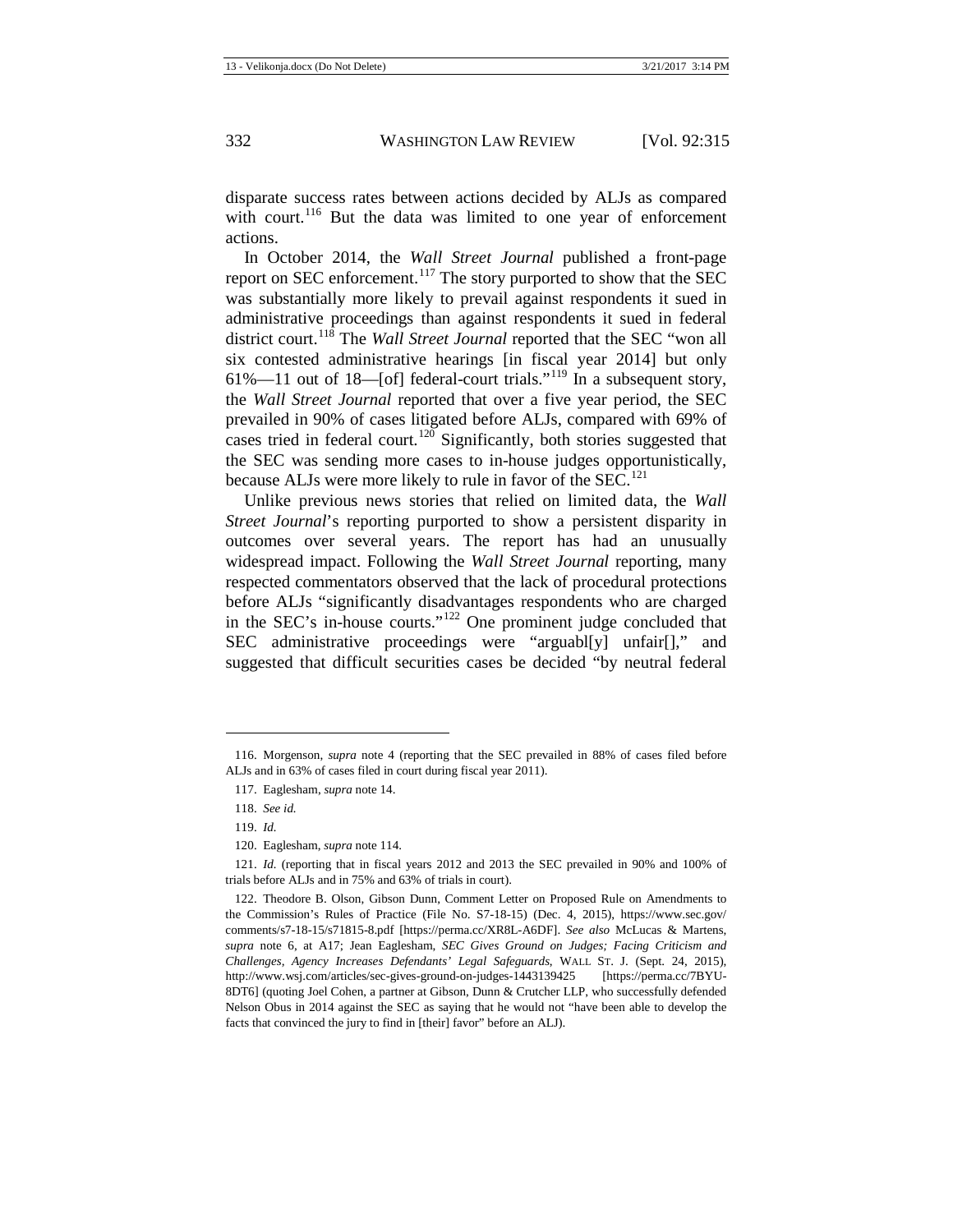disparate success rates between actions decided by ALJs as compared with court.[116] But the data was limited to one year of enforcement actions.

In October 2014, the *Wall Street Journal* published a front-page report on SEC enforcement.[117] The story purported to show that the SEC was substantially more likely to prevail against respondents it sued in administrative proceedings than against respondents it sued in federal district court.[118] The *Wall Street Journal* reported that the SEC "won all six contested administrative hearings [in fiscal year 2014] but only 61%—11 out of 18—[of] federal-court trials."[119] In a subsequent story, the *Wall Street Journal* reported that over a five year period, the SEC prevailed in 90% of cases litigated before ALJs, compared with 69% of cases tried in federal court.[120] Significantly, both stories suggested that the SEC was sending more cases to in-house judges opportunistically, because ALJs were more likely to rule in favor of the SEC.[121]

Unlike previous news stories that relied on limited data, the *Wall Street Journal*'s reporting purported to show a persistent disparity in outcomes over several years. The report has had an unusually widespread impact. Following the *Wall Street Journal* reporting, many respected commentators observed that the lack of procedural protections before ALJs "significantly disadvantages respondents who are charged in the SEC's in-house courts."[122] One prominent judge concluded that SEC administrative proceedings were "arguabl[y] unfair[]," and suggested that difficult securities cases be decided "by neutral federal

---

116. Morgenson, *supra* note 4 (reporting that the SEC prevailed in 88% of cases filed before ALJs and in 63% of cases filed in court during fiscal year 2011).

117. Eaglesham, *supra* note 14.

118. *See id.*

119. *Id.*

120. Eaglesham, *supra* note 114.

121. *Id.* (reporting that in fiscal years 2012 and 2013 the SEC prevailed in 90% and 100% of trials before ALJs and in 75% and 63% of trials in court).

122. Theodore B. Olson, Gibson Dunn, Comment Letter on Proposed Rule on Amendments to the Commission's Rules of Practice (File No. S7-18-15) (Dec. 4, 2015), https://www.sec.gov/comments/s7-18-15/s71815-8.pdf [https://perma.cc/XR8L-A6DF]. *See also* McLucas & Martens, *supra* note 6, at A17; Jean Eaglesham, *SEC Gives Ground on Judges; Facing Criticism and Challenges, Agency Increases Defendants' Legal Safeguards*, WALL ST. J. (Sept. 24, 2015), http://www.wsj.com/articles/sec-gives-ground-on-judges-1443139425 [https://perma.cc/7BYU-8DT6] (quoting Joel Cohen, a partner at Gibson, Dunn & Crutcher LLP, who successfully defended Nelson Obus in 2014 against the SEC as saying that he would not "have been able to develop the facts that convinced the jury to find in [their] favor" before an ALJ).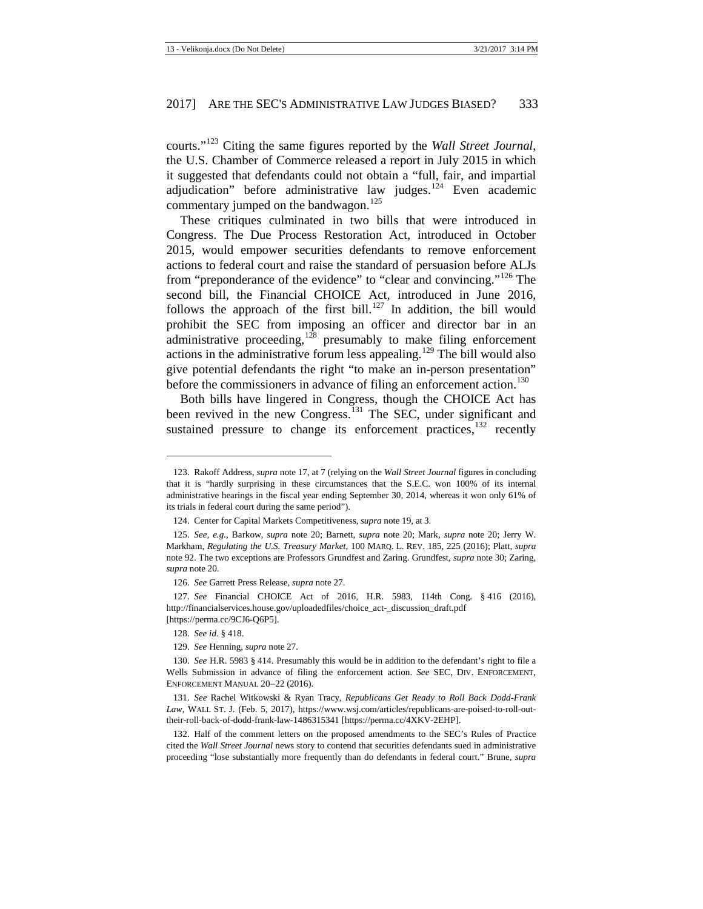courts."[123] Citing the same figures reported by the *Wall Street Journal*, the U.S. Chamber of Commerce released a report in July 2015 in which it suggested that defendants could not obtain a "full, fair, and impartial adjudication" before administrative law judges.[124] Even academic commentary jumped on the bandwagon.[125]

These critiques culminated in two bills that were introduced in Congress. The Due Process Restoration Act, introduced in October 2015, would empower securities defendants to remove enforcement actions to federal court and raise the standard of persuasion before ALJs from "preponderance of the evidence" to "clear and convincing."[126] The second bill, the Financial CHOICE Act, introduced in June 2016, follows the approach of the first bill.[127] In addition, the bill would prohibit the SEC from imposing an officer and director bar in an administrative proceeding,[128] presumably to make filing enforcement actions in the administrative forum less appealing.[129] The bill would also give potential defendants the right "to make an in-person presentation" before the commissioners in advance of filing an enforcement action.[130]

Both bills have lingered in Congress, though the CHOICE Act has been revived in the new Congress.[131] The SEC, under significant and sustained pressure to change its enforcement practices,[132] recently

---

123. Rakoff Address, *supra* note 17, at 7 (relying on the *Wall Street Journal* figures in concluding that it is "hardly surprising in these circumstances that the S.E.C. won 100% of its internal administrative hearings in the fiscal year ending September 30, 2014, whereas it won only 61% of its trials in federal court during the same period").

124. Center for Capital Markets Competitiveness, *supra* note 19, at 3.

125. *See, e.g.*, Barkow, *supra* note 20; Barnett, *supra* note 20; Mark, *supra* note 20; Jerry W. Markham, *Regulating the U.S. Treasury Market*, 100 MARQ. L. REV. 185, 225 (2016); Platt, *supra* note 92. The two exceptions are Professors Grundfest and Zaring. Grundfest, *supra* note 30; Zaring, *supra* note 20.

126. *See* Garrett Press Release, *supra* note 27.

127. *See* Financial CHOICE Act of 2016, H.R. 5983, 114th Cong. § 416 (2016), http://financialservices.house.gov/uploadedfiles/choice_act-_discussion_draft.pdf [https://perma.cc/9CJ6-Q6P5].

128. *See id.* § 418.

129. *See* Henning, *supra* note 27.

130. *See* H.R. 5983 § 414. Presumably this would be in addition to the defendant's right to file a Wells Submission in advance of filing the enforcement action. *See* SEC, DIV. ENFORCEMENT, ENFORCEMENT MANUAL 20–22 (2016).

131. *See* Rachel Witkowski & Ryan Tracy, *Republicans Get Ready to Roll Back Dodd-Frank Law*, WALL ST. J. (Feb. 5, 2017), https://www.wsj.com/articles/republicans-are-poised-to-roll-out-their-roll-back-of-dodd-frank-law-1486315341 [https://perma.cc/4XKV-2EHP].

132. Half of the comment letters on the proposed amendments to the SEC's Rules of Practice cited the *Wall Street Journal* news story to contend that securities defendants sued in administrative proceeding "lose substantially more frequently than do defendants in federal court." Brune, *supra*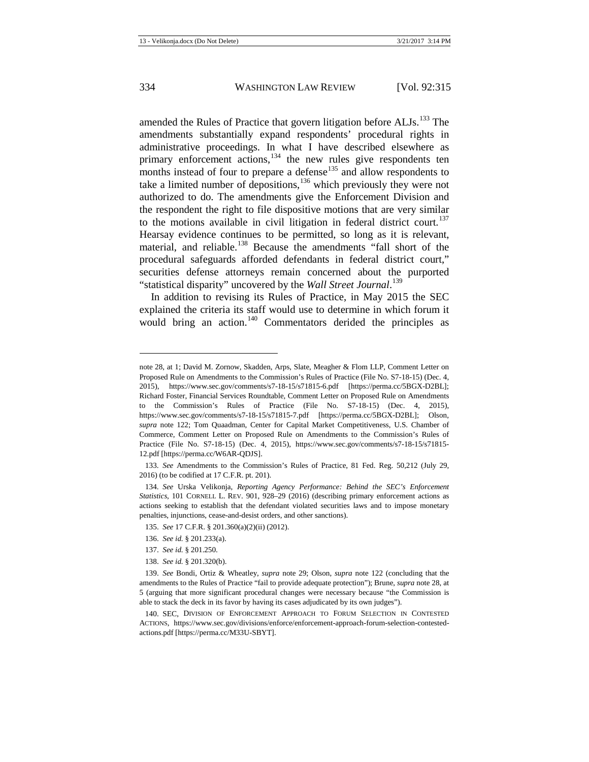amended the Rules of Practice that govern litigation before ALJs.[133] The amendments substantially expand respondents' procedural rights in administrative proceedings. In what I have described elsewhere as primary enforcement actions,[134] the new rules give respondents ten months instead of four to prepare a defense[135] and allow respondents to take a limited number of depositions,[136] which previously they were not authorized to do. The amendments give the Enforcement Division and the respondent the right to file dispositive motions that are very similar to the motions available in civil litigation in federal district court.[137] Hearsay evidence continues to be permitted, so long as it is relevant, material, and reliable.[138] Because the amendments "fall short of the procedural safeguards afforded defendants in federal district court," securities defense attorneys remain concerned about the purported "statistical disparity" uncovered by the *Wall Street Journal*.[139]

In addition to revising its Rules of Practice, in May 2015 the SEC explained the criteria its staff would use to determine in which forum it would bring an action.[140] Commentators derided the principles as

---

note 28, at 1; David M. Zornow, Skadden, Arps, Slate, Meagher & Flom LLP, Comment Letter on Proposed Rule on Amendments to the Commission's Rules of Practice (File No. S7-18-15) (Dec. 4, 2015), https://www.sec.gov/comments/s7-18-15/s71815-6.pdf [https://perma.cc/5BGX-D2BL]; Richard Foster, Financial Services Roundtable, Comment Letter on Proposed Rule on Amendments to the Commission's Rules of Practice (File No. S7-18-15) (Dec. 4, 2015), https://www.sec.gov/comments/s7-18-15/s71815-7.pdf [https://perma.cc/5BGX-D2BL]; Olson, *supra* note 122; Tom Quaadman, Center for Capital Market Competitiveness, U.S. Chamber of Commerce, Comment Letter on Proposed Rule on Amendments to the Commission's Rules of Practice (File No. S7-18-15) (Dec. 4, 2015), https://www.sec.gov/comments/s7-18-15/s71815-12.pdf [https://perma.cc/W6AR-QDJS].

133. *See* Amendments to the Commission's Rules of Practice, 81 Fed. Reg. 50,212 (July 29, 2016) (to be codified at 17 C.F.R. pt. 201).

134. *See* Urska Velikonja, *Reporting Agency Performance: Behind the SEC's Enforcement Statistics*, 101 CORNELL L. REV. 901, 928–29 (2016) (describing primary enforcement actions as actions seeking to establish that the defendant violated securities laws and to impose monetary penalties, injunctions, cease-and-desist orders, and other sanctions).

135. *See* 17 C.F.R. § 201.360(a)(2)(ii) (2012).

136. *See id.* § 201.233(a).

137. *See id.* § 201.250.

138. *See id.* § 201.320(b).

139. *See* Bondi, Ortiz & Wheatley, *supra* note 29; Olson, *supra* note 122 (concluding that the amendments to the Rules of Practice "fail to provide adequate protection"); Brune, *supra* note 28, at 5 (arguing that more significant procedural changes were necessary because "the Commission is able to stack the deck in its favor by having its cases adjudicated by its own judges").

140. SEC, DIVISION OF ENFORCEMENT APPROACH TO FORUM SELECTION IN CONTESTED ACTIONS, https://www.sec.gov/divisions/enforce/enforcement-approach-forum-selection-contested-actions.pdf [https://perma.cc/M33U-SBYT].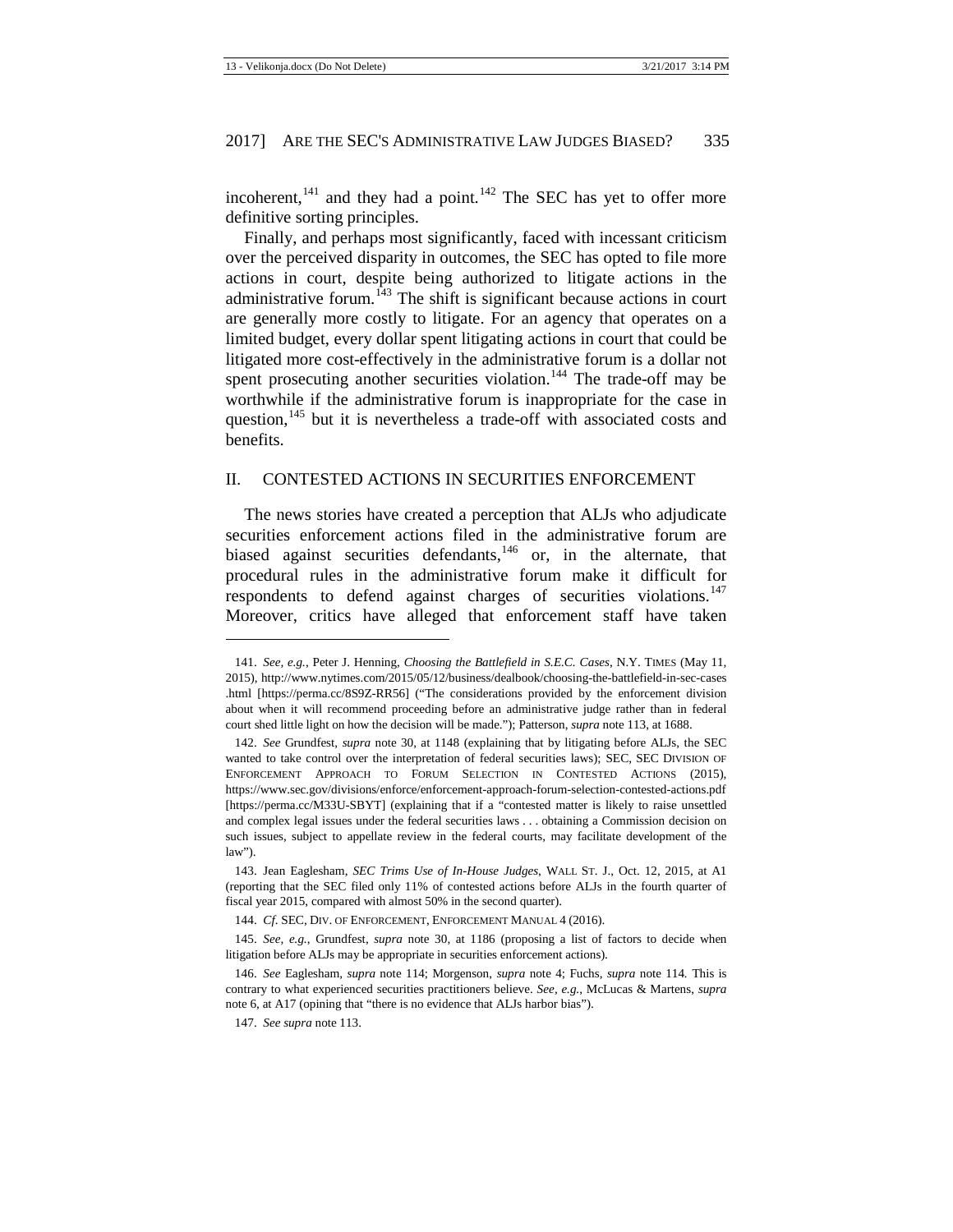incoherent,[141] and they had a point.[142] The SEC has yet to offer more definitive sorting principles.

Finally, and perhaps most significantly, faced with incessant criticism over the perceived disparity in outcomes, the SEC has opted to file more actions in court, despite being authorized to litigate actions in the administrative forum.[143] The shift is significant because actions in court are generally more costly to litigate. For an agency that operates on a limited budget, every dollar spent litigating actions in court that could be litigated more cost-effectively in the administrative forum is a dollar not spent prosecuting another securities violation.[144] The trade-off may be worthwhile if the administrative forum is inappropriate for the case in question,[145] but it is nevertheless a trade-off with associated costs and benefits.

## II. CONTESTED ACTIONS IN SECURITIES ENFORCEMENT

The news stories have created a perception that ALJs who adjudicate securities enforcement actions filed in the administrative forum are biased against securities defendants,[146] or, in the alternate, that procedural rules in the administrative forum make it difficult for respondents to defend against charges of securities violations.[147] Moreover, critics have alleged that enforcement staff have taken

---

141. *See, e.g.*, Peter J. Henning, *Choosing the Battlefield in S.E.C. Cases*, N.Y. TIMES (May 11, 2015), http://www.nytimes.com/2015/05/12/business/dealbook/choosing-the-battlefield-in-sec-cases.html [https://perma.cc/8S9Z-RR56] ("The considerations provided by the enforcement division about when it will recommend proceeding before an administrative judge rather than in federal court shed little light on how the decision will be made."); Patterson, *supra* note 113, at 1688.

142. *See* Grundfest, *supra* note 30, at 1148 (explaining that by litigating before ALJs, the SEC wanted to take control over the interpretation of federal securities laws); SEC, SEC DIVISION OF ENFORCEMENT APPROACH TO FORUM SELECTION IN CONTESTED ACTIONS (2015), https://www.sec.gov/divisions/enforce/enforcement-approach-forum-selection-contested-actions.pdf [https://perma.cc/M33U-SBYT] (explaining that if a "contested matter is likely to raise unsettled and complex legal issues under the federal securities laws . . . obtaining a Commission decision on such issues, subject to appellate review in the federal courts, may facilitate development of the law").

143. Jean Eaglesham, *SEC Trims Use of In-House Judges*, WALL ST. J., Oct. 12, 2015, at A1 (reporting that the SEC filed only 11% of contested actions before ALJs in the fourth quarter of fiscal year 2015, compared with almost 50% in the second quarter).

144. *Cf.* SEC, DIV. OF ENFORCEMENT, ENFORCEMENT MANUAL 4 (2016).

145. *See, e.g.*, Grundfest, *supra* note 30, at 1186 (proposing a list of factors to decide when litigation before ALJs may be appropriate in securities enforcement actions).

146. *See* Eaglesham, *supra* note 114; Morgenson, *supra* note 4; Fuchs, *supra* note 114. This is contrary to what experienced securities practitioners believe. *See, e.g.*, McLucas & Martens, *supra* note 6, at A17 (opining that "there is no evidence that ALJs harbor bias").

147. *See supra* note 113.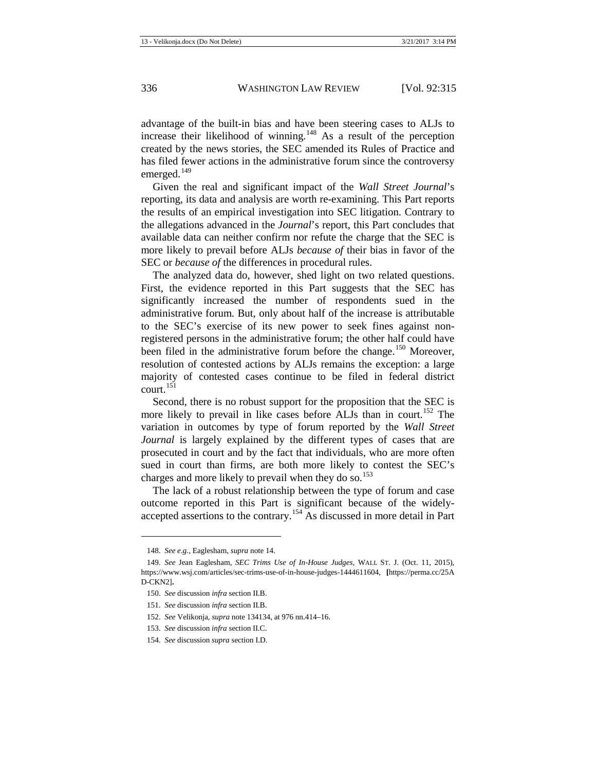advantage of the built-in bias and have been steering cases to ALJs to increase their likelihood of winning.[148] As a result of the perception created by the news stories, the SEC amended its Rules of Practice and has filed fewer actions in the administrative forum since the controversy emerged.[149]

Given the real and significant impact of the *Wall Street Journal*'s reporting, its data and analysis are worth re-examining. This Part reports the results of an empirical investigation into SEC litigation. Contrary to the allegations advanced in the *Journal*'s report, this Part concludes that available data can neither confirm nor refute the charge that the SEC is more likely to prevail before ALJs *because of* their bias in favor of the SEC or *because of* the differences in procedural rules.

The analyzed data do, however, shed light on two related questions. First, the evidence reported in this Part suggests that the SEC has significantly increased the number of respondents sued in the administrative forum. But, only about half of the increase is attributable to the SEC's exercise of its new power to seek fines against non-registered persons in the administrative forum; the other half could have been filed in the administrative forum before the change.[150] Moreover, resolution of contested actions by ALJs remains the exception: a large majority of contested cases continue to be filed in federal district court.[151]

Second, there is no robust support for the proposition that the SEC is more likely to prevail in like cases before ALJs than in court.[152] The variation in outcomes by type of forum reported by the *Wall Street Journal* is largely explained by the different types of cases that are prosecuted in court and by the fact that individuals, who are more often sued in court than firms, are both more likely to contest the SEC's charges and more likely to prevail when they do so.[153]

The lack of a robust relationship between the type of forum and case outcome reported in this Part is significant because of the widely-accepted assertions to the contrary.[154] As discussed in more detail in Part

---

148. *See e.g.*, Eaglesham, *supra* note 14.

149. *See* Jean Eaglesham, *SEC Trims Use of In-House Judges*, WALL ST. J. (Oct. 11, 2015), https://www.wsj.com/articles/sec-trims-use-of-in-house-judges-1444611604, [https://perma.cc/25AD-CKN2].

150. *See* discussion *infra* section II.B.

151. *See* discussion *infra* section II.B.

152. *See* Velikonja, *supra* note 134134, at 976 nn.414–16.

153. *See* discussion *infra* section II.C.

154. *See* discussion *supra* section I.D.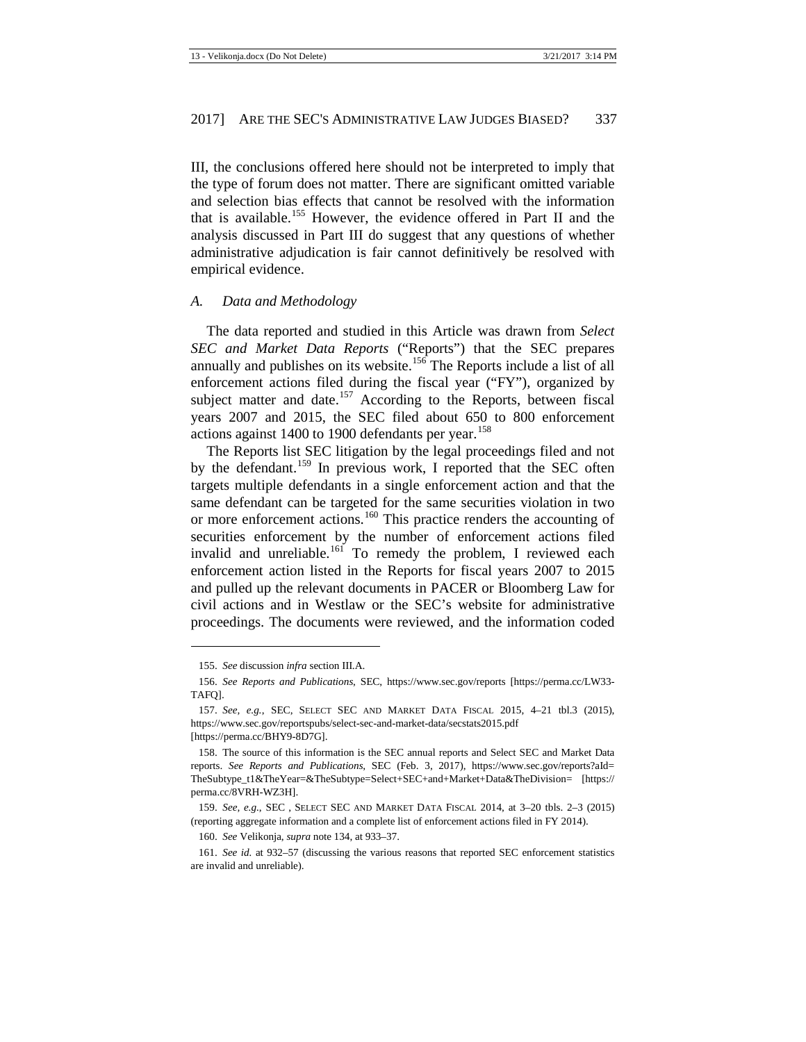III, the conclusions offered here should not be interpreted to imply that the type of forum does not matter. There are significant omitted variable and selection bias effects that cannot be resolved with the information that is available.[155] However, the evidence offered in Part II and the analysis discussed in Part III do suggest that any questions of whether administrative adjudication is fair cannot definitively be resolved with empirical evidence.

### *A. Data and Methodology*

The data reported and studied in this Article was drawn from *Select SEC and Market Data Reports* ("Reports") that the SEC prepares annually and publishes on its website.[156] The Reports include a list of all enforcement actions filed during the fiscal year ("FY"), organized by subject matter and date.[157] According to the Reports, between fiscal years 2007 and 2015, the SEC filed about 650 to 800 enforcement actions against 1400 to 1900 defendants per year.[158]

The Reports list SEC litigation by the legal proceedings filed and not by the defendant.[159] In previous work, I reported that the SEC often targets multiple defendants in a single enforcement action and that the same defendant can be targeted for the same securities violation in two or more enforcement actions.[160] This practice renders the accounting of securities enforcement by the number of enforcement actions filed invalid and unreliable.[161] To remedy the problem, I reviewed each enforcement action listed in the Reports for fiscal years 2007 to 2015 and pulled up the relevant documents in PACER or Bloomberg Law for civil actions and in Westlaw or the SEC's website for administrative proceedings. The documents were reviewed, and the information coded

---

155. *See* discussion *infra* section III.A.

156. *See Reports and Publications*, SEC, https://www.sec.gov/reports [https://perma.cc/LW33-TAFQ].

157. *See, e.g.*, SEC, SELECT SEC AND MARKET DATA FISCAL 2015, 4–21 tbl.3 (2015), https://www.sec.gov/reportspubs/select-sec-and-market-data/secstats2015.pdf [https://perma.cc/BHY9-8D7G].

158. The source of this information is the SEC annual reports and Select SEC and Market Data reports. *See Reports and Publications*, SEC (Feb. 3, 2017), https://www.sec.gov/reports?aId=TheSubtype_t1&TheYear=&TheSubtype=Select+SEC+and+Market+Data&TheDivision= [https://perma.cc/8VRH-WZ3H].

159. *See, e.g.*, SEC , SELECT SEC AND MARKET DATA FISCAL 2014, at 3–20 tbls. 2–3 (2015) (reporting aggregate information and a complete list of enforcement actions filed in FY 2014).

160. *See* Velikonja, *supra* note 134, at 933–37.

161. *See id.* at 932–57 (discussing the various reasons that reported SEC enforcement statistics are invalid and unreliable).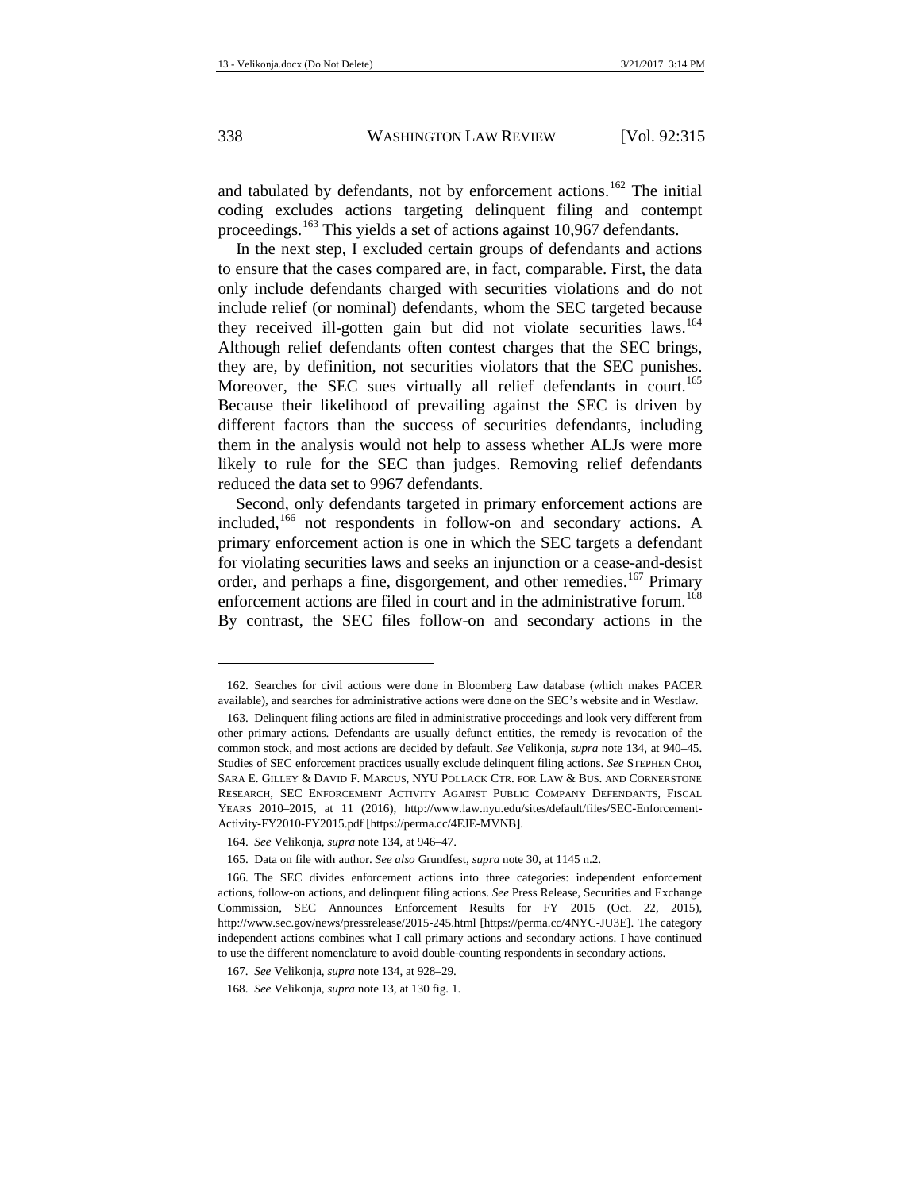and tabulated by defendants, not by enforcement actions.[162] The initial coding excludes actions targeting delinquent filing and contempt proceedings.[163] This yields a set of actions against 10,967 defendants.

In the next step, I excluded certain groups of defendants and actions to ensure that the cases compared are, in fact, comparable. First, the data only include defendants charged with securities violations and do not include relief (or nominal) defendants, whom the SEC targeted because they received ill-gotten gain but did not violate securities laws.[164] Although relief defendants often contest charges that the SEC brings, they are, by definition, not securities violators that the SEC punishes. Moreover, the SEC sues virtually all relief defendants in court.[165] Because their likelihood of prevailing against the SEC is driven by different factors than the success of securities defendants, including them in the analysis would not help to assess whether ALJs were more likely to rule for the SEC than judges. Removing relief defendants reduced the data set to 9967 defendants.

Second, only defendants targeted in primary enforcement actions are included,[166] not respondents in follow-on and secondary actions. A primary enforcement action is one in which the SEC targets a defendant for violating securities laws and seeks an injunction or a cease-and-desist order, and perhaps a fine, disgorgement, and other remedies.[167] Primary enforcement actions are filed in court and in the administrative forum.[168] By contrast, the SEC files follow-on and secondary actions in the

---

162. Searches for civil actions were done in Bloomberg Law database (which makes PACER available), and searches for administrative actions were done on the SEC's website and in Westlaw.

163. Delinquent filing actions are filed in administrative proceedings and look very different from other primary actions. Defendants are usually defunct entities, the remedy is revocation of the common stock, and most actions are decided by default. *See* Velikonja, *supra* note 134, at 940–45. Studies of SEC enforcement practices usually exclude delinquent filing actions. *See* STEPHEN CHOI, SARA E. GILLEY & DAVID F. MARCUS, NYU POLLACK CTR. FOR LAW & BUS. AND CORNERSTONE RESEARCH, SEC ENFORCEMENT ACTIVITY AGAINST PUBLIC COMPANY DEFENDANTS, FISCAL YEARS 2010–2015, at 11 (2016), http://www.law.nyu.edu/sites/default/files/SEC-Enforcement-Activity-FY2010-FY2015.pdf [https://perma.cc/4EJE-MVNB].

164. *See* Velikonja, *supra* note 134, at 946–47.

165. Data on file with author. *See also* Grundfest, *supra* note 30, at 1145 n.2.

166. The SEC divides enforcement actions into three categories: independent enforcement actions, follow-on actions, and delinquent filing actions. *See* Press Release, Securities and Exchange Commission, SEC Announces Enforcement Results for FY 2015 (Oct. 22, 2015), http://www.sec.gov/news/pressrelease/2015-245.html [https://perma.cc/4NYC-JU3E]. The category independent actions combines what I call primary actions and secondary actions. I have continued to use the different nomenclature to avoid double-counting respondents in secondary actions.

167. *See* Velikonja, *supra* note 134, at 928–29.

168. *See* Velikonja, *supra* note 13, at 130 fig. 1.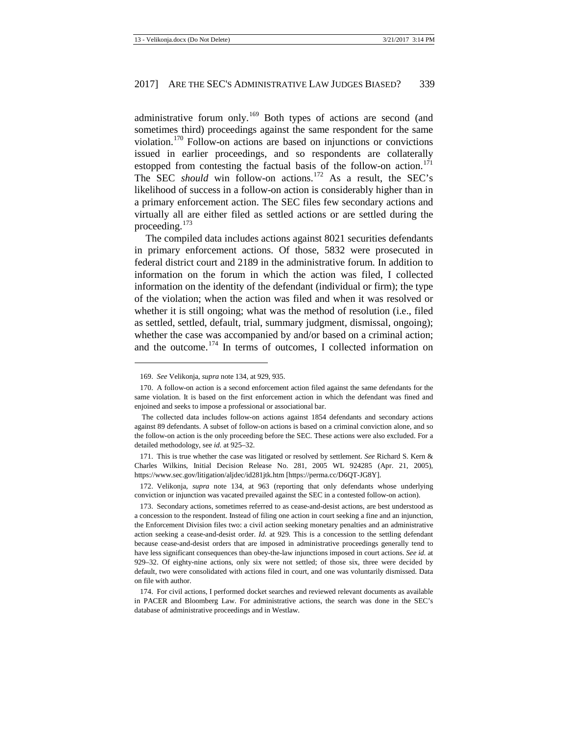administrative forum only.[169] Both types of actions are second (and sometimes third) proceedings against the same respondent for the same violation.[170] Follow-on actions are based on injunctions or convictions issued in earlier proceedings, and so respondents are collaterally estopped from contesting the factual basis of the follow-on action.[171] The SEC *should* win follow-on actions.[172] As a result, the SEC's likelihood of success in a follow-on action is considerably higher than in a primary enforcement action. The SEC files few secondary actions and virtually all are either filed as settled actions or are settled during the proceeding.[173]

The compiled data includes actions against 8021 securities defendants in primary enforcement actions. Of those, 5832 were prosecuted in federal district court and 2189 in the administrative forum. In addition to information on the forum in which the action was filed, I collected information on the identity of the defendant (individual or firm); the type of the violation; when the action was filed and when it was resolved or whether it is still ongoing; what was the method of resolution (i.e., filed as settled, settled, default, trial, summary judgment, dismissal, ongoing); whether the case was accompanied by and/or based on a criminal action; and the outcome.[174] In terms of outcomes, I collected information on

---

169. *See* Velikonja, *supra* note 134, at 929, 935.

170. A follow-on action is a second enforcement action filed against the same defendants for the same violation. It is based on the first enforcement action in which the defendant was fined and enjoined and seeks to impose a professional or associational bar.

The collected data includes follow-on actions against 1854 defendants and secondary actions against 89 defendants. A subset of follow-on actions is based on a criminal conviction alone, and so the follow-on action is the only proceeding before the SEC. These actions were also excluded. For a detailed methodology, see *id.* at 925–32.

171. This is true whether the case was litigated or resolved by settlement. *See* Richard S. Kern & Charles Wilkins, Initial Decision Release No. 281, 2005 WL 924285 (Apr. 21, 2005), https://www.sec.gov/litigation/aljdec/id281jtk.htm [https://perma.cc/D6QT-JG8Y].

172. Velikonja, *supra* note 134, at 963 (reporting that only defendants whose underlying conviction or injunction was vacated prevailed against the SEC in a contested follow-on action).

173. Secondary actions, sometimes referred to as cease-and-desist actions, are best understood as a concession to the respondent. Instead of filing one action in court seeking a fine and an injunction, the Enforcement Division files two: a civil action seeking monetary penalties and an administrative action seeking a cease-and-desist order. *Id.* at 929. This is a concession to the settling defendant because cease-and-desist orders that are imposed in administrative proceedings generally tend to have less significant consequences than obey-the-law injunctions imposed in court actions. *See id.* at 929–32. Of eighty-nine actions, only six were not settled; of those six, three were decided by default, two were consolidated with actions filed in court, and one was voluntarily dismissed. Data on file with author.

174. For civil actions, I performed docket searches and reviewed relevant documents as available in PACER and Bloomberg Law. For administrative actions, the search was done in the SEC's database of administrative proceedings and in Westlaw.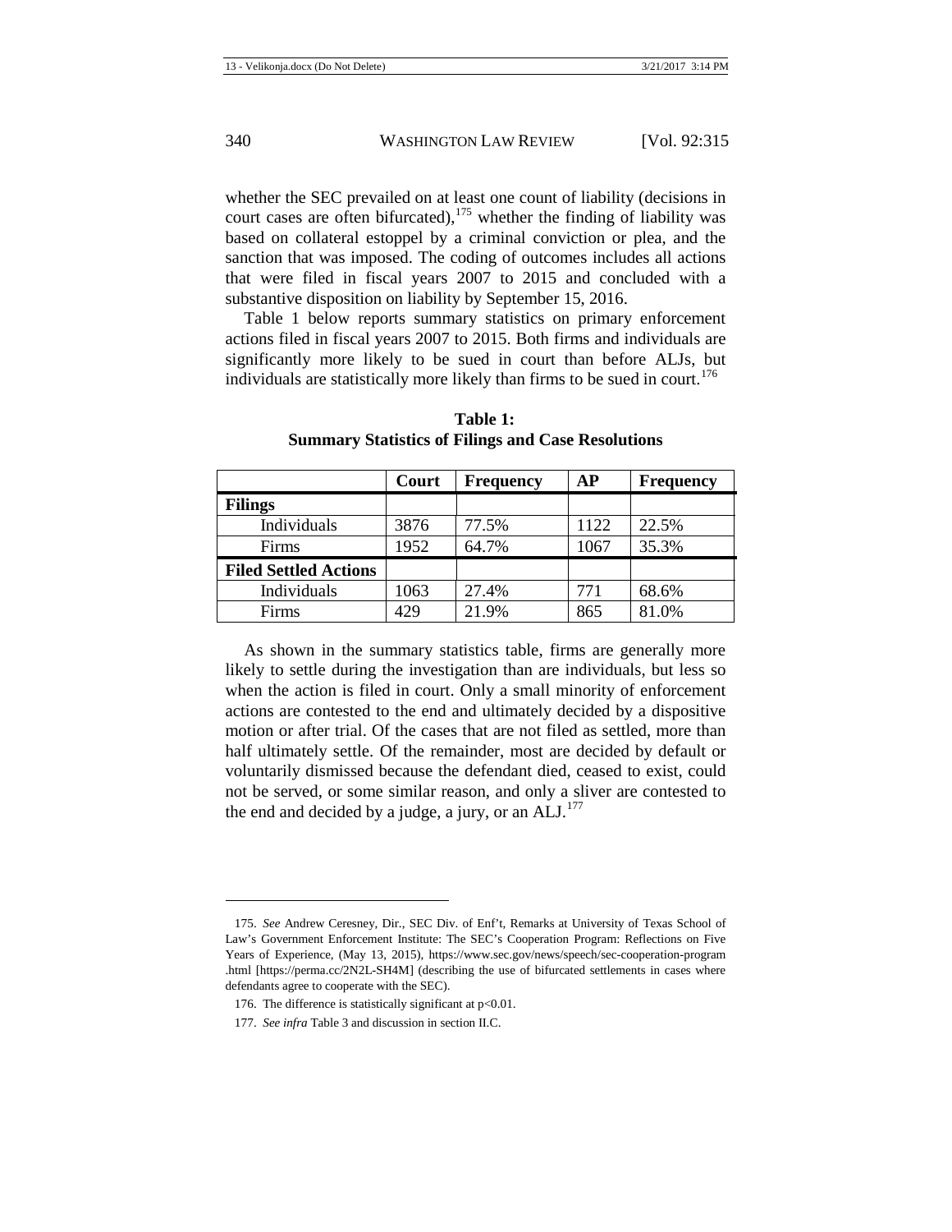whether the SEC prevailed on at least one count of liability (decisions in court cases are often bifurcated),[175] whether the finding of liability was based on collateral estoppel by a criminal conviction or plea, and the sanction that was imposed. The coding of outcomes includes all actions that were filed in fiscal years 2007 to 2015 and concluded with a substantive disposition on liability by September 15, 2016.

Table 1 below reports summary statistics on primary enforcement actions filed in fiscal years 2007 to 2015. Both firms and individuals are significantly more likely to be sued in court than before ALJs, but individuals are statistically more likely than firms to be sued in court.[176]

**Table 1:**
**Summary Statistics of Filings and Case Resolutions**

| | Court | Frequency | AP | Frequency |
|---|---|---|---|---|
| **Filings** | | | | |
| Individuals | 3876 | 77.5% | 1122 | 22.5% |
| Firms | 1952 | 64.7% | 1067 | 35.3% |
| **Filed Settled Actions** | | | | |
| Individuals | 1063 | 27.4% | 771 | 68.6% |
| Firms | 429 | 21.9% | 865 | 81.0% |

As shown in the summary statistics table, firms are generally more likely to settle during the investigation than are individuals, but less so when the action is filed in court. Only a small minority of enforcement actions are contested to the end and ultimately decided by a dispositive motion or after trial. Of the cases that are not filed as settled, more than half ultimately settle. Of the remainder, most are decided by default or voluntarily dismissed because the defendant died, ceased to exist, could not be served, or some similar reason, and only a sliver are contested to the end and decided by a judge, a jury, or an ALJ.[177]

---

175. *See* Andrew Ceresney, Dir., SEC Div. of Enf't, Remarks at University of Texas School of Law's Government Enforcement Institute: The SEC's Cooperation Program: Reflections on Five Years of Experience, (May 13, 2015), https://www.sec.gov/news/speech/sec-cooperation-program.html [https://perma.cc/2N2L-SH4M] (describing the use of bifurcated settlements in cases where defendants agree to cooperate with the SEC).

176. The difference is statistically significant at $p<0.01$.

177. *See infra* Table 3 and discussion in section II.C.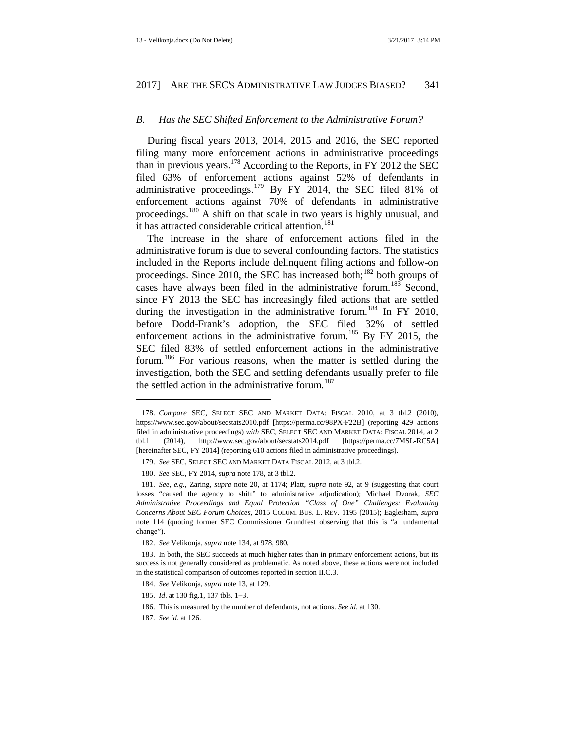### *B. Has the SEC Shifted Enforcement to the Administrative Forum?*

During fiscal years 2013, 2014, 2015 and 2016, the SEC reported filing many more enforcement actions in administrative proceedings than in previous years.[178] According to the Reports, in FY 2012 the SEC filed 63% of enforcement actions against 52% of defendants in administrative proceedings.[179] By FY 2014, the SEC filed 81% of enforcement actions against 70% of defendants in administrative proceedings.[180] A shift on that scale in two years is highly unusual, and it has attracted considerable critical attention.[181]

The increase in the share of enforcement actions filed in the administrative forum is due to several confounding factors. The statistics included in the Reports include delinquent filing actions and follow-on proceedings. Since 2010, the SEC has increased both;[182] both groups of cases have always been filed in the administrative forum.[183] Second, since FY 2013 the SEC has increasingly filed actions that are settled during the investigation in the administrative forum.[184] In FY 2010, before Dodd-Frank's adoption, the SEC filed 32% of settled enforcement actions in the administrative forum.[185] By FY 2015, the SEC filed 83% of settled enforcement actions in the administrative forum.[186] For various reasons, when the matter is settled during the investigation, both the SEC and settling defendants usually prefer to file the settled action in the administrative forum.[187]

---

178. *Compare* SEC, SELECT SEC AND MARKET DATA: FISCAL 2010, at 3 tbl.2 (2010), https://www.sec.gov/about/secstats2010.pdf [https://perma.cc/98PX-F22B] (reporting 429 actions filed in administrative proceedings) *with* SEC, SELECT SEC AND MARKET DATA: FISCAL 2014, at 2 tbl.1 (2014), http://www.sec.gov/about/secstats2014.pdf [https://perma.cc/7MSL-RC5A] [hereinafter SEC, FY 2014] (reporting 610 actions filed in administrative proceedings).

179. *See* SEC, SELECT SEC AND MARKET DATA FISCAL 2012, at 3 tbl.2.

180. *See* SEC, FY 2014, *supra* note 178, at 3 tbl.2.

181. *See, e.g.*, Zaring, *supra* note 20, at 1174; Platt, *supra* note 92, at 9 (suggesting that court losses "caused the agency to shift" to administrative adjudication); Michael Dvorak, *SEC Administrative Proceedings and Equal Protection "Class of One" Challenges: Evaluating Concerns About SEC Forum Choices*, 2015 COLUM. BUS. L. REV. 1195 (2015); Eaglesham, *supra* note 114 (quoting former SEC Commissioner Grundfest observing that this is "a fundamental change").

182. *See* Velikonja, *supra* note 134, at 978, 980.

183. In both, the SEC succeeds at much higher rates than in primary enforcement actions, but its success is not generally considered as problematic. As noted above, these actions were not included in the statistical comparison of outcomes reported in section II.C.3.

184. *See* Velikonja, *supra* note 13, at 129.

185. *Id*. at 130 fig.1, 137 tbls. 1–3.

186. This is measured by the number of defendants, not actions. *See id*. at 130.

187. *See id.* at 126.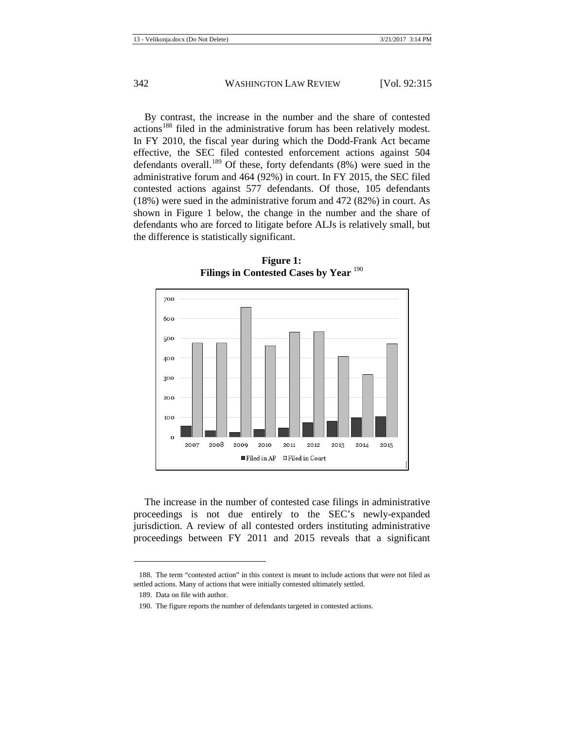By contrast, the increase in the number and the share of contested actions[188] filed in the administrative forum has been relatively modest. In FY 2010, the fiscal year during which the Dodd-Frank Act became effective, the SEC filed contested enforcement actions against 504 defendants overall.[189] Of these, forty defendants (8%) were sued in the administrative forum and 464 (92%) in court. In FY 2015, the SEC filed contested actions against 577 defendants. Of those, 105 defendants (18%) were sued in the administrative forum and 472 (82%) in court. As shown in Figure 1 below, the change in the number and the share of defendants who are forced to litigate before ALJs is relatively small, but the difference is statistically significant.

**Figure 1:**
**Filings in Contested Cases by Year** [190]

The increase in the number of contested case filings in administrative proceedings is not due entirely to the SEC's newly-expanded jurisdiction. A review of all contested orders instituting administrative proceedings between FY 2011 and 2015 reveals that a significant

---

188. The term "contested action" in this context is meant to include actions that were not filed as settled actions. Many of actions that were initially contested ultimately settled.

189. Data on file with author.

190. The figure reports the number of defendants targeted in contested actions.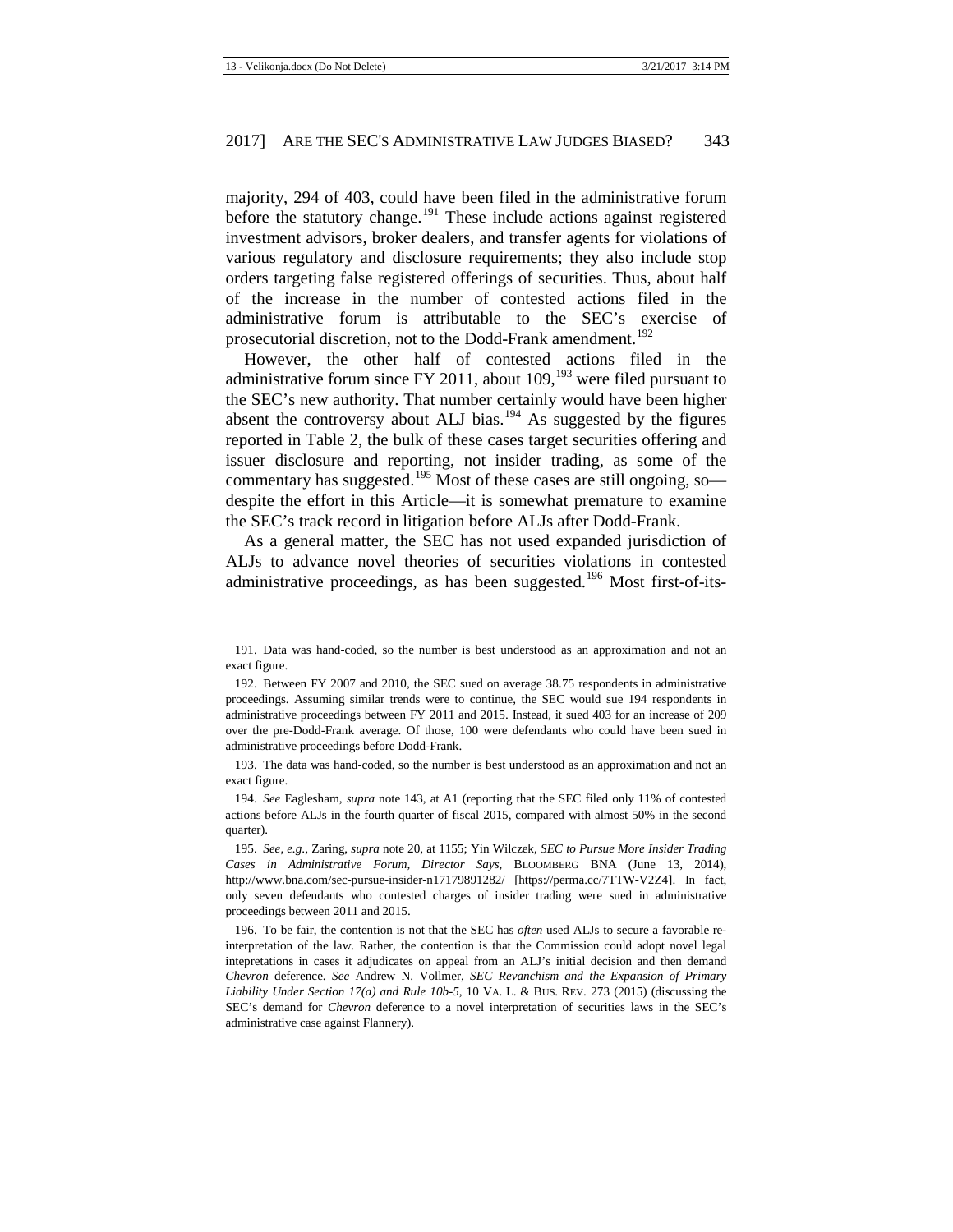majority, 294 of 403, could have been filed in the administrative forum before the statutory change.[191] These include actions against registered investment advisors, broker dealers, and transfer agents for violations of various regulatory and disclosure requirements; they also include stop orders targeting false registered offerings of securities. Thus, about half of the increase in the number of contested actions filed in the administrative forum is attributable to the SEC's exercise of prosecutorial discretion, not to the Dodd-Frank amendment.[192]

However, the other half of contested actions filed in the administrative forum since FY 2011, about 109,[193] were filed pursuant to the SEC's new authority. That number certainly would have been higher absent the controversy about ALJ bias.[194] As suggested by the figures reported in Table 2, the bulk of these cases target securities offering and issuer disclosure and reporting, not insider trading, as some of the commentary has suggested.[195] Most of these cases are still ongoing, so—despite the effort in this Article—it is somewhat premature to examine the SEC's track record in litigation before ALJs after Dodd-Frank.

As a general matter, the SEC has not used expanded jurisdiction of ALJs to advance novel theories of securities violations in contested administrative proceedings, as has been suggested.[196] Most first-of-its-

---

191. Data was hand-coded, so the number is best understood as an approximation and not an exact figure.

192. Between FY 2007 and 2010, the SEC sued on average 38.75 respondents in administrative proceedings. Assuming similar trends were to continue, the SEC would sue 194 respondents in administrative proceedings between FY 2011 and 2015. Instead, it sued 403 for an increase of 209 over the pre-Dodd-Frank average. Of those, 100 were defendants who could have been sued in administrative proceedings before Dodd-Frank.

193. The data was hand-coded, so the number is best understood as an approximation and not an exact figure.

194. *See* Eaglesham, *supra* note 143, at A1 (reporting that the SEC filed only 11% of contested actions before ALJs in the fourth quarter of fiscal 2015, compared with almost 50% in the second quarter).

195. *See, e.g.*, Zaring, *supra* note 20, at 1155; Yin Wilczek, *SEC to Pursue More Insider Trading Cases in Administrative Forum, Director Says*, BLOOMBERG BNA (June 13, 2014), http://www.bna.com/sec-pursue-insider-n17179891282/ [https://perma.cc/7TTW-V2Z4]. In fact, only seven defendants who contested charges of insider trading were sued in administrative proceedings between 2011 and 2015.

196. To be fair, the contention is not that the SEC has *often* used ALJs to secure a favorable re-interpretation of the law. Rather, the contention is that the Commission could adopt novel legal intepretations in cases it adjudicates on appeal from an ALJ's initial decision and then demand *Chevron* deference. *See* Andrew N. Vollmer, *SEC Revanchism and the Expansion of Primary Liability Under Section 17(a) and Rule 10b-5*, 10 VA. L. & BUS. REV. 273 (2015) (discussing the SEC's demand for *Chevron* deference to a novel interpretation of securities laws in the SEC's administrative case against Flannery).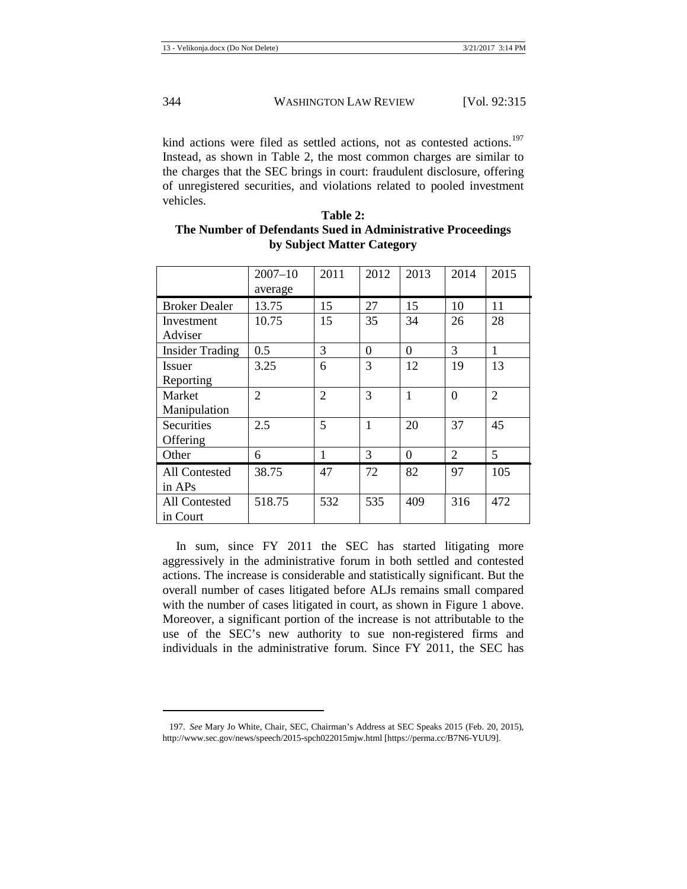kind actions were filed as settled actions, not as contested actions.[197] Instead, as shown in Table 2, the most common charges are similar to the charges that the SEC brings in court: fraudulent disclosure, offering of unregistered securities, and violations related to pooled investment vehicles.

**Table 2:**
**The Number of Defendants Sued in Administrative Proceedings by Subject Matter Category**

| | 2007–10 average | 2011 | 2012 | 2013 | 2014 | 2015 |
|---|---|---|---|---|---|---|
| Broker Dealer | 13.75 | 15 | 27 | 15 | 10 | 11 |
| Investment Adviser | 10.75 | 15 | 35 | 34 | 26 | 28 |
| Insider Trading | 0.5 | 3 | 0 | 0 | 3 | 1 |
| Issuer Reporting | 3.25 | 6 | 3 | 12 | 19 | 13 |
| Market Manipulation | 2 | 2 | 3 | 1 | 0 | 2 |
| Securities Offering | 2.5 | 5 | 1 | 20 | 37 | 45 |
| Other | 6 | 1 | 3 | 0 | 2 | 5 |
| All Contested in APs | 38.75 | 47 | 72 | 82 | 97 | 105 |
| All Contested in Court | 518.75 | 532 | 535 | 409 | 316 | 472 |

In sum, since FY 2011 the SEC has started litigating more aggressively in the administrative forum in both settled and contested actions. The increase is considerable and statistically significant. But the overall number of cases litigated before ALJs remains small compared with the number of cases litigated in court, as shown in Figure 1 above. Moreover, a significant portion of the increase is not attributable to the use of the SEC's new authority to sue non-registered firms and individuals in the administrative forum. Since FY 2011, the SEC has

197. *See* Mary Jo White, Chair, SEC, Chairman's Address at SEC Speaks 2015 (Feb. 20, 2015), http://www.sec.gov/news/speech/2015-spch022015mjw.html [https://perma.cc/B7N6-YUU9].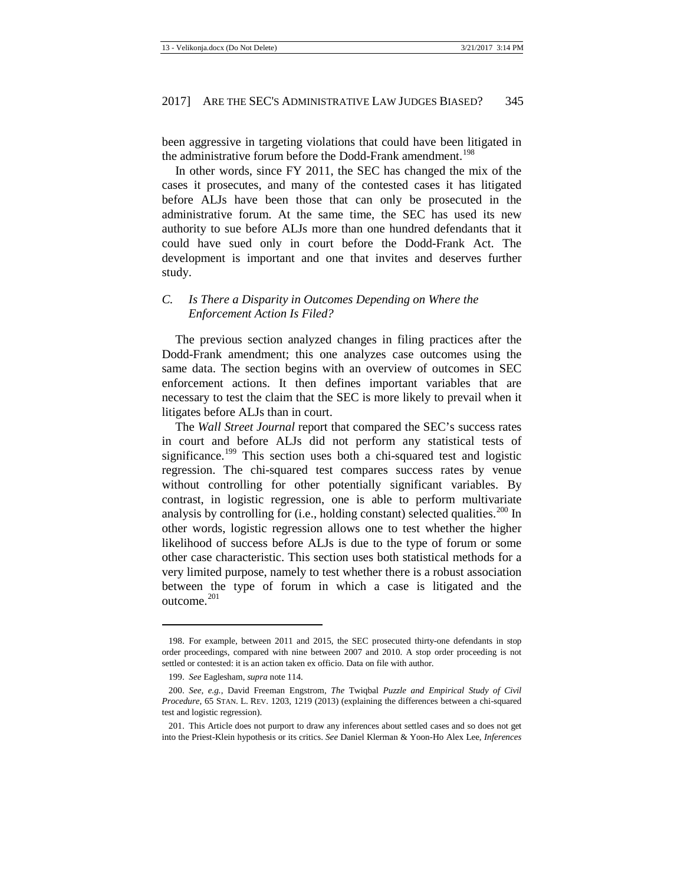been aggressive in targeting violations that could have been litigated in the administrative forum before the Dodd-Frank amendment.[198]

In other words, since FY 2011, the SEC has changed the mix of the cases it prosecutes, and many of the contested cases it has litigated before ALJs have been those that can only be prosecuted in the administrative forum. At the same time, the SEC has used its new authority to sue before ALJs more than one hundred defendants that it could have sued only in court before the Dodd-Frank Act. The development is important and one that invites and deserves further study.

### *C. Is There a Disparity in Outcomes Depending on Where the Enforcement Action Is Filed?*

The previous section analyzed changes in filing practices after the Dodd-Frank amendment; this one analyzes case outcomes using the same data. The section begins with an overview of outcomes in SEC enforcement actions. It then defines important variables that are necessary to test the claim that the SEC is more likely to prevail when it litigates before ALJs than in court.

The *Wall Street Journal* report that compared the SEC's success rates in court and before ALJs did not perform any statistical tests of significance.[199] This section uses both a chi-squared test and logistic regression. The chi-squared test compares success rates by venue without controlling for other potentially significant variables. By contrast, in logistic regression, one is able to perform multivariate analysis by controlling for (i.e., holding constant) selected qualities.[200] In other words, logistic regression allows one to test whether the higher likelihood of success before ALJs is due to the type of forum or some other case characteristic. This section uses both statistical methods for a very limited purpose, namely to test whether there is a robust association between the type of forum in which a case is litigated and the outcome.[201]

---

198. For example, between 2011 and 2015, the SEC prosecuted thirty-one defendants in stop order proceedings, compared with nine between 2007 and 2010. A stop order proceeding is not settled or contested: it is an action taken ex officio. Data on file with author.

199. *See* Eaglesham, *supra* note 114.

200. *See, e.g.*, David Freeman Engstrom, *The* Twiqbal *Puzzle and Empirical Study of Civil Procedure*, 65 STAN. L. REV. 1203, 1219 (2013) (explaining the differences between a chi-squared test and logistic regression).

201. This Article does not purport to draw any inferences about settled cases and so does not get into the Priest-Klein hypothesis or its critics. *See* Daniel Klerman & Yoon-Ho Alex Lee, *Inferences*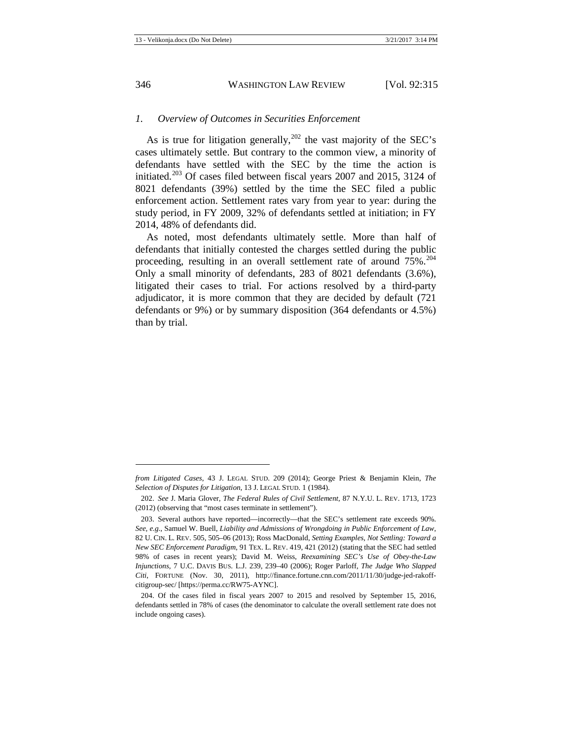### 1. Overview of Outcomes in Securities Enforcement

As is true for litigation generally,[202] the vast majority of the SEC's cases ultimately settle. But contrary to the common view, a minority of defendants have settled with the SEC by the time the action is initiated.[203] Of cases filed between fiscal years 2007 and 2015, 3124 of 8021 defendants (39%) settled by the time the SEC filed a public enforcement action. Settlement rates vary from year to year: during the study period, in FY 2009, 32% of defendants settled at initiation; in FY 2014, 48% of defendants did.

As noted, most defendants ultimately settle. More than half of defendants that initially contested the charges settled during the public proceeding, resulting in an overall settlement rate of around 75%.[204] Only a small minority of defendants, 283 of 8021 defendants (3.6%), litigated their cases to trial. For actions resolved by a third-party adjudicator, it is more common that they are decided by default (721 defendants or 9%) or by summary disposition (364 defendants or 4.5%) than by trial.

---

*from Litigated Cases*, 43 J. LEGAL STUD. 209 (2014); George Priest & Benjamin Klein, *The Selection of Disputes for Litigation*, 13 J. LEGAL STUD. 1 (1984).

202. *See* J. Maria Glover, *The Federal Rules of Civil Settlement*, 87 N.Y.U. L. REV. 1713, 1723 (2012) (observing that "most cases terminate in settlement").

203. Several authors have reported—incorrectly—that the SEC's settlement rate exceeds 90%. *See, e.g.*, Samuel W. Buell, *Liability and Admissions of Wrongdoing in Public Enforcement of Law*, 82 U. CIN. L. REV. 505, 505–06 (2013); Ross MacDonald, *Setting Examples, Not Settling: Toward a New SEC Enforcement Paradigm*, 91 TEX. L. REV. 419, 421 (2012) (stating that the SEC had settled 98% of cases in recent years); David M. Weiss, *Reexamining SEC's Use of Obey-the-Law Injunctions*, 7 U.C. DAVIS BUS. L.J. 239, 239–40 (2006); Roger Parloff, *The Judge Who Slapped Citi*, FORTUNE (Nov. 30, 2011), http://finance.fortune.cnn.com/2011/11/30/judge-jed-rakoff-citigroup-sec/ [https://perma.cc/RW75-AYNC].

204. Of the cases filed in fiscal years 2007 to 2015 and resolved by September 15, 2016, defendants settled in 78% of cases (the denominator to calculate the overall settlement rate does not include ongoing cases).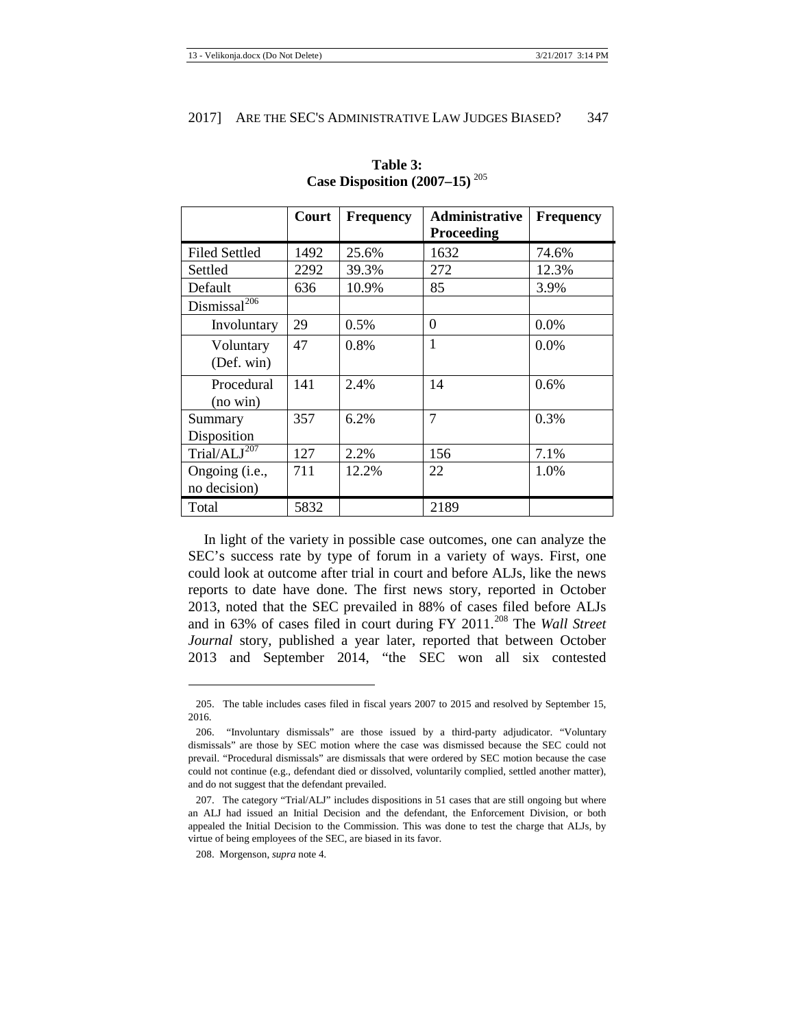**Table 3: Case Disposition (2007–15)** [205]

| | Court | Frequency | Administrative Proceeding | Frequency |
|---|---|---|---|---|
| Filed Settled | 1492 | 25.6% | 1632 | 74.6% |
| Settled | 2292 | 39.3% | 272 | 12.3% |
| Default | 636 | 10.9% | 85 | 3.9% |
| Dismissal[206] | | | | |
| Involuntary | 29 | 0.5% | 0 | 0.0% |
| Voluntary (Def. win) | 47 | 0.8% | 1 | 0.0% |
| Procedural (no win) | 141 | 2.4% | 14 | 0.6% |
| Summary Disposition | 357 | 6.2% | 7 | 0.3% |
| Trial/ALJ[207] | 127 | 2.2% | 156 | 7.1% |
| Ongoing (i.e., no decision) | 711 | 12.2% | 22 | 1.0% |
| Total | 5832 | | 2189 | |

In light of the variety in possible case outcomes, one can analyze the SEC's success rate by type of forum in a variety of ways. First, one could look at outcome after trial in court and before ALJs, like the news reports to date have done. The first news story, reported in October 2013, noted that the SEC prevailed in 88% of cases filed before ALJs and in 63% of cases filed in court during FY 2011.[208] The *Wall Street Journal* story, published a year later, reported that between October 2013 and September 2014, "the SEC won all six contested

---

205. The table includes cases filed in fiscal years 2007 to 2015 and resolved by September 15, 2016.

206. "Involuntary dismissals" are those issued by a third-party adjudicator. "Voluntary dismissals" are those by SEC motion where the case was dismissed because the SEC could not prevail. "Procedural dismissals" are dismissals that were ordered by SEC motion because the case could not continue (e.g., defendant died or dissolved, voluntarily complied, settled another matter), and do not suggest that the defendant prevailed.

207. The category "Trial/ALJ" includes dispositions in 51 cases that are still ongoing but where an ALJ had issued an Initial Decision and the defendant, the Enforcement Division, or both appealed the Initial Decision to the Commission. This was done to test the charge that ALJs, by virtue of being employees of the SEC, are biased in its favor.

208. Morgenson, *supra* note 4.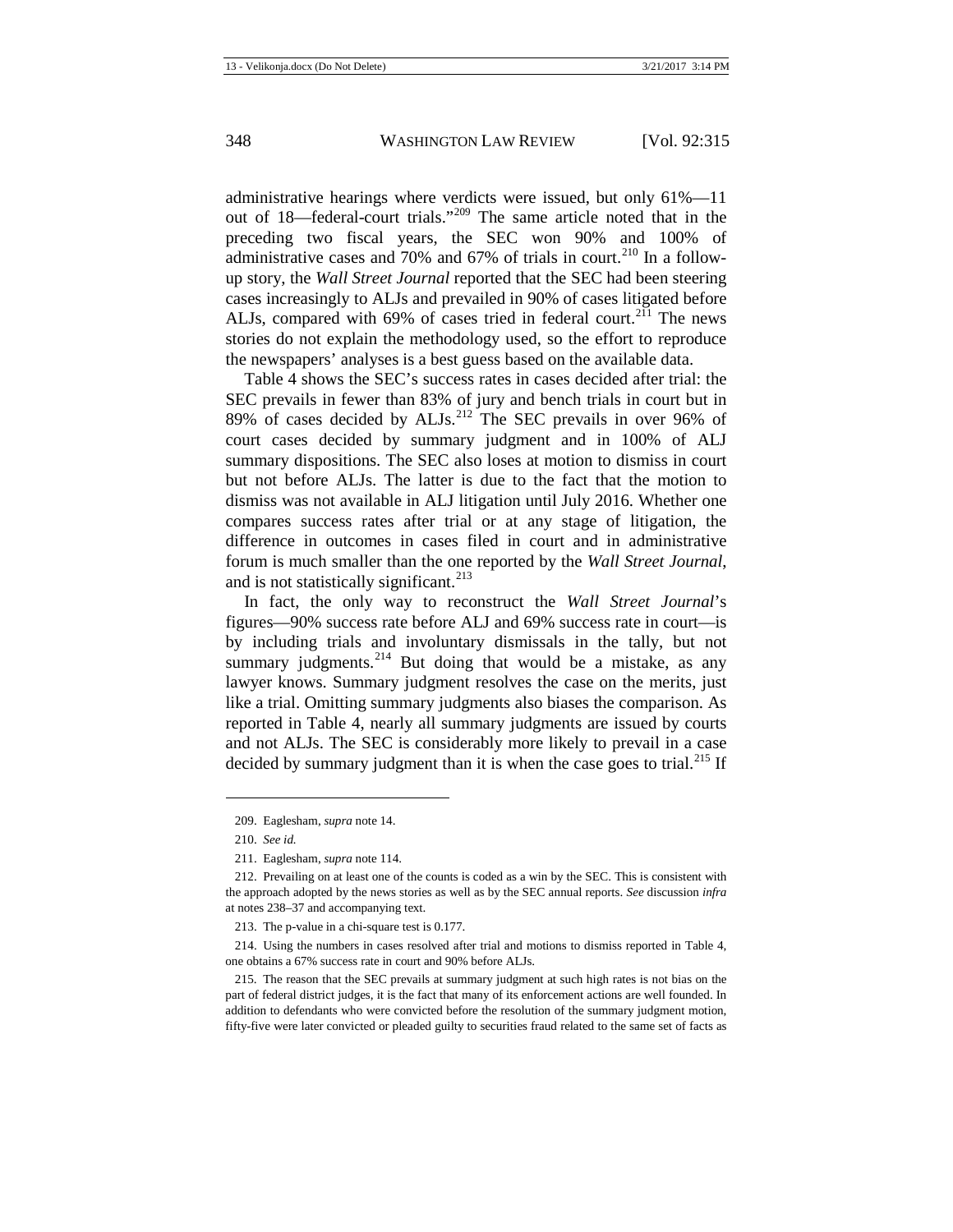administrative hearings where verdicts were issued, but only 61%—11 out of 18—federal-court trials."[209] The same article noted that in the preceding two fiscal years, the SEC won 90% and 100% of administrative cases and 70% and 67% of trials in court.[210] In a follow-up story, the *Wall Street Journal* reported that the SEC had been steering cases increasingly to ALJs and prevailed in 90% of cases litigated before ALJs, compared with 69% of cases tried in federal court.[211] The news stories do not explain the methodology used, so the effort to reproduce the newspapers' analyses is a best guess based on the available data.

Table 4 shows the SEC's success rates in cases decided after trial: the SEC prevails in fewer than 83% of jury and bench trials in court but in 89% of cases decided by ALJs.[212] The SEC prevails in over 96% of court cases decided by summary judgment and in 100% of ALJ summary dispositions. The SEC also loses at motion to dismiss in court but not before ALJs. The latter is due to the fact that the motion to dismiss was not available in ALJ litigation until July 2016. Whether one compares success rates after trial or at any stage of litigation, the difference in outcomes in cases filed in court and in administrative forum is much smaller than the one reported by the *Wall Street Journal*, and is not statistically significant.[213]

In fact, the only way to reconstruct the *Wall Street Journal*'s figures—90% success rate before ALJ and 69% success rate in court—is by including trials and involuntary dismissals in the tally, but not summary judgments.[214] But doing that would be a mistake, as any lawyer knows. Summary judgment resolves the case on the merits, just like a trial. Omitting summary judgments also biases the comparison. As reported in Table 4, nearly all summary judgments are issued by courts and not ALJs. The SEC is considerably more likely to prevail in a case decided by summary judgment than it is when the case goes to trial.[215] If

---

209. Eaglesham, *supra* note 14.

210. *See id.*

211. Eaglesham, *supra* note 114.

212. Prevailing on at least one of the counts is coded as a win by the SEC. This is consistent with the approach adopted by the news stories as well as by the SEC annual reports. *See* discussion *infra* at notes 238–37 and accompanying text.

213. The p-value in a chi-square test is 0.177.

214. Using the numbers in cases resolved after trial and motions to dismiss reported in Table 4, one obtains a 67% success rate in court and 90% before ALJs.

215. The reason that the SEC prevails at summary judgment at such high rates is not bias on the part of federal district judges, it is the fact that many of its enforcement actions are well founded. In addition to defendants who were convicted before the resolution of the summary judgment motion, fifty-five were later convicted or pleaded guilty to securities fraud related to the same set of facts as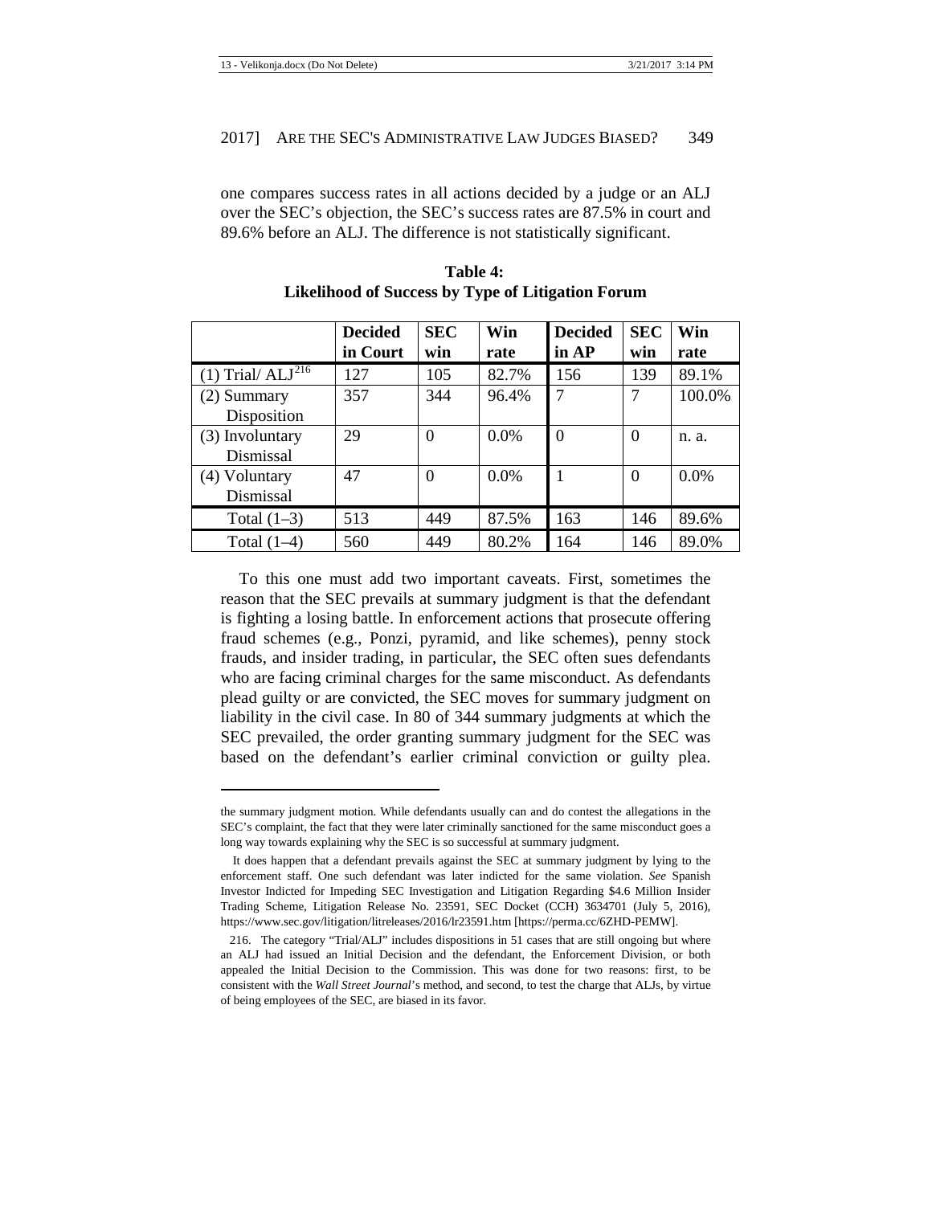one compares success rates in all actions decided by a judge or an ALJ over the SEC's objection, the SEC's success rates are 87.5% in court and 89.6% before an ALJ. The difference is not statistically significant.

**Table 4: Likelihood of Success by Type of Litigation Forum**

| | Decided in Court | SEC win | Win rate | Decided in AP | SEC win | Win rate |
|---|---|---|---|---|---|---|
| (1) Trial/ ALJ[216] | 127 | 105 | 82.7% | 156 | 139 | 89.1% |
| (2) Summary Disposition | 357 | 344 | 96.4% | 7 | 7 | 100.0% |
| (3) Involuntary Dismissal | 29 | 0 | 0.0% | 0 | 0 | n. a. |
| (4) Voluntary Dismissal | 47 | 0 | 0.0% | 1 | 0 | 0.0% |
| Total (1–3) | 513 | 449 | 87.5% | 163 | 146 | 89.6% |
| Total (1–4) | 560 | 449 | 80.2% | 164 | 146 | 89.0% |

To this one must add two important caveats. First, sometimes the reason that the SEC prevails at summary judgment is that the defendant is fighting a losing battle. In enforcement actions that prosecute offering fraud schemes (e.g., Ponzi, pyramid, and like schemes), penny stock frauds, and insider trading, in particular, the SEC often sues defendants who are facing criminal charges for the same misconduct. As defendants plead guilty or are convicted, the SEC moves for summary judgment on liability in the civil case. In 80 of 344 summary judgments at which the SEC prevailed, the order granting summary judgment for the SEC was based on the defendant's earlier criminal conviction or guilty plea.

---

the summary judgment motion. While defendants usually can and do contest the allegations in the SEC's complaint, the fact that they were later criminally sanctioned for the same misconduct goes a long way towards explaining why the SEC is so successful at summary judgment.

It does happen that a defendant prevails against the SEC at summary judgment by lying to the enforcement staff. One such defendant was later indicted for the same violation. *See* Spanish Investor Indicted for Impeding SEC Investigation and Litigation Regarding $4.6 Million Insider Trading Scheme, Litigation Release No. 23591, SEC Docket (CCH) 3634701 (July 5, 2016), https://www.sec.gov/litigation/litreleases/2016/lr23591.htm [https://perma.cc/6ZHD-PEMW].

216. The category "Trial/ALJ" includes dispositions in 51 cases that are still ongoing but where an ALJ had issued an Initial Decision and the defendant, the Enforcement Division, or both appealed the Initial Decision to the Commission. This was done for two reasons: first, to be consistent with the *Wall Street Journal*'s method, and second, to test the charge that ALJs, by virtue of being employees of the SEC, are biased in its favor.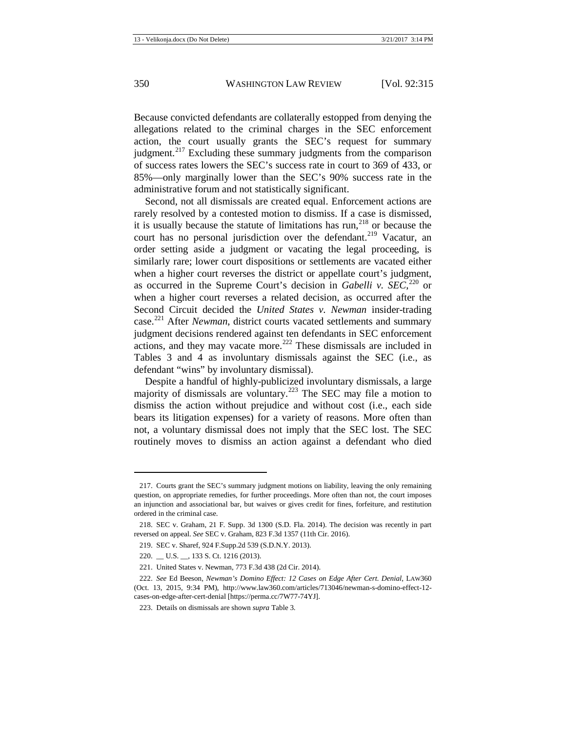Because convicted defendants are collaterally estopped from denying the allegations related to the criminal charges in the SEC enforcement action, the court usually grants the SEC's request for summary judgment.[217] Excluding these summary judgments from the comparison of success rates lowers the SEC's success rate in court to 369 of 433, or 85%—only marginally lower than the SEC's 90% success rate in the administrative forum and not statistically significant.

Second, not all dismissals are created equal. Enforcement actions are rarely resolved by a contested motion to dismiss. If a case is dismissed, it is usually because the statute of limitations has run,[218] or because the court has no personal jurisdiction over the defendant.[219] Vacatur, an order setting aside a judgment or vacating the legal proceeding, is similarly rare; lower court dispositions or settlements are vacated either when a higher court reverses the district or appellate court's judgment, as occurred in the Supreme Court's decision in *Gabelli v. SEC*,[220] or when a higher court reverses a related decision, as occurred after the Second Circuit decided the *United States v. Newman* insider-trading case.[221] After *Newman*, district courts vacated settlements and summary judgment decisions rendered against ten defendants in SEC enforcement actions, and they may vacate more.[222] These dismissals are included in Tables 3 and 4 as involuntary dismissals against the SEC (i.e., as defendant "wins" by involuntary dismissal).

Despite a handful of highly-publicized involuntary dismissals, a large majority of dismissals are voluntary.[223] The SEC may file a motion to dismiss the action without prejudice and without cost (i.e., each side bears its litigation expenses) for a variety of reasons. More often than not, a voluntary dismissal does not imply that the SEC lost. The SEC routinely moves to dismiss an action against a defendant who died

---

217. Courts grant the SEC's summary judgment motions on liability, leaving the only remaining question, on appropriate remedies, for further proceedings. More often than not, the court imposes an injunction and associational bar, but waives or gives credit for fines, forfeiture, and restitution ordered in the criminal case.

218. SEC v. Graham, 21 F. Supp. 3d 1300 (S.D. Fla. 2014). The decision was recently in part reversed on appeal. *See* SEC v. Graham, 823 F.3d 1357 (11th Cir. 2016).

219. SEC v. Sharef, 924 F.Supp.2d 539 (S.D.N.Y. 2013).

220. __ U.S. __, 133 S. Ct. 1216 (2013).

221. United States v. Newman, 773 F.3d 438 (2d Cir. 2014).

222. *See* Ed Beeson, *Newman's Domino Effect: 12 Cases on Edge After Cert. Denial*, LAW360 (Oct. 13, 2015, 9:34 PM), http://www.law360.com/articles/713046/newman-s-domino-effect-12-cases-on-edge-after-cert-denial [https://perma.cc/7W77-74YJ].

223. Details on dismissals are shown *supra* Table 3.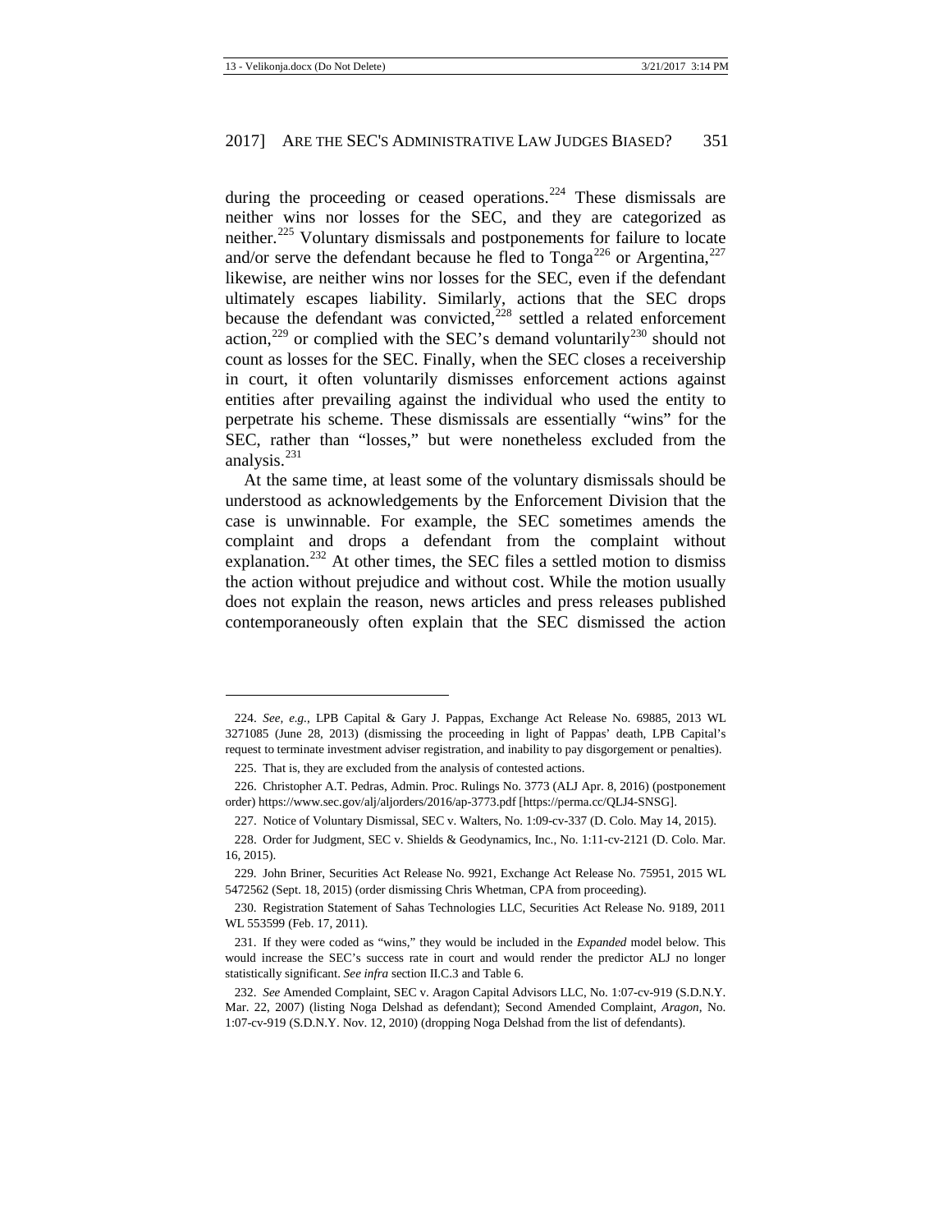during the proceeding or ceased operations.[224] These dismissals are neither wins nor losses for the SEC, and they are categorized as neither.[225] Voluntary dismissals and postponements for failure to locate and/or serve the defendant because he fled to Tonga[226] or Argentina,[227] likewise, are neither wins nor losses for the SEC, even if the defendant ultimately escapes liability. Similarly, actions that the SEC drops because the defendant was convicted,[228] settled a related enforcement action,[229] or complied with the SEC's demand voluntarily[230] should not count as losses for the SEC. Finally, when the SEC closes a receivership in court, it often voluntarily dismisses enforcement actions against entities after prevailing against the individual who used the entity to perpetrate his scheme. These dismissals are essentially "wins" for the SEC, rather than "losses," but were nonetheless excluded from the analysis.[231]

At the same time, at least some of the voluntary dismissals should be understood as acknowledgements by the Enforcement Division that the case is unwinnable. For example, the SEC sometimes amends the complaint and drops a defendant from the complaint without explanation.[232] At other times, the SEC files a settled motion to dismiss the action without prejudice and without cost. While the motion usually does not explain the reason, news articles and press releases published contemporaneously often explain that the SEC dismissed the action

---

224. *See, e.g.*, LPB Capital & Gary J. Pappas, Exchange Act Release No. 69885, 2013 WL 3271085 (June 28, 2013) (dismissing the proceeding in light of Pappas' death, LPB Capital's request to terminate investment adviser registration, and inability to pay disgorgement or penalties).

225. That is, they are excluded from the analysis of contested actions.

226. Christopher A.T. Pedras, Admin. Proc. Rulings No. 3773 (ALJ Apr. 8, 2016) (postponement order) https://www.sec.gov/alj/aljorders/2016/ap-3773.pdf [https://perma.cc/QLJ4-SNSG].

227. Notice of Voluntary Dismissal, SEC v. Walters, No. 1:09-cv-337 (D. Colo. May 14, 2015).

228. Order for Judgment, SEC v. Shields & Geodynamics, Inc., No. 1:11-cv-2121 (D. Colo. Mar. 16, 2015).

229. John Briner, Securities Act Release No. 9921, Exchange Act Release No. 75951, 2015 WL 5472562 (Sept. 18, 2015) (order dismissing Chris Whetman, CPA from proceeding).

230. Registration Statement of Sahas Technologies LLC, Securities Act Release No. 9189, 2011 WL 553599 (Feb. 17, 2011).

231. If they were coded as "wins," they would be included in the *Expanded* model below. This would increase the SEC's success rate in court and would render the predictor ALJ no longer statistically significant. *See infra* section II.C.3 and Table 6.

232. *See* Amended Complaint, SEC v. Aragon Capital Advisors LLC, No. 1:07-cv-919 (S.D.N.Y. Mar. 22, 2007) (listing Noga Delshad as defendant); Second Amended Complaint, *Aragon*, No. 1:07-cv-919 (S.D.N.Y. Nov. 12, 2010) (dropping Noga Delshad from the list of defendants).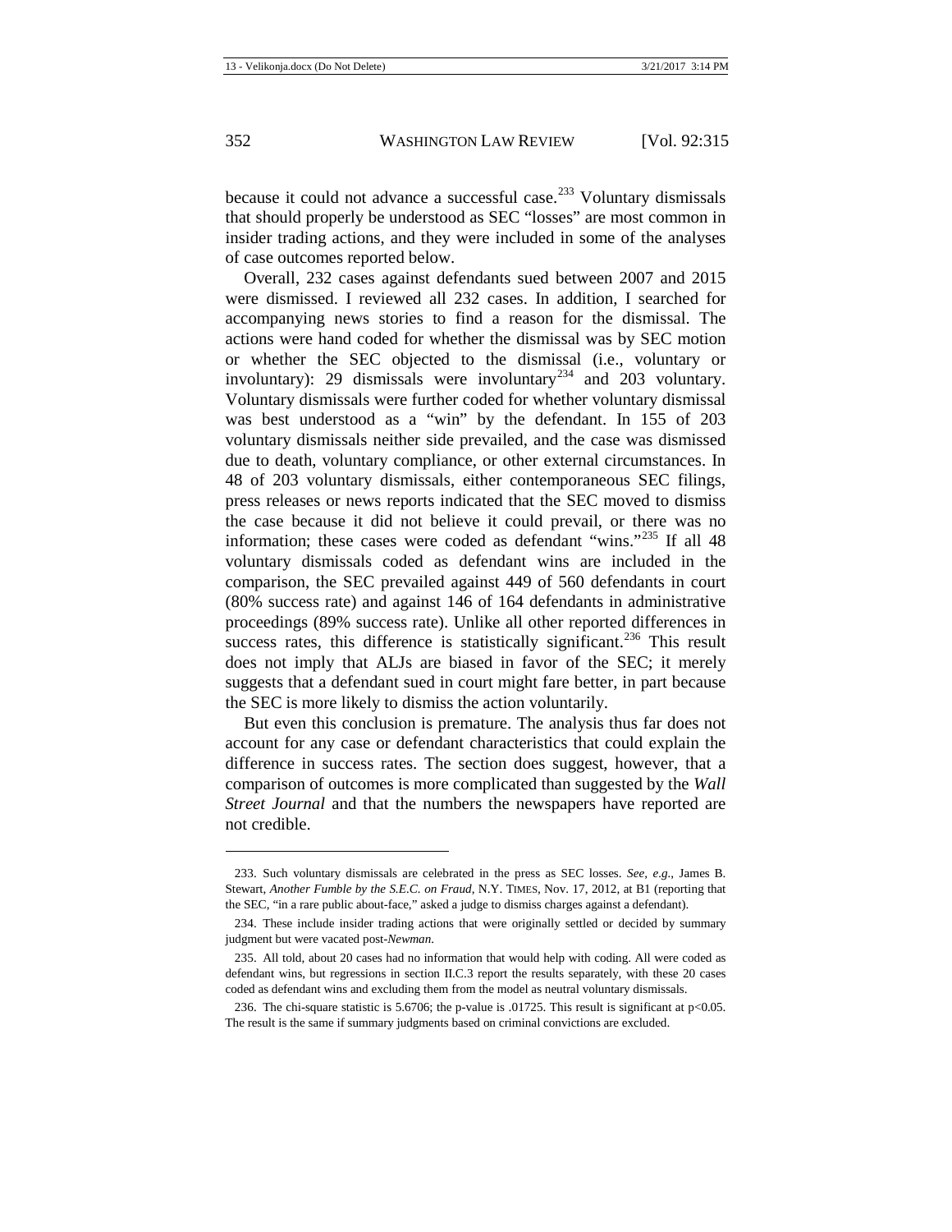because it could not advance a successful case.[233] Voluntary dismissals that should properly be understood as SEC "losses" are most common in insider trading actions, and they were included in some of the analyses of case outcomes reported below.

Overall, 232 cases against defendants sued between 2007 and 2015 were dismissed. I reviewed all 232 cases. In addition, I searched for accompanying news stories to find a reason for the dismissal. The actions were hand coded for whether the dismissal was by SEC motion or whether the SEC objected to the dismissal (i.e., voluntary or involuntary): 29 dismissals were involuntary[234] and 203 voluntary. Voluntary dismissals were further coded for whether voluntary dismissal was best understood as a "win" by the defendant. In 155 of 203 voluntary dismissals neither side prevailed, and the case was dismissed due to death, voluntary compliance, or other external circumstances. In 48 of 203 voluntary dismissals, either contemporaneous SEC filings, press releases or news reports indicated that the SEC moved to dismiss the case because it did not believe it could prevail, or there was no information; these cases were coded as defendant "wins."[235] If all 48 voluntary dismissals coded as defendant wins are included in the comparison, the SEC prevailed against 449 of 560 defendants in court (80% success rate) and against 146 of 164 defendants in administrative proceedings (89% success rate). Unlike all other reported differences in success rates, this difference is statistically significant.[236] This result does not imply that ALJs are biased in favor of the SEC; it merely suggests that a defendant sued in court might fare better, in part because the SEC is more likely to dismiss the action voluntarily.

But even this conclusion is premature. The analysis thus far does not account for any case or defendant characteristics that could explain the difference in success rates. The section does suggest, however, that a comparison of outcomes is more complicated than suggested by the *Wall Street Journal* and that the numbers the newspapers have reported are not credible.

---

233. Such voluntary dismissals are celebrated in the press as SEC losses. *See, e.g.*, James B. Stewart, *Another Fumble by the S.E.C. on Fraud*, N.Y. TIMES, Nov. 17, 2012, at B1 (reporting that the SEC, "in a rare public about-face," asked a judge to dismiss charges against a defendant).

234. These include insider trading actions that were originally settled or decided by summary judgment but were vacated post-*Newman*.

235. All told, about 20 cases had no information that would help with coding. All were coded as defendant wins, but regressions in section II.C.3 report the results separately, with these 20 cases coded as defendant wins and excluding them from the model as neutral voluntary dismissals.

236. The chi-square statistic is 5.6706; the p-value is .01725. This result is significant at $p<0.05$. The result is the same if summary judgments based on criminal convictions are excluded.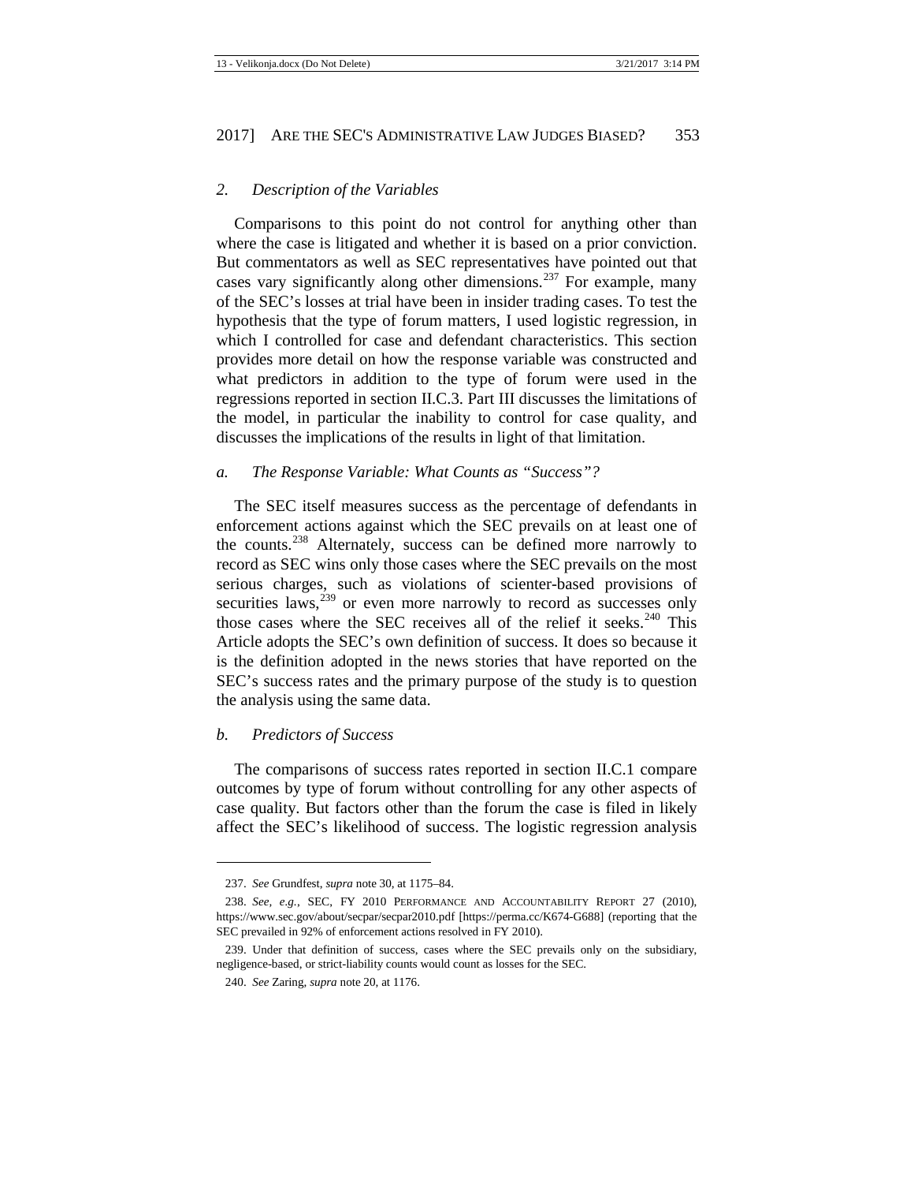### *2. Description of the Variables*

Comparisons to this point do not control for anything other than where the case is litigated and whether it is based on a prior conviction. But commentators as well as SEC representatives have pointed out that cases vary significantly along other dimensions.[237] For example, many of the SEC's losses at trial have been in insider trading cases. To test the hypothesis that the type of forum matters, I used logistic regression, in which I controlled for case and defendant characteristics. This section provides more detail on how the response variable was constructed and what predictors in addition to the type of forum were used in the regressions reported in section II.C.3. Part III discusses the limitations of the model, in particular the inability to control for case quality, and discusses the implications of the results in light of that limitation.

#### *a. The Response Variable: What Counts as "Success"?*

The SEC itself measures success as the percentage of defendants in enforcement actions against which the SEC prevails on at least one of the counts.[238] Alternately, success can be defined more narrowly to record as SEC wins only those cases where the SEC prevails on the most serious charges, such as violations of scienter-based provisions of securities laws,[239] or even more narrowly to record as successes only those cases where the SEC receives all of the relief it seeks.[240] This Article adopts the SEC's own definition of success. It does so because it is the definition adopted in the news stories that have reported on the SEC's success rates and the primary purpose of the study is to question the analysis using the same data.

#### *b. Predictors of Success*

The comparisons of success rates reported in section II.C.1 compare outcomes by type of forum without controlling for any other aspects of case quality. But factors other than the forum the case is filed in likely affect the SEC's likelihood of success. The logistic regression analysis

---

237. *See* Grundfest, *supra* note 30, at 1175–84.

238. *See, e.g.*, SEC, FY 2010 PERFORMANCE AND ACCOUNTABILITY REPORT 27 (2010), https://www.sec.gov/about/secpar/secpar2010.pdf [https://perma.cc/K674-G688] (reporting that the SEC prevailed in 92% of enforcement actions resolved in FY 2010).

239. Under that definition of success, cases where the SEC prevails only on the subsidiary, negligence-based, or strict-liability counts would count as losses for the SEC.

240. *See* Zaring, *supra* note 20, at 1176.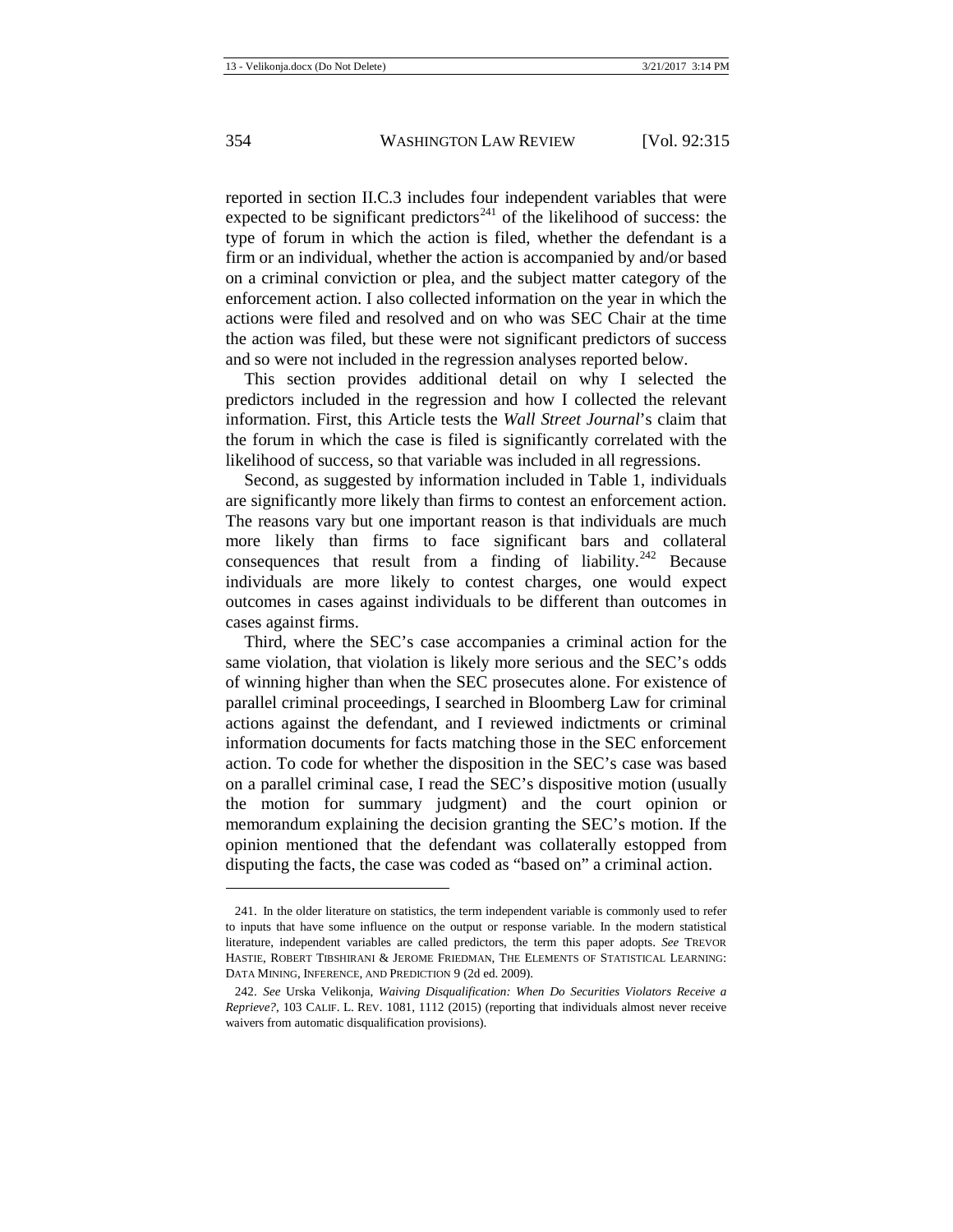reported in section II.C.3 includes four independent variables that were expected to be significant predictors[241] of the likelihood of success: the type of forum in which the action is filed, whether the defendant is a firm or an individual, whether the action is accompanied by and/or based on a criminal conviction or plea, and the subject matter category of the enforcement action. I also collected information on the year in which the actions were filed and resolved and on who was SEC Chair at the time the action was filed, but these were not significant predictors of success and so were not included in the regression analyses reported below.

This section provides additional detail on why I selected the predictors included in the regression and how I collected the relevant information. First, this Article tests the *Wall Street Journal*'s claim that the forum in which the case is filed is significantly correlated with the likelihood of success, so that variable was included in all regressions.

Second, as suggested by information included in Table 1, individuals are significantly more likely than firms to contest an enforcement action. The reasons vary but one important reason is that individuals are much more likely than firms to face significant bars and collateral consequences that result from a finding of liability.[242] Because individuals are more likely to contest charges, one would expect outcomes in cases against individuals to be different than outcomes in cases against firms.

Third, where the SEC's case accompanies a criminal action for the same violation, that violation is likely more serious and the SEC's odds of winning higher than when the SEC prosecutes alone. For existence of parallel criminal proceedings, I searched in Bloomberg Law for criminal actions against the defendant, and I reviewed indictments or criminal information documents for facts matching those in the SEC enforcement action. To code for whether the disposition in the SEC's case was based on a parallel criminal case, I read the SEC's dispositive motion (usually the motion for summary judgment) and the court opinion or memorandum explaining the decision granting the SEC's motion. If the opinion mentioned that the defendant was collaterally estopped from disputing the facts, the case was coded as "based on" a criminal action.

---

241. In the older literature on statistics, the term independent variable is commonly used to refer to inputs that have some influence on the output or response variable. In the modern statistical literature, independent variables are called predictors, the term this paper adopts. *See* TREVOR HASTIE, ROBERT TIBSHIRANI & JEROME FRIEDMAN, THE ELEMENTS OF STATISTICAL LEARNING: DATA MINING, INFERENCE, AND PREDICTION 9 (2d ed. 2009).

242. *See* Urska Velikonja, *Waiving Disqualification: When Do Securities Violators Receive a Reprieve?*, 103 CALIF. L. REV. 1081, 1112 (2015) (reporting that individuals almost never receive waivers from automatic disqualification provisions).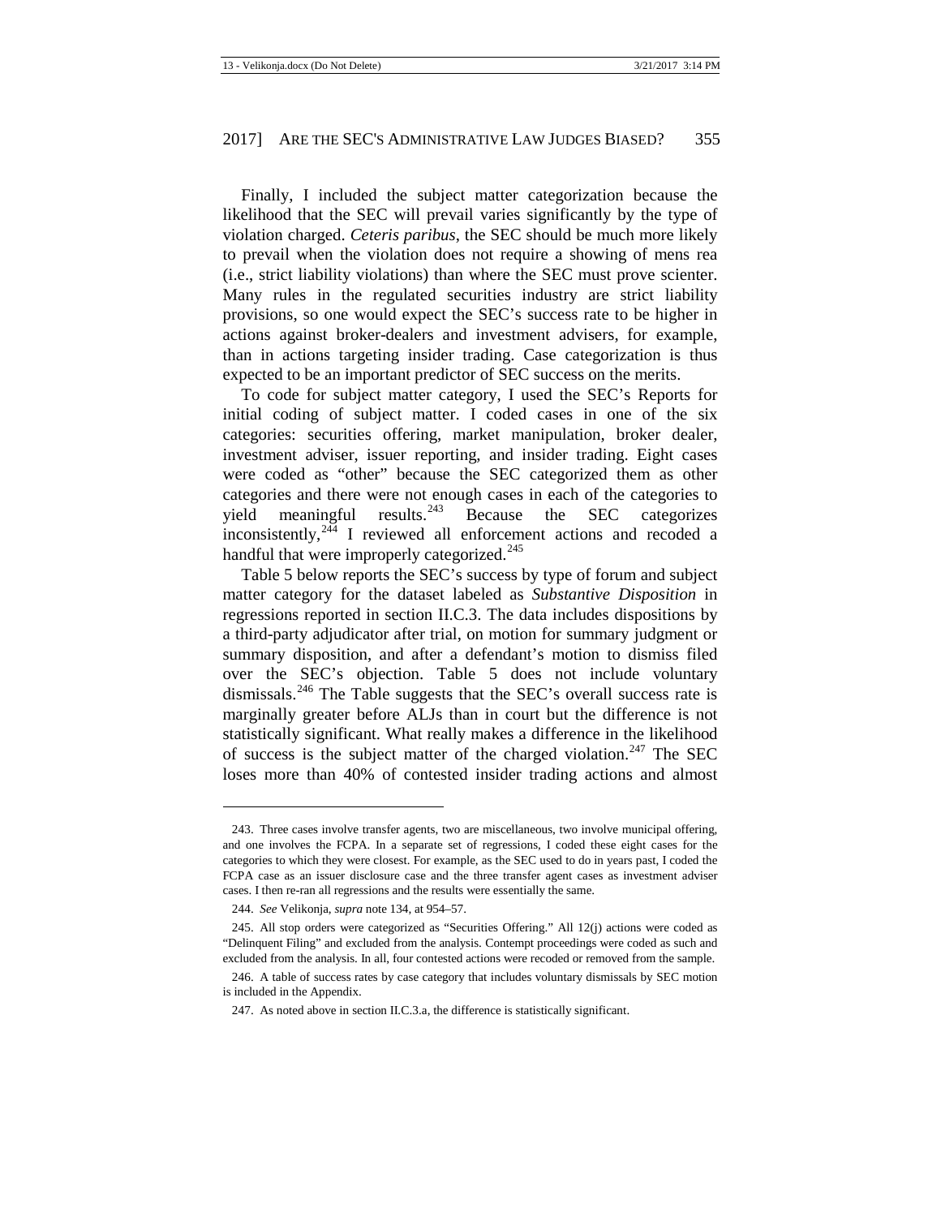Finally, I included the subject matter categorization because the likelihood that the SEC will prevail varies significantly by the type of violation charged. *Ceteris paribus*, the SEC should be much more likely to prevail when the violation does not require a showing of mens rea (i.e., strict liability violations) than where the SEC must prove scienter. Many rules in the regulated securities industry are strict liability provisions, so one would expect the SEC's success rate to be higher in actions against broker-dealers and investment advisers, for example, than in actions targeting insider trading. Case categorization is thus expected to be an important predictor of SEC success on the merits.

To code for subject matter category, I used the SEC's Reports for initial coding of subject matter. I coded cases in one of the six categories: securities offering, market manipulation, broker dealer, investment adviser, issuer reporting, and insider trading. Eight cases were coded as "other" because the SEC categorized them as other categories and there were not enough cases in each of the categories to yield meaningful results.[243] Because the SEC categorizes inconsistently,[244] I reviewed all enforcement actions and recoded a handful that were improperly categorized.[245]

Table 5 below reports the SEC's success by type of forum and subject matter category for the dataset labeled as *Substantive Disposition* in regressions reported in section II.C.3. The data includes dispositions by a third-party adjudicator after trial, on motion for summary judgment or summary disposition, and after a defendant's motion to dismiss filed over the SEC's objection. Table 5 does not include voluntary dismissals.[246] The Table suggests that the SEC's overall success rate is marginally greater before ALJs than in court but the difference is not statistically significant. What really makes a difference in the likelihood of success is the subject matter of the charged violation.[247] The SEC loses more than 40% of contested insider trading actions and almost

---

243. Three cases involve transfer agents, two are miscellaneous, two involve municipal offering, and one involves the FCPA. In a separate set of regressions, I coded these eight cases for the categories to which they were closest. For example, as the SEC used to do in years past, I coded the FCPA case as an issuer disclosure case and the three transfer agent cases as investment adviser cases. I then re-ran all regressions and the results were essentially the same.

244. *See* Velikonja, *supra* note 134, at 954–57.

245. All stop orders were categorized as "Securities Offering." All 12(j) actions were coded as "Delinquent Filing" and excluded from the analysis. Contempt proceedings were coded as such and excluded from the analysis. In all, four contested actions were recoded or removed from the sample.

246. A table of success rates by case category that includes voluntary dismissals by SEC motion is included in the Appendix.

247. As noted above in section II.C.3.a, the difference is statistically significant.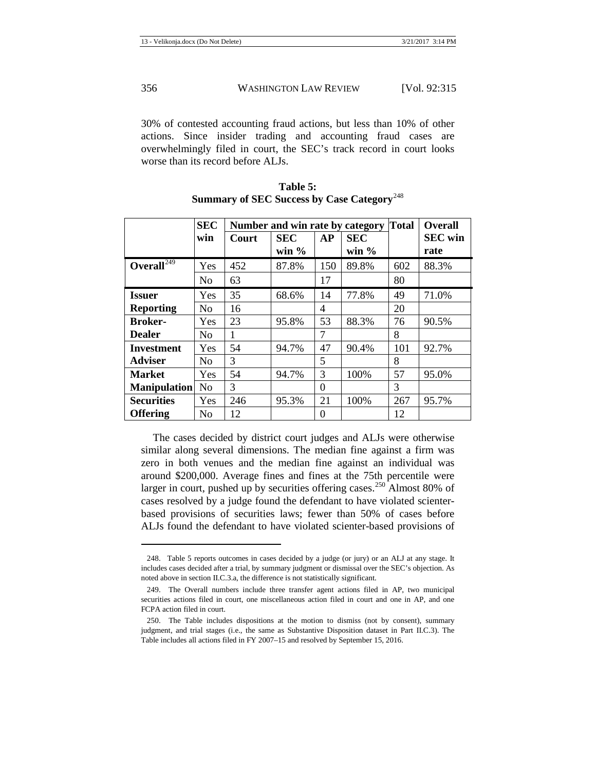30% of contested accounting fraud actions, but less than 10% of other actions. Since insider trading and accounting fraud cases are overwhelmingly filed in court, the SEC's track record in court looks worse than its record before ALJs.

**Table 5: Summary of SEC Success by Case Category**[248]

| | SEC win | Number and win rate by category | | | | Total | Overall SEC win rate |
|---|---|---|---|---|---|---|---|
| | | Court | SEC win % | AP | SEC win % | | |
| **Overall**[249] | Yes | 452 | 87.8% | 150 | 89.8% | 602 | 88.3% |
| | No | 63 | | 17 | | 80 | |
| **Issuer Reporting** | Yes | 35 | 68.6% | 14 | 77.8% | 49 | 71.0% |
| | No | 16 | | 4 | | 20 | |
| **Broker-Dealer** | Yes | 23 | 95.8% | 53 | 88.3% | 76 | 90.5% |
| | No | 1 | | 7 | | 8 | |
| **Investment Adviser** | Yes | 54 | 94.7% | 47 | 90.4% | 101 | 92.7% |
| | No | 3 | | 5 | | 8 | |
| **Market Manipulation** | Yes | 54 | 94.7% | 3 | 100% | 57 | 95.0% |
| | No | 3 | | 0 | | 3 | |
| **Securities Offering** | Yes | 246 | 95.3% | 21 | 100% | 267 | 95.7% |
| | No | 12 | | 0 | | 12 | |

The cases decided by district court judges and ALJs were otherwise similar along several dimensions. The median fine against a firm was zero in both venues and the median fine against an individual was around $200,000. Average fines and fines at the 75th percentile were larger in court, pushed up by securities offering cases.[250] Almost 80% of cases resolved by a judge found the defendant to have violated scienter-based provisions of securities laws; fewer than 50% of cases before ALJs found the defendant to have violated scienter-based provisions of

---

248. Table 5 reports outcomes in cases decided by a judge (or jury) or an ALJ at any stage. It includes cases decided after a trial, by summary judgment or dismissal over the SEC's objection. As noted above in section II.C.3.a, the difference is not statistically significant.

249. The Overall numbers include three transfer agent actions filed in AP, two municipal securities actions filed in court, one miscellaneous action filed in court and one in AP, and one FCPA action filed in court.

250. The Table includes dispositions at the motion to dismiss (not by consent), summary judgment, and trial stages (i.e., the same as Substantive Disposition dataset in Part II.C.3). The Table includes all actions filed in FY 2007–15 and resolved by September 15, 2016.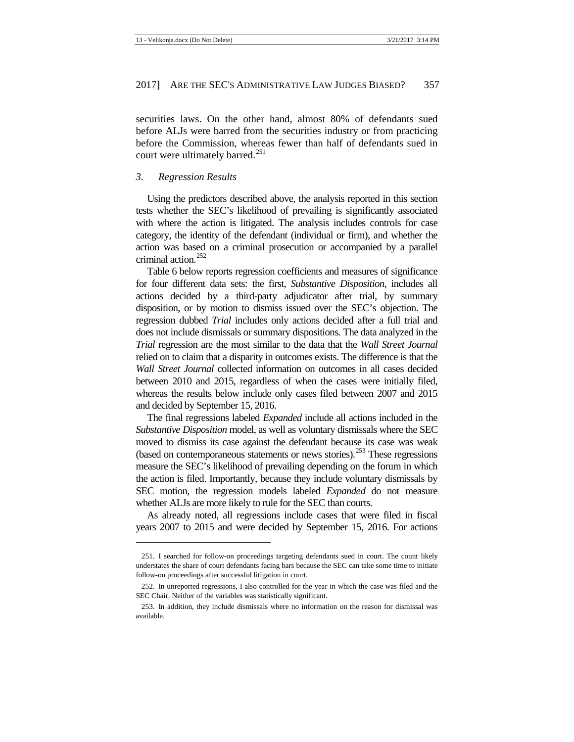securities laws. On the other hand, almost 80% of defendants sued before ALJs were barred from the securities industry or from practicing before the Commission, whereas fewer than half of defendants sued in court were ultimately barred.[251]

### *3. Regression Results*

Using the predictors described above, the analysis reported in this section tests whether the SEC's likelihood of prevailing is significantly associated with where the action is litigated. The analysis includes controls for case category, the identity of the defendant (individual or firm), and whether the action was based on a criminal prosecution or accompanied by a parallel criminal action.[252]

Table 6 below reports regression coefficients and measures of significance for four different data sets: the first, *Substantive Disposition*, includes all actions decided by a third-party adjudicator after trial, by summary disposition, or by motion to dismiss issued over the SEC's objection. The regression dubbed *Trial* includes only actions decided after a full trial and does not include dismissals or summary dispositions. The data analyzed in the *Trial* regression are the most similar to the data that the *Wall Street Journal* relied on to claim that a disparity in outcomes exists. The difference is that the *Wall Street Journal* collected information on outcomes in all cases decided between 2010 and 2015, regardless of when the cases were initially filed, whereas the results below include only cases filed between 2007 and 2015 and decided by September 15, 2016.

The final regressions labeled *Expanded* include all actions included in the *Substantive Disposition* model, as well as voluntary dismissals where the SEC moved to dismiss its case against the defendant because its case was weak (based on contemporaneous statements or news stories).[253] These regressions measure the SEC's likelihood of prevailing depending on the forum in which the action is filed. Importantly, because they include voluntary dismissals by SEC motion, the regression models labeled *Expanded* do not measure whether ALJs are more likely to rule for the SEC than courts.

As already noted, all regressions include cases that were filed in fiscal years 2007 to 2015 and were decided by September 15, 2016. For actions

---

251. I searched for follow-on proceedings targeting defendants sued in court. The count likely understates the share of court defendants facing bars because the SEC can take some time to initiate follow-on proceedings after successful litigation in court.

252. In unreported regressions, I also controlled for the year in which the case was filed and the SEC Chair. Neither of the variables was statistically significant.

253. In addition, they include dismissals where no information on the reason for dismissal was available.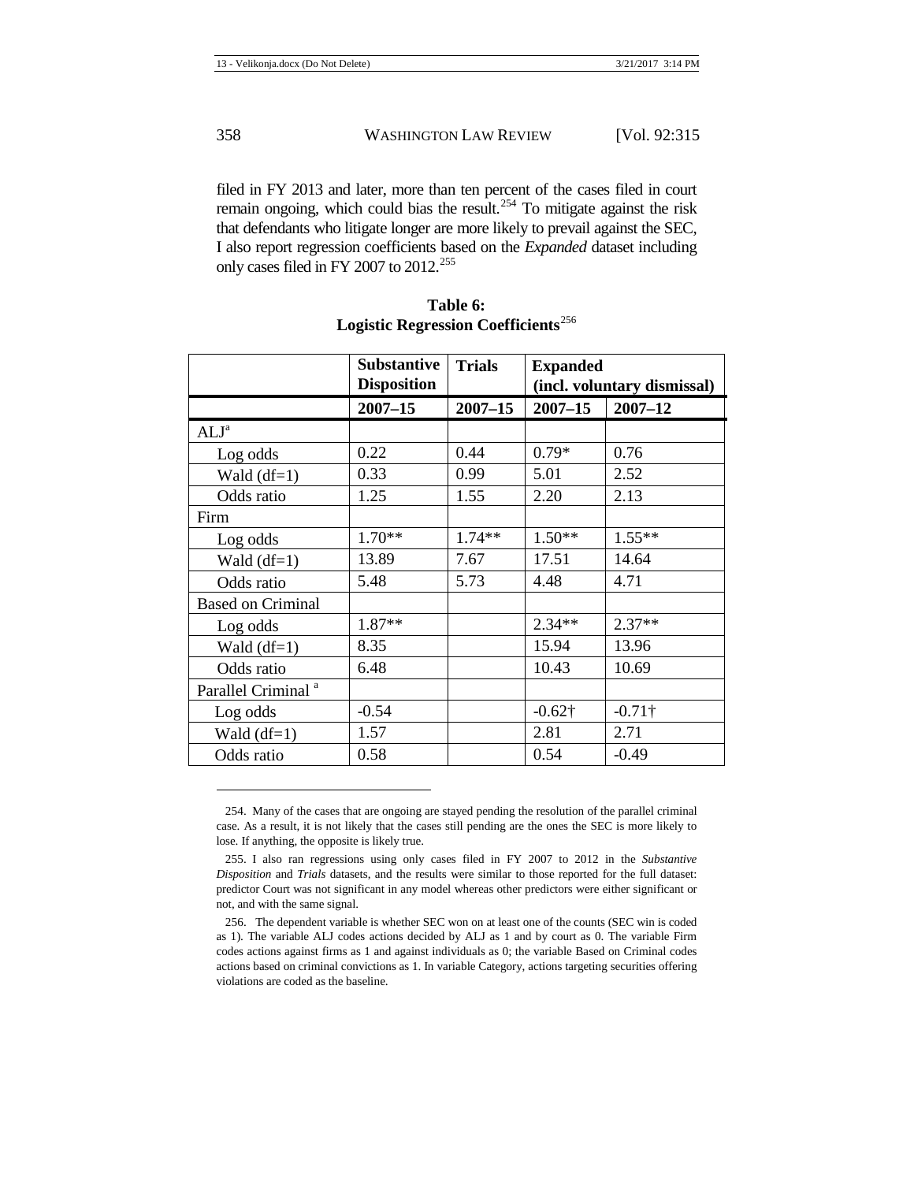filed in FY 2013 and later, more than ten percent of the cases filed in court remain ongoing, which could bias the result.[254] To mitigate against the risk that defendants who litigate longer are more likely to prevail against the SEC, I also report regression coefficients based on the *Expanded* dataset including only cases filed in FY 2007 to 2012.[255]

**Table 6:**
**Logistic Regression Coefficients**[256]

| | Substantive Disposition | Trials | Expanded (incl. voluntary dismissal) | |
|---|---|---|---|---|
| | **2007–15** | **2007–15** | **2007–15** | **2007–12** |
| ALJ[a] | | | | |
| Log odds | 0.22 | 0.44 | 0.79* | 0.76 |
| Wald (df=1) | 0.33 | 0.99 | 5.01 | 2.52 |
| Odds ratio | 1.25 | 1.55 | 2.20 | 2.13 |
| Firm | | | | |
| Log odds | 1.70** | 1.74** | 1.50** | 1.55** |
| Wald (df=1) | 13.89 | 7.67 | 17.51 | 14.64 |
| Odds ratio | 5.48 | 5.73 | 4.48 | 4.71 |
| Based on Criminal | | | | |
| Log odds | 1.87** | | 2.34** | 2.37** |
| Wald (df=1) | 8.35 | | 15.94 | 13.96 |
| Odds ratio | 6.48 | | 10.43 | 10.69 |
| Parallel Criminal [a] | | | | |
| Log odds | -0.54 | | -0.62† | -0.71† |
| Wald (df=1) | 1.57 | | 2.81 | 2.71 |
| Odds ratio | 0.58 | | 0.54 | -0.49 |

---

254. Many of the cases that are ongoing are stayed pending the resolution of the parallel criminal case. As a result, it is not likely that the cases still pending are the ones the SEC is more likely to lose. If anything, the opposite is likely true.

255. I also ran regressions using only cases filed in FY 2007 to 2012 in the *Substantive Disposition* and *Trials* datasets, and the results were similar to those reported for the full dataset: predictor Court was not significant in any model whereas other predictors were either significant or not, and with the same signal.

256. The dependent variable is whether SEC won on at least one of the counts (SEC win is coded as 1). The variable ALJ codes actions decided by ALJ as 1 and by court as 0. The variable Firm codes actions against firms as 1 and against individuals as 0; the variable Based on Criminal codes actions based on criminal convictions as 1. In variable Category, actions targeting securities offering violations are coded as the baseline.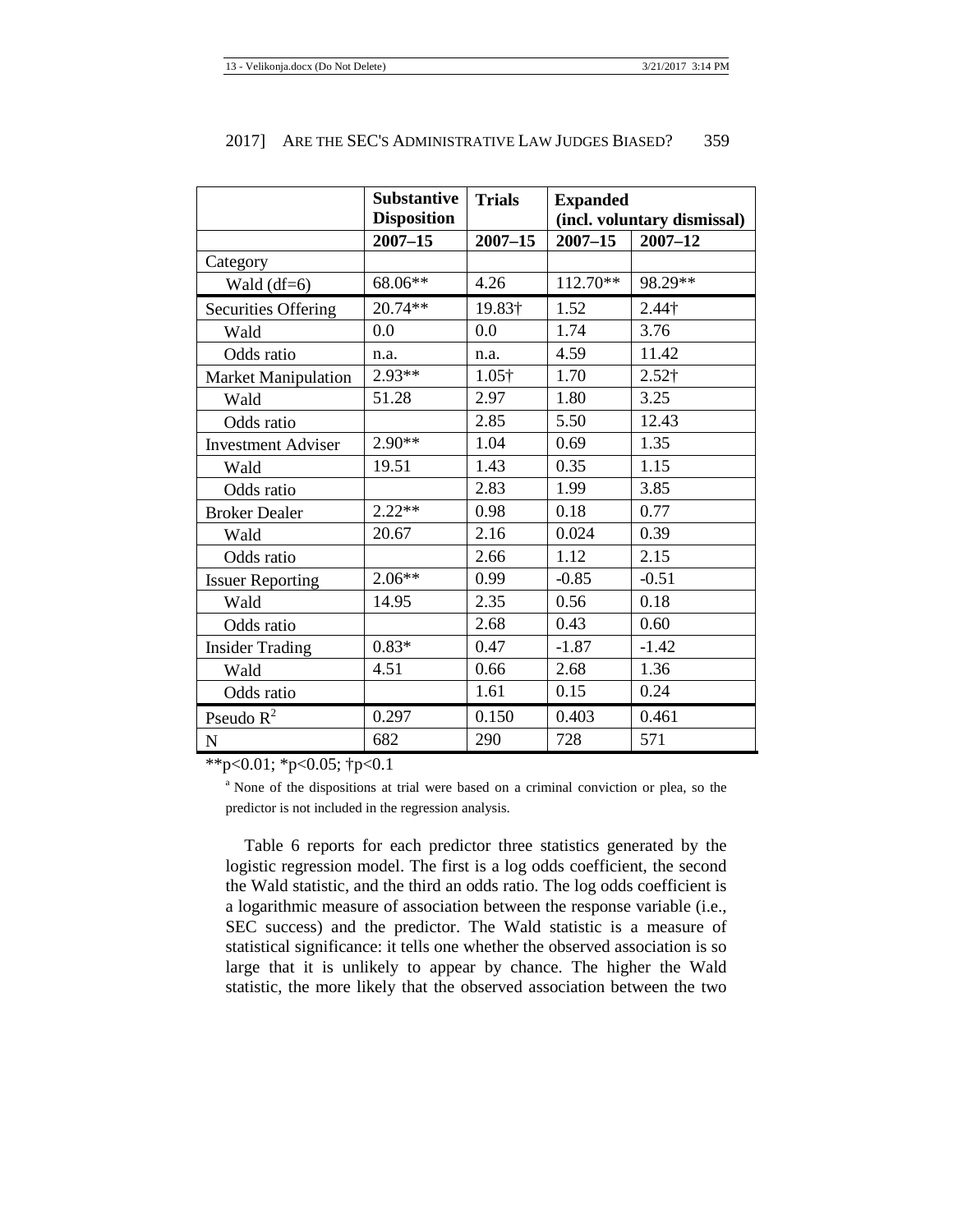| | Substantive Disposition | Trials | Expanded (incl. voluntary dismissal) | |
|---|---|---|---|---|
| | 2007–15 | 2007–15 | 2007–15 | 2007–12 |
| Category | | | | |
| Wald (df=6) | 68.06** | 4.26 | 112.70** | 98.29** |
| Securities Offering | 20.74** | 19.83† | 1.52 | 2.44† |
| Wald | 0.0 | 0.0 | 1.74 | 3.76 |
| Odds ratio | n.a. | n.a. | 4.59 | 11.42 |
| Market Manipulation | 2.93** | 1.05† | 1.70 | 2.52† |
| Wald | 51.28 | 2.97 | 1.80 | 3.25 |
| Odds ratio | | 2.85 | 5.50 | 12.43 |
| Investment Adviser | 2.90** | 1.04 | 0.69 | 1.35 |
| Wald | 19.51 | 1.43 | 0.35 | 1.15 |
| Odds ratio | | 2.83 | 1.99 | 3.85 |
| Broker Dealer | 2.22** | 0.98 | 0.18 | 0.77 |
| Wald | 20.67 | 2.16 | 0.024 | 0.39 |
| Odds ratio | | 2.66 | 1.12 | 2.15 |
| Issuer Reporting | 2.06** | 0.99 | -0.85 | -0.51 |
| Wald | 14.95 | 2.35 | 0.56 | 0.18 |
| Odds ratio | | 2.68 | 0.43 | 0.60 |
| Insider Trading | 0.83* | 0.47 | -1.87 | -1.42 |
| Wald | 4.51 | 0.66 | 2.68 | 1.36 |
| Odds ratio | | 1.61 | 0.15 | 0.24 |
| Pseudo $R^2$ | 0.297 | 0.150 | 0.403 | 0.461 |
| N | 682 | 290 | 728 | 571 |

**p<0.01; *p<0.05; †p<0.1

[a] None of the dispositions at trial were based on a criminal conviction or plea, so the predictor is not included in the regression analysis.

Table 6 reports for each predictor three statistics generated by the logistic regression model. The first is a log odds coefficient, the second the Wald statistic, and the third an odds ratio. The log odds coefficient is a logarithmic measure of association between the response variable (i.e., SEC success) and the predictor. The Wald statistic is a measure of statistical significance: it tells one whether the observed association is so large that it is unlikely to appear by chance. The higher the Wald statistic, the more likely that the observed association between the two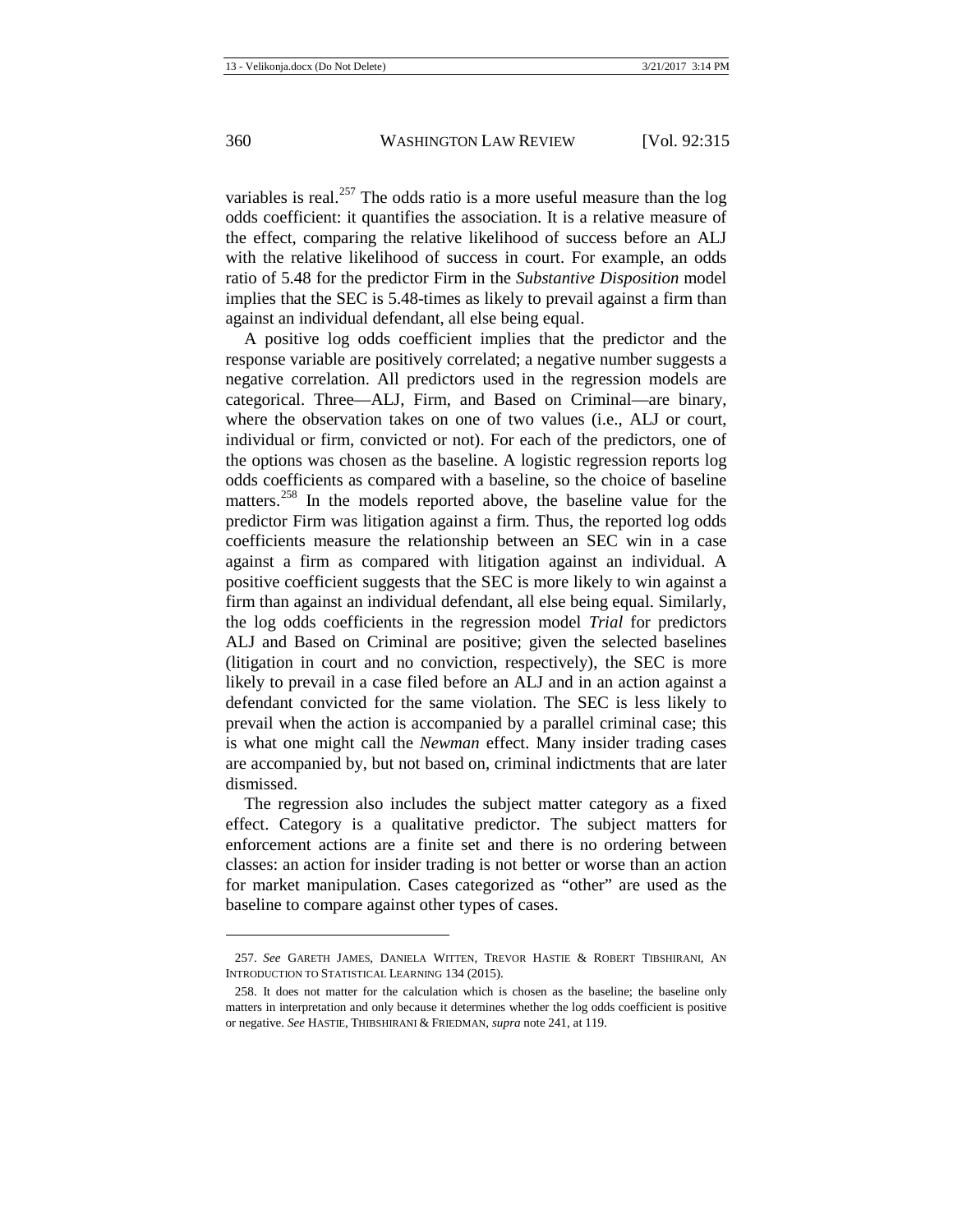variables is real.[257] The odds ratio is a more useful measure than the log odds coefficient: it quantifies the association. It is a relative measure of the effect, comparing the relative likelihood of success before an ALJ with the relative likelihood of success in court. For example, an odds ratio of 5.48 for the predictor Firm in the *Substantive Disposition* model implies that the SEC is 5.48-times as likely to prevail against a firm than against an individual defendant, all else being equal.

A positive log odds coefficient implies that the predictor and the response variable are positively correlated; a negative number suggests a negative correlation. All predictors used in the regression models are categorical. Three—ALJ, Firm, and Based on Criminal—are binary, where the observation takes on one of two values (i.e., ALJ or court, individual or firm, convicted or not). For each of the predictors, one of the options was chosen as the baseline. A logistic regression reports log odds coefficients as compared with a baseline, so the choice of baseline matters.[258] In the models reported above, the baseline value for the predictor Firm was litigation against a firm. Thus, the reported log odds coefficients measure the relationship between an SEC win in a case against a firm as compared with litigation against an individual. A positive coefficient suggests that the SEC is more likely to win against a firm than against an individual defendant, all else being equal. Similarly, the log odds coefficients in the regression model *Trial* for predictors ALJ and Based on Criminal are positive; given the selected baselines (litigation in court and no conviction, respectively), the SEC is more likely to prevail in a case filed before an ALJ and in an action against a defendant convicted for the same violation. The SEC is less likely to prevail when the action is accompanied by a parallel criminal case; this is what one might call the *Newman* effect. Many insider trading cases are accompanied by, but not based on, criminal indictments that are later dismissed.

The regression also includes the subject matter category as a fixed effect. Category is a qualitative predictor. The subject matters for enforcement actions are a finite set and there is no ordering between classes: an action for insider trading is not better or worse than an action for market manipulation. Cases categorized as "other" are used as the baseline to compare against other types of cases.

---

257. *See* GARETH JAMES, DANIELA WITTEN, TREVOR HASTIE & ROBERT TIBSHIRANI, AN INTRODUCTION TO STATISTICAL LEARNING 134 (2015).

258. It does not matter for the calculation which is chosen as the baseline; the baseline only matters in interpretation and only because it determines whether the log odds coefficient is positive or negative. *See* HASTIE, THIBSHIRANI & FRIEDMAN, *supra* note 241, at 119.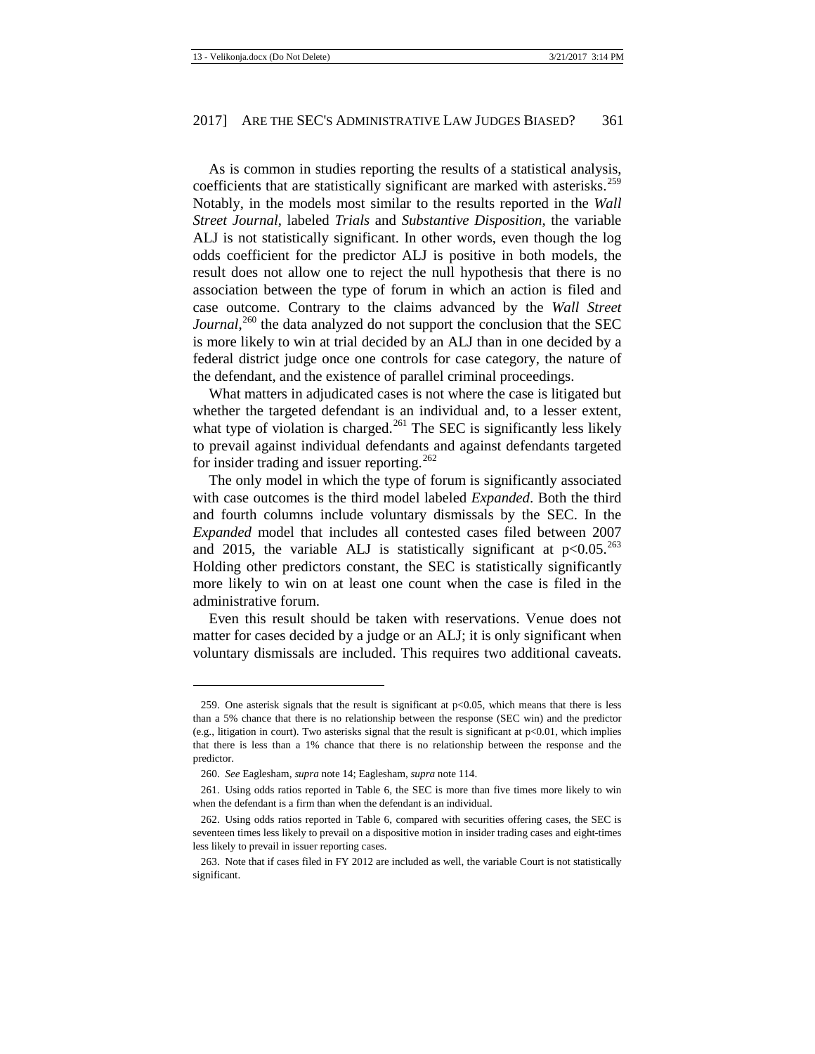As is common in studies reporting the results of a statistical analysis, coefficients that are statistically significant are marked with asterisks.[259] Notably, in the models most similar to the results reported in the *Wall Street Journal*, labeled *Trials* and *Substantive Disposition*, the variable ALJ is not statistically significant. In other words, even though the log odds coefficient for the predictor ALJ is positive in both models, the result does not allow one to reject the null hypothesis that there is no association between the type of forum in which an action is filed and case outcome. Contrary to the claims advanced by the *Wall Street Journal*,[260] the data analyzed do not support the conclusion that the SEC is more likely to win at trial decided by an ALJ than in one decided by a federal district judge once one controls for case category, the nature of the defendant, and the existence of parallel criminal proceedings.

What matters in adjudicated cases is not where the case is litigated but whether the targeted defendant is an individual and, to a lesser extent, what type of violation is charged.[261] The SEC is significantly less likely to prevail against individual defendants and against defendants targeted for insider trading and issuer reporting.[262]

The only model in which the type of forum is significantly associated with case outcomes is the third model labeled *Expanded*. Both the third and fourth columns include voluntary dismissals by the SEC. In the *Expanded* model that includes all contested cases filed between 2007 and 2015, the variable ALJ is statistically significant at $p<0.05$.[263] Holding other predictors constant, the SEC is statistically significantly more likely to win on at least one count when the case is filed in the administrative forum.

Even this result should be taken with reservations. Venue does not matter for cases decided by a judge or an ALJ; it is only significant when voluntary dismissals are included. This requires two additional caveats.

---

259. One asterisk signals that the result is significant at $p<0.05$, which means that there is less than a 5% chance that there is no relationship between the response (SEC win) and the predictor (e.g., litigation in court). Two asterisks signal that the result is significant at $p<0.01$, which implies that there is less than a 1% chance that there is no relationship between the response and the predictor.

260. *See* Eaglesham, *supra* note 14; Eaglesham, *supra* note 114.

261. Using odds ratios reported in Table 6, the SEC is more than five times more likely to win when the defendant is a firm than when the defendant is an individual.

262. Using odds ratios reported in Table 6, compared with securities offering cases, the SEC is seventeen times less likely to prevail on a dispositive motion in insider trading cases and eight-times less likely to prevail in issuer reporting cases.

263. Note that if cases filed in FY 2012 are included as well, the variable Court is not statistically significant.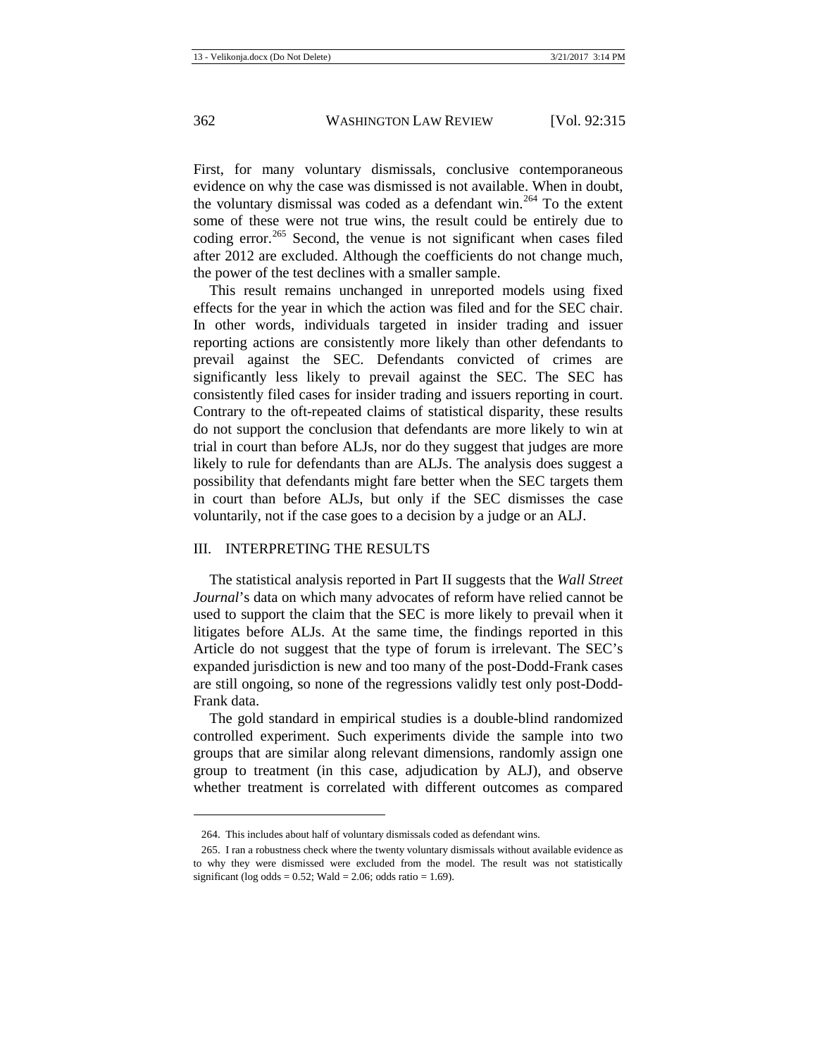First, for many voluntary dismissals, conclusive contemporaneous evidence on why the case was dismissed is not available. When in doubt, the voluntary dismissal was coded as a defendant win.[264] To the extent some of these were not true wins, the result could be entirely due to coding error.[265] Second, the venue is not significant when cases filed after 2012 are excluded. Although the coefficients do not change much, the power of the test declines with a smaller sample.

This result remains unchanged in unreported models using fixed effects for the year in which the action was filed and for the SEC chair. In other words, individuals targeted in insider trading and issuer reporting actions are consistently more likely than other defendants to prevail against the SEC. Defendants convicted of crimes are significantly less likely to prevail against the SEC. The SEC has consistently filed cases for insider trading and issuers reporting in court. Contrary to the oft-repeated claims of statistical disparity, these results do not support the conclusion that defendants are more likely to win at trial in court than before ALJs, nor do they suggest that judges are more likely to rule for defendants than are ALJs. The analysis does suggest a possibility that defendants might fare better when the SEC targets them in court than before ALJs, but only if the SEC dismisses the case voluntarily, not if the case goes to a decision by a judge or an ALJ.

## III. INTERPRETING THE RESULTS

The statistical analysis reported in Part II suggests that the *Wall Street Journal*'s data on which many advocates of reform have relied cannot be used to support the claim that the SEC is more likely to prevail when it litigates before ALJs. At the same time, the findings reported in this Article do not suggest that the type of forum is irrelevant. The SEC's expanded jurisdiction is new and too many of the post-Dodd-Frank cases are still ongoing, so none of the regressions validly test only post-Dodd-Frank data.

The gold standard in empirical studies is a double-blind randomized controlled experiment. Such experiments divide the sample into two groups that are similar along relevant dimensions, randomly assign one group to treatment (in this case, adjudication by ALJ), and observe whether treatment is correlated with different outcomes as compared

---

264. This includes about half of voluntary dismissals coded as defendant wins.

265. I ran a robustness check where the twenty voluntary dismissals without available evidence as to why they were dismissed were excluded from the model. The result was not statistically significant (log odds = 0.52; Wald = 2.06; odds ratio = 1.69).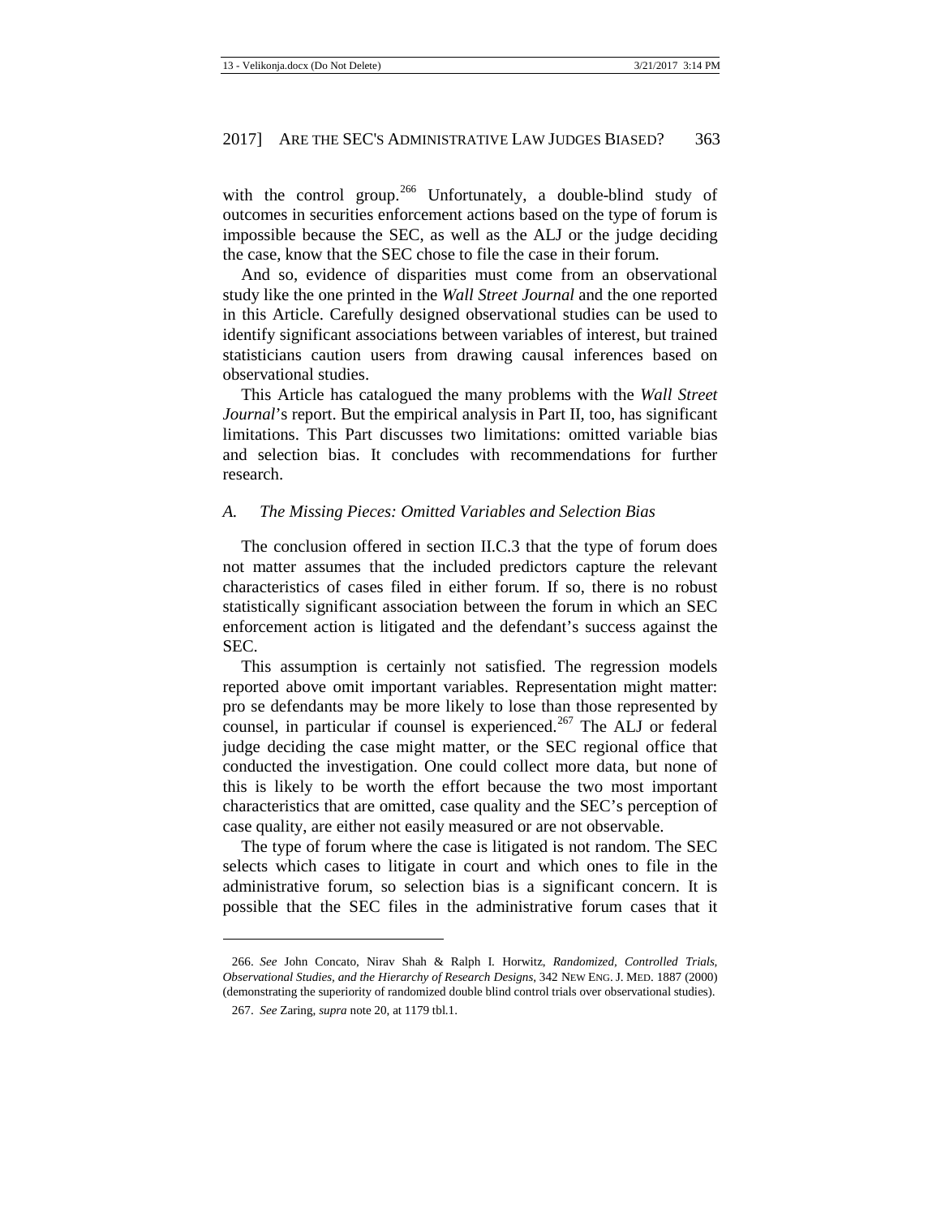with the control group.[266] Unfortunately, a double-blind study of outcomes in securities enforcement actions based on the type of forum is impossible because the SEC, as well as the ALJ or the judge deciding the case, know that the SEC chose to file the case in their forum.

And so, evidence of disparities must come from an observational study like the one printed in the *Wall Street Journal* and the one reported in this Article. Carefully designed observational studies can be used to identify significant associations between variables of interest, but trained statisticians caution users from drawing causal inferences based on observational studies.

This Article has catalogued the many problems with the *Wall Street Journal*'s report. But the empirical analysis in Part II, too, has significant limitations. This Part discusses two limitations: omitted variable bias and selection bias. It concludes with recommendations for further research.

### *A. The Missing Pieces: Omitted Variables and Selection Bias*

The conclusion offered in section II.C.3 that the type of forum does not matter assumes that the included predictors capture the relevant characteristics of cases filed in either forum. If so, there is no robust statistically significant association between the forum in which an SEC enforcement action is litigated and the defendant's success against the SEC.

This assumption is certainly not satisfied. The regression models reported above omit important variables. Representation might matter: pro se defendants may be more likely to lose than those represented by counsel, in particular if counsel is experienced.[267] The ALJ or federal judge deciding the case might matter, or the SEC regional office that conducted the investigation. One could collect more data, but none of this is likely to be worth the effort because the two most important characteristics that are omitted, case quality and the SEC's perception of case quality, are either not easily measured or are not observable.

The type of forum where the case is litigated is not random. The SEC selects which cases to litigate in court and which ones to file in the administrative forum, so selection bias is a significant concern. It is possible that the SEC files in the administrative forum cases that it

---

266. *See* John Concato, Nirav Shah & Ralph I. Horwitz, *Randomized, Controlled Trials, Observational Studies, and the Hierarchy of Research Designs*, 342 NEW ENG. J. MED. 1887 (2000) (demonstrating the superiority of randomized double blind control trials over observational studies).

267. *See* Zaring, *supra* note 20, at 1179 tbl.1.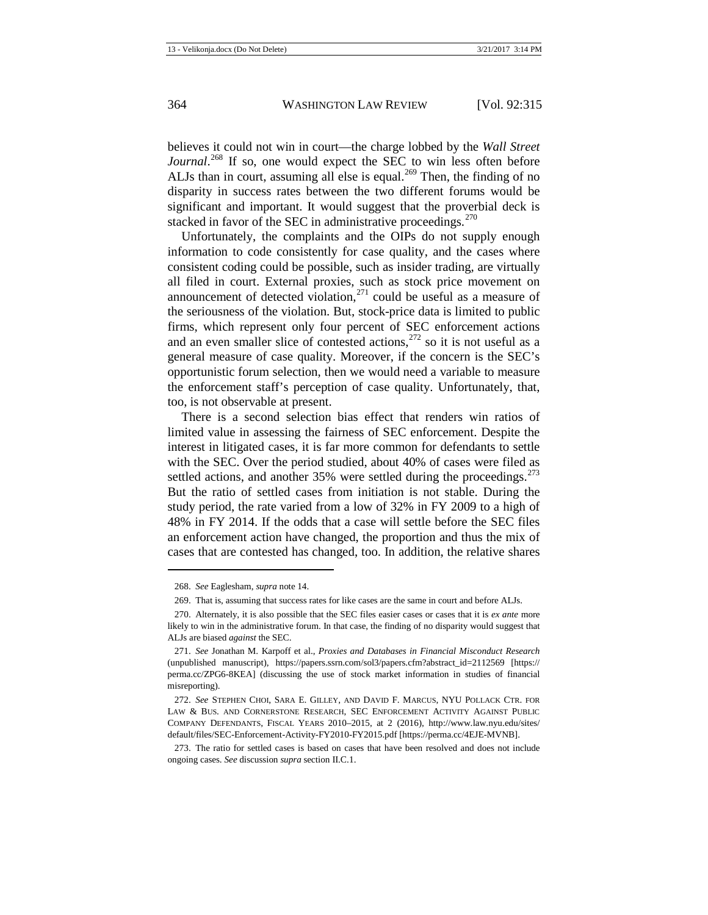believes it could not win in court—the charge lobbed by the *Wall Street Journal*.[268] If so, one would expect the SEC to win less often before ALJs than in court, assuming all else is equal.[269] Then, the finding of no disparity in success rates between the two different forums would be significant and important. It would suggest that the proverbial deck is stacked in favor of the SEC in administrative proceedings.[270]

Unfortunately, the complaints and the OIPs do not supply enough information to code consistently for case quality, and the cases where consistent coding could be possible, such as insider trading, are virtually all filed in court. External proxies, such as stock price movement on announcement of detected violation,[271] could be useful as a measure of the seriousness of the violation. But, stock-price data is limited to public firms, which represent only four percent of SEC enforcement actions and an even smaller slice of contested actions,[272] so it is not useful as a general measure of case quality. Moreover, if the concern is the SEC's opportunistic forum selection, then we would need a variable to measure the enforcement staff's perception of case quality. Unfortunately, that, too, is not observable at present.

There is a second selection bias effect that renders win ratios of limited value in assessing the fairness of SEC enforcement. Despite the interest in litigated cases, it is far more common for defendants to settle with the SEC. Over the period studied, about 40% of cases were filed as settled actions, and another 35% were settled during the proceedings.[273] But the ratio of settled cases from initiation is not stable. During the study period, the rate varied from a low of 32% in FY 2009 to a high of 48% in FY 2014. If the odds that a case will settle before the SEC files an enforcement action have changed, the proportion and thus the mix of cases that are contested has changed, too. In addition, the relative shares

---

268. *See* Eaglesham, *supra* note 14.

269. That is, assuming that success rates for like cases are the same in court and before ALJs.

270. Alternately, it is also possible that the SEC files easier cases or cases that it is *ex ante* more likely to win in the administrative forum. In that case, the finding of no disparity would suggest that ALJs are biased *against* the SEC.

271. *See* Jonathan M. Karpoff et al., *Proxies and Databases in Financial Misconduct Research* (unpublished manuscript), https://papers.ssrn.com/sol3/papers.cfm?abstract_id=2112569 [https://perma.cc/ZPG6-8KEA] (discussing the use of stock market information in studies of financial misreporting).

272. *See* STEPHEN CHOI, SARA E. GILLEY, AND DAVID F. MARCUS, NYU POLLACK CTR. FOR LAW & BUS. AND CORNERSTONE RESEARCH, SEC ENFORCEMENT ACTIVITY AGAINST PUBLIC COMPANY DEFENDANTS, FISCAL YEARS 2010–2015, at 2 (2016), http://www.law.nyu.edu/sites/default/files/SEC-Enforcement-Activity-FY2010-FY2015.pdf [https://perma.cc/4EJE-MVNB].

273. The ratio for settled cases is based on cases that have been resolved and does not include ongoing cases. *See* discussion *supra* section II.C.1.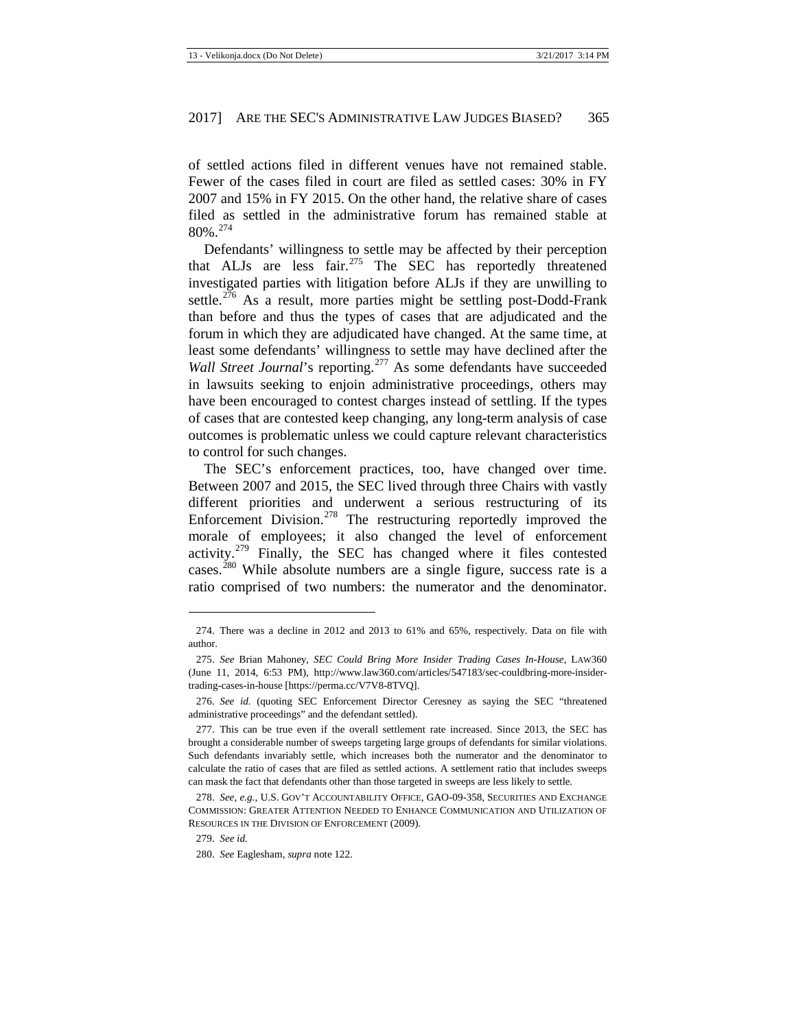of settled actions filed in different venues have not remained stable. Fewer of the cases filed in court are filed as settled cases: 30% in FY 2007 and 15% in FY 2015. On the other hand, the relative share of cases filed as settled in the administrative forum has remained stable at 80%.[274]

Defendants' willingness to settle may be affected by their perception that ALJs are less fair.[275] The SEC has reportedly threatened investigated parties with litigation before ALJs if they are unwilling to settle.[276] As a result, more parties might be settling post-Dodd-Frank than before and thus the types of cases that are adjudicated and the forum in which they are adjudicated have changed. At the same time, at least some defendants' willingness to settle may have declined after the *Wall Street Journal*'s reporting.[277] As some defendants have succeeded in lawsuits seeking to enjoin administrative proceedings, others may have been encouraged to contest charges instead of settling. If the types of cases that are contested keep changing, any long-term analysis of case outcomes is problematic unless we could capture relevant characteristics to control for such changes.

The SEC's enforcement practices, too, have changed over time. Between 2007 and 2015, the SEC lived through three Chairs with vastly different priorities and underwent a serious restructuring of its Enforcement Division.[278] The restructuring reportedly improved the morale of employees; it also changed the level of enforcement activity.[279] Finally, the SEC has changed where it files contested cases.[280] While absolute numbers are a single figure, success rate is a ratio comprised of two numbers: the numerator and the denominator.

---

274. There was a decline in 2012 and 2013 to 61% and 65%, respectively. Data on file with author.

275. *See* Brian Mahoney, *SEC Could Bring More Insider Trading Cases In-House*, LAW360 (June 11, 2014, 6:53 PM), http://www.law360.com/articles/547183/sec-couldbring-more-insider-trading-cases-in-house [https://perma.cc/V7V8-8TVQ].

276. *See id.* (quoting SEC Enforcement Director Ceresney as saying the SEC "threatened administrative proceedings" and the defendant settled).

277. This can be true even if the overall settlement rate increased. Since 2013, the SEC has brought a considerable number of sweeps targeting large groups of defendants for similar violations. Such defendants invariably settle, which increases both the numerator and the denominator to calculate the ratio of cases that are filed as settled actions. A settlement ratio that includes sweeps can mask the fact that defendants other than those targeted in sweeps are less likely to settle.

278. *See, e.g.*, U.S. GOV'T ACCOUNTABILITY OFFICE, GAO-09-358, SECURITIES AND EXCHANGE COMMISSION: GREATER ATTENTION NEEDED TO ENHANCE COMMUNICATION AND UTILIZATION OF RESOURCES IN THE DIVISION OF ENFORCEMENT (2009).

279. *See id.*

280. *See* Eaglesham, *supra* note 122.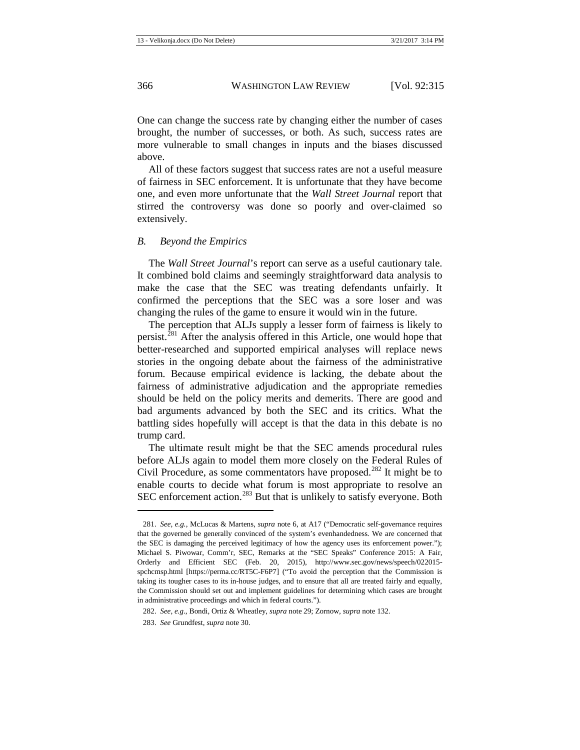One can change the success rate by changing either the number of cases brought, the number of successes, or both. As such, success rates are more vulnerable to small changes in inputs and the biases discussed above.

All of these factors suggest that success rates are not a useful measure of fairness in SEC enforcement. It is unfortunate that they have become one, and even more unfortunate that the *Wall Street Journal* report that stirred the controversy was done so poorly and over-claimed so extensively.

### *B. Beyond the Empirics*

The *Wall Street Journal*'s report can serve as a useful cautionary tale. It combined bold claims and seemingly straightforward data analysis to make the case that the SEC was treating defendants unfairly. It confirmed the perceptions that the SEC was a sore loser and was changing the rules of the game to ensure it would win in the future.

The perception that ALJs supply a lesser form of fairness is likely to persist.[281] After the analysis offered in this Article, one would hope that better-researched and supported empirical analyses will replace news stories in the ongoing debate about the fairness of the administrative forum. Because empirical evidence is lacking, the debate about the fairness of administrative adjudication and the appropriate remedies should be held on the policy merits and demerits. There are good and bad arguments advanced by both the SEC and its critics. What the battling sides hopefully will accept is that the data in this debate is no trump card.

The ultimate result might be that the SEC amends procedural rules before ALJs again to model them more closely on the Federal Rules of Civil Procedure, as some commentators have proposed.[282] It might be to enable courts to decide what forum is most appropriate to resolve an SEC enforcement action.[283] But that is unlikely to satisfy everyone. Both

---

281. *See, e.g.*, McLucas & Martens, *supra* note 6, at A17 ("Democratic self-governance requires that the governed be generally convinced of the system's evenhandedness. We are concerned that the SEC is damaging the perceived legitimacy of how the agency uses its enforcement power."); Michael S. Piwowar, Comm'r, SEC, Remarks at the "SEC Speaks" Conference 2015: A Fair, Orderly and Efficient SEC (Feb. 20, 2015), http://www.sec.gov/news/speech/022015-spchcmsp.html [https://perma.cc/RT5C-F6P7] ("To avoid the perception that the Commission is taking its tougher cases to its in-house judges, and to ensure that all are treated fairly and equally, the Commission should set out and implement guidelines for determining which cases are brought in administrative proceedings and which in federal courts.").

282. *See, e.g.*, Bondi, Ortiz & Wheatley, *supra* note 29; Zornow, *supra* note 132.

283. *See* Grundfest, *supra* note 30.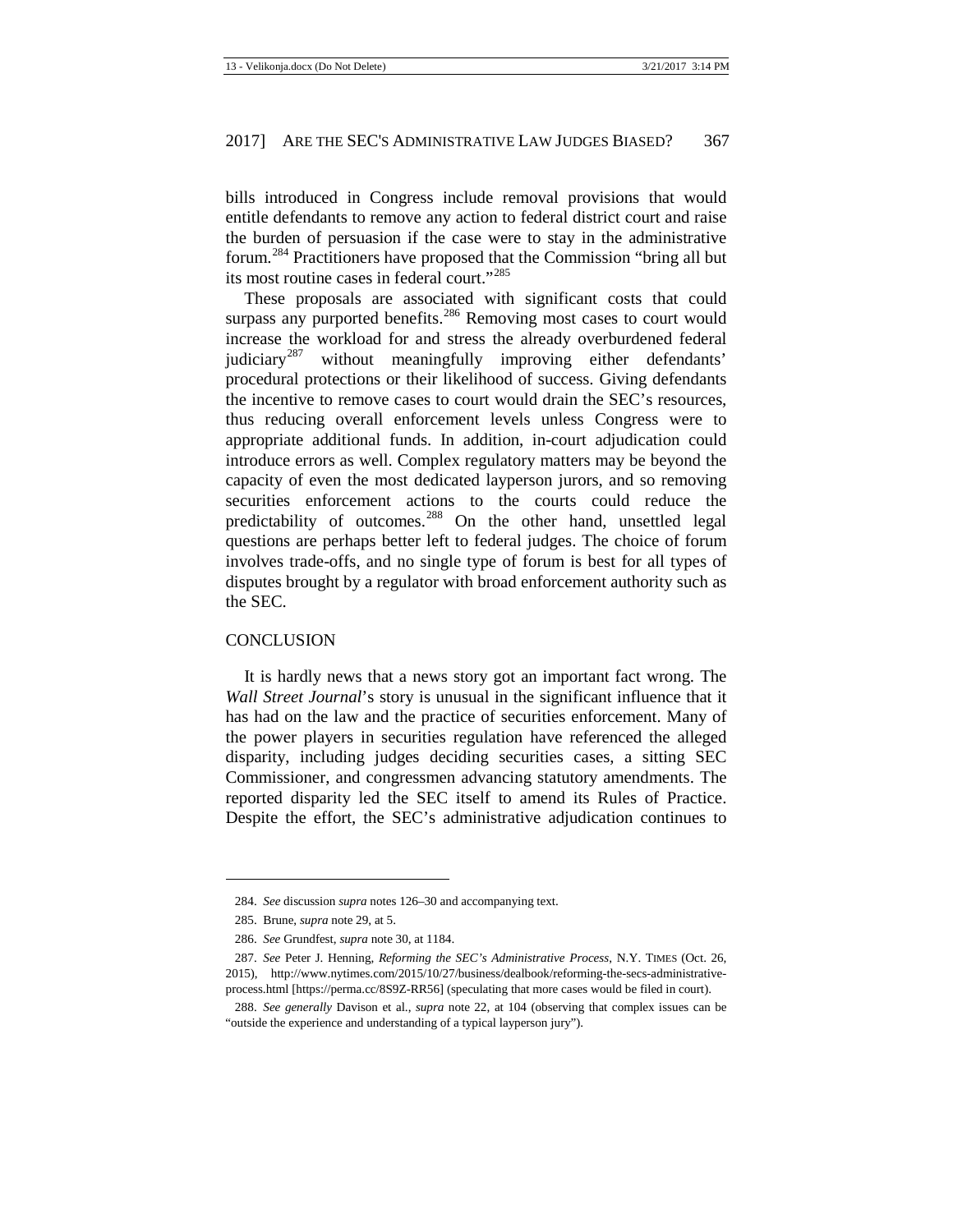bills introduced in Congress include removal provisions that would entitle defendants to remove any action to federal district court and raise the burden of persuasion if the case were to stay in the administrative forum.[284] Practitioners have proposed that the Commission "bring all but its most routine cases in federal court."[285]

These proposals are associated with significant costs that could surpass any purported benefits.[286] Removing most cases to court would increase the workload for and stress the already overburdened federal judiciary[287] without meaningfully improving either defendants' procedural protections or their likelihood of success. Giving defendants the incentive to remove cases to court would drain the SEC's resources, thus reducing overall enforcement levels unless Congress were to appropriate additional funds. In addition, in-court adjudication could introduce errors as well. Complex regulatory matters may be beyond the capacity of even the most dedicated layperson jurors, and so removing securities enforcement actions to the courts could reduce the predictability of outcomes.[288] On the other hand, unsettled legal questions are perhaps better left to federal judges. The choice of forum involves trade-offs, and no single type of forum is best for all types of disputes brought by a regulator with broad enforcement authority such as the SEC.

## CONCLUSION

It is hardly news that a news story got an important fact wrong. The *Wall Street Journal*'s story is unusual in the significant influence that it has had on the law and the practice of securities enforcement. Many of the power players in securities regulation have referenced the alleged disparity, including judges deciding securities cases, a sitting SEC Commissioner, and congressmen advancing statutory amendments. The reported disparity led the SEC itself to amend its Rules of Practice. Despite the effort, the SEC's administrative adjudication continues to

---

284. *See* discussion *supra* notes 126–30 and accompanying text.

285. Brune, *supra* note 29, at 5.

286. *See* Grundfest, *supra* note 30, at 1184.

287. *See* Peter J. Henning, *Reforming the SEC's Administrative Process*, N.Y. TIMES (Oct. 26, 2015), http://www.nytimes.com/2015/10/27/business/dealbook/reforming-the-secs-administrative-process.html [https://perma.cc/8S9Z-RR56] (speculating that more cases would be filed in court).

288. *See generally* Davison et al., *supra* note 22, at 104 (observing that complex issues can be "outside the experience and understanding of a typical layperson jury").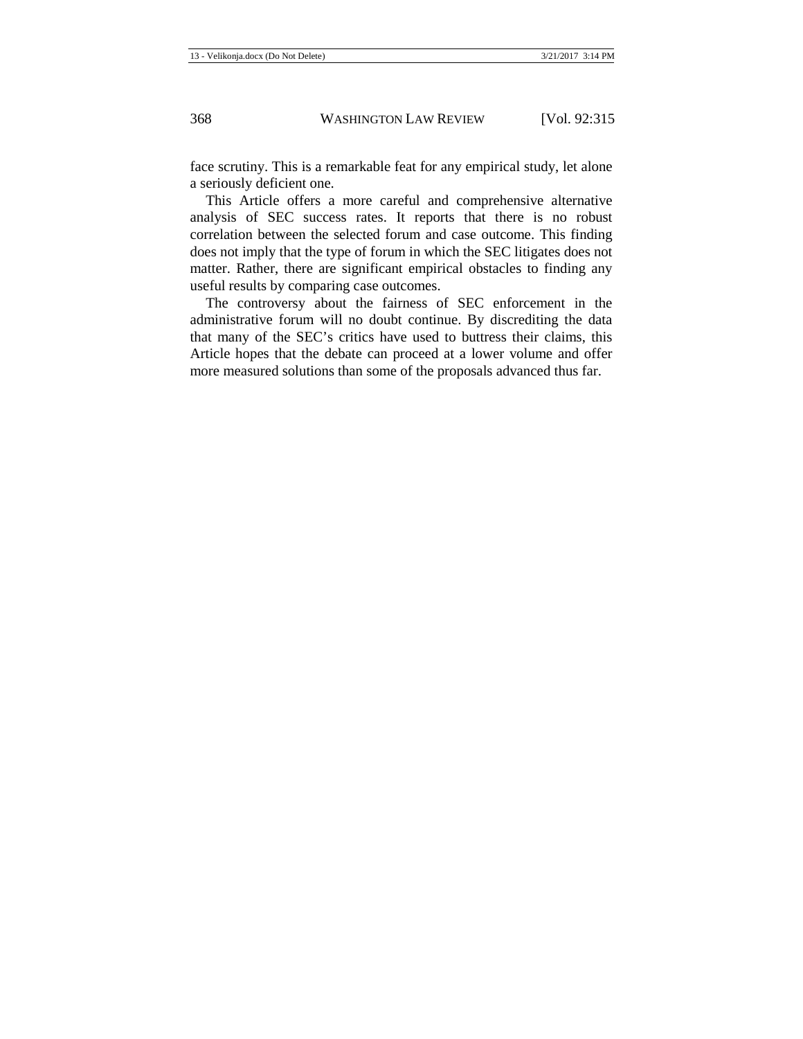face scrutiny. This is a remarkable feat for any empirical study, let alone a seriously deficient one.

This Article offers a more careful and comprehensive alternative analysis of SEC success rates. It reports that there is no robust correlation between the selected forum and case outcome. This finding does not imply that the type of forum in which the SEC litigates does not matter. Rather, there are significant empirical obstacles to finding any useful results by comparing case outcomes.

The controversy about the fairness of SEC enforcement in the administrative forum will no doubt continue. By discrediting the data that many of the SEC's critics have used to buttress their claims, this Article hopes that the debate can proceed at a lower volume and offer more measured solutions than some of the proposals advanced thus far.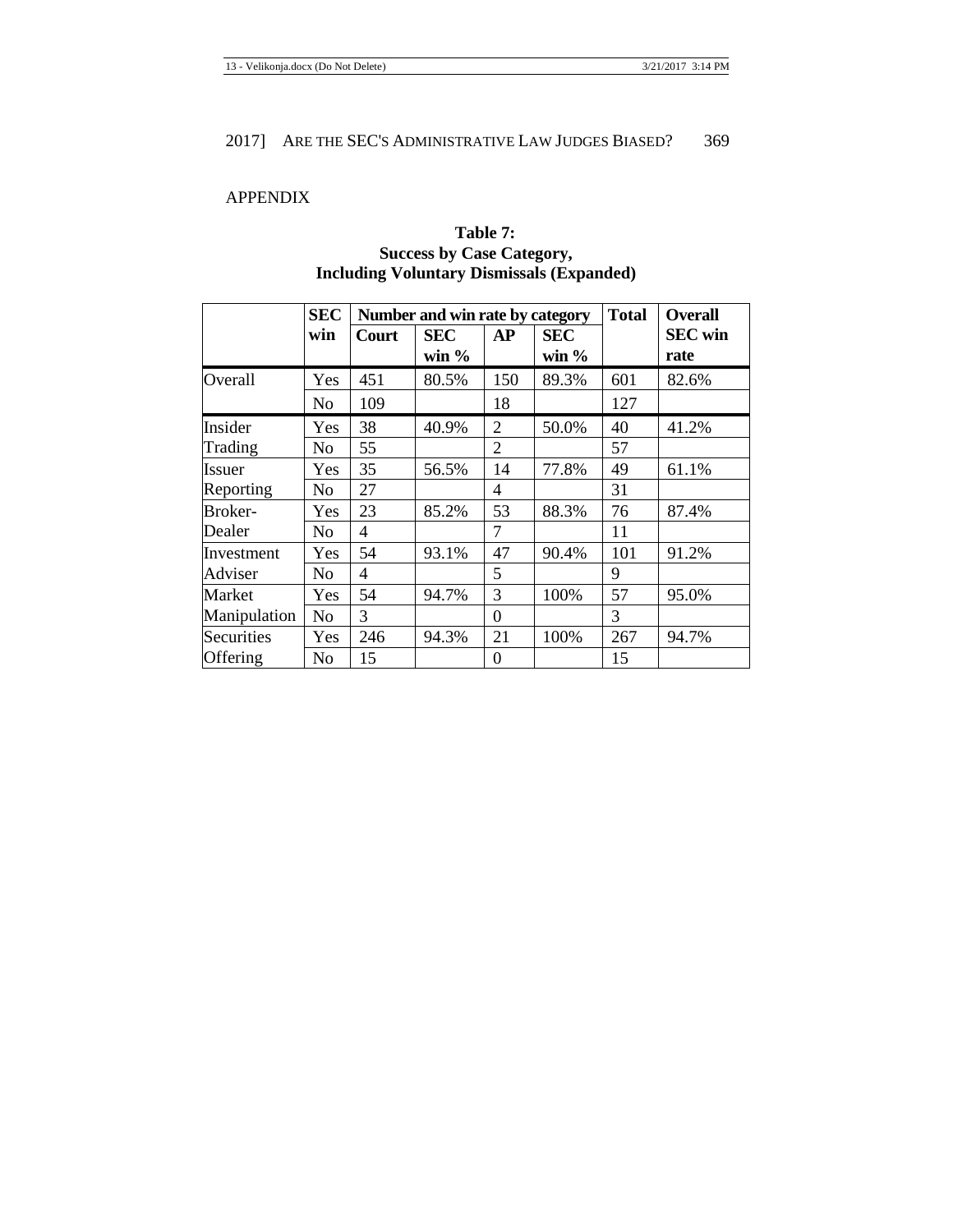APPENDIX

**Table 7:**
**Success by Case Category,**
**Including Voluntary Dismissals (Expanded)**

| | SEC win | Number and win rate by category | | | | Total | Overall SEC win rate |
|---|---|---|---|---|---|---|---|
| | | Court | SEC win % | AP | SEC win % | | |
| Overall | Yes | 451 | 80.5% | 150 | 89.3% | 601 | 82.6% |
| | No | 109 | | 18 | | 127 | |
| Insider Trading | Yes | 38 | 40.9% | 2 | 50.0% | 40 | 41.2% |
| | No | 55 | | 2 | | 57 | |
| Issuer Reporting | Yes | 35 | 56.5% | 14 | 77.8% | 49 | 61.1% |
| | No | 27 | | 4 | | 31 | |
| Broker-Dealer | Yes | 23 | 85.2% | 53 | 88.3% | 76 | 87.4% |
| | No | 4 | | 7 | | 11 | |
| Investment Adviser | Yes | 54 | 93.1% | 47 | 90.4% | 101 | 91.2% |
| | No | 4 | | 5 | | 9 | |
| Market Manipulation | Yes | 54 | 94.7% | 3 | 100% | 57 | 95.0% |
| | No | 3 | | 0 | | 3 | |
| Securities Offering | Yes | 246 | 94.3% | 21 | 100% | 267 | 94.7% |
| | No | 15 | | 0 | | 15 | |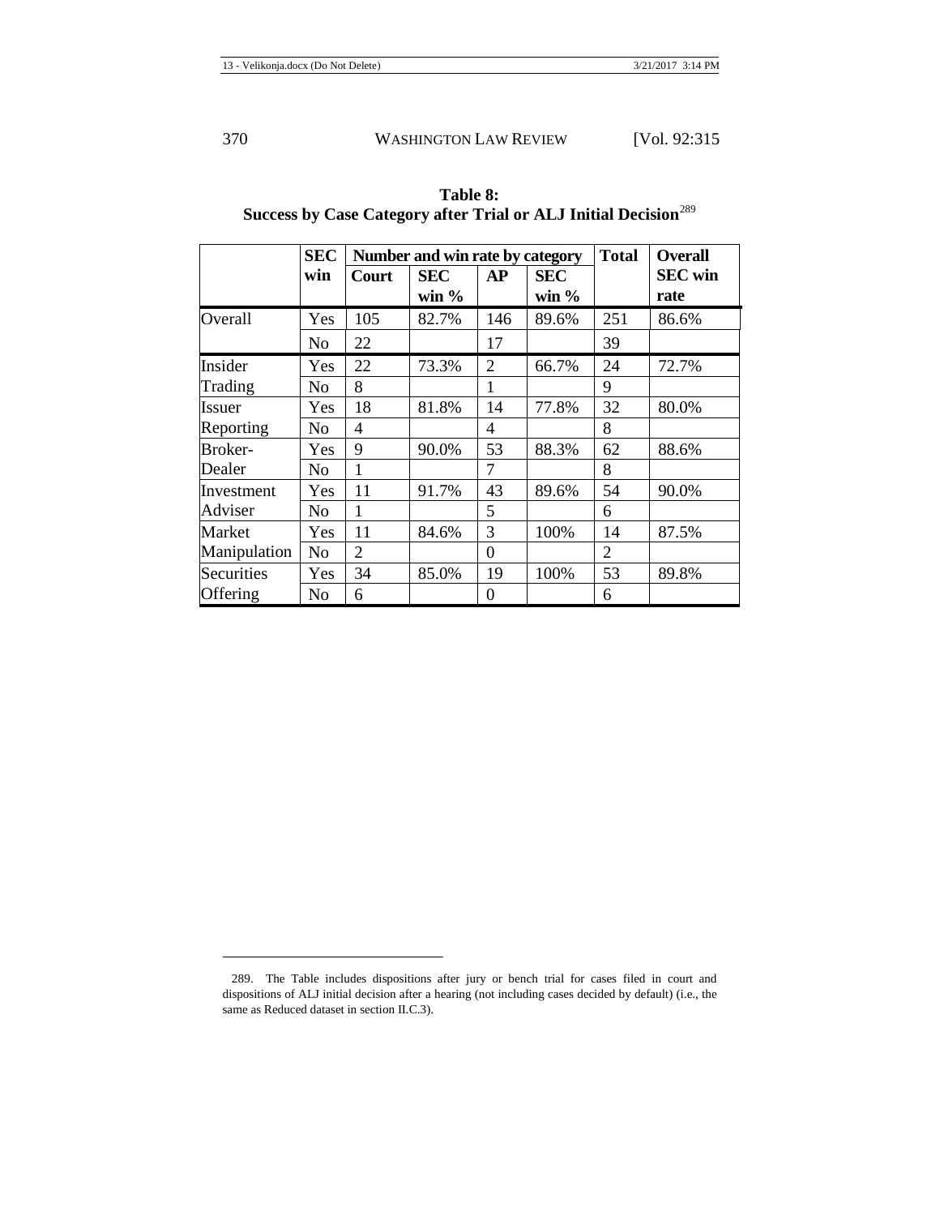**Table 8:**
**Success by Case Category after Trial or ALJ Initial Decision**[289]

| | SEC win | Number and win rate by category | | | | Total | Overall SEC win rate |
|---|---|---|---|---|---|---|---|
| | | Court | SEC win % | AP | SEC win % | | |
| Overall | Yes | 105 | 82.7% | 146 | 89.6% | 251 | 86.6% |
| | No | 22 | | 17 | | 39 | |
| Insider Trading | Yes | 22 | 73.3% | 2 | 66.7% | 24 | 72.7% |
| | No | 8 | | 1 | | 9 | |
| Issuer Reporting | Yes | 18 | 81.8% | 14 | 77.8% | 32 | 80.0% |
| | No | 4 | | 4 | | 8 | |
| Broker-Dealer | Yes | 9 | 90.0% | 53 | 88.3% | 62 | 88.6% |
| | No | 1 | | 7 | | 8 | |
| Investment Adviser | Yes | 11 | 91.7% | 43 | 89.6% | 54 | 90.0% |
| | No | 1 | | 5 | | 6 | |
| Market Manipulation | Yes | 11 | 84.6% | 3 | 100% | 14 | 87.5% |
| | No | 2 | | 0 | | 2 | |
| Securities Offering | Yes | 34 | 85.0% | 19 | 100% | 53 | 89.8% |
| | No | 6 | | 0 | | 6 | |

289. The Table includes dispositions after jury or bench trial for cases filed in court and dispositions of ALJ initial decision after a hearing (not including cases decided by default) (i.e., the same as Reduced dataset in section II.C.3).